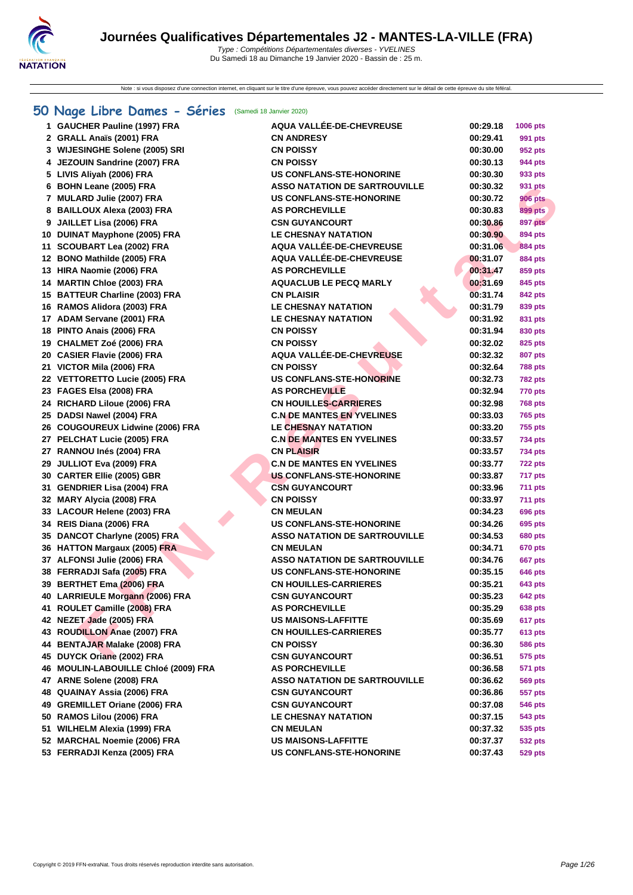# Journées Qualificatives Départementales J2 - MANTES-LA-VILLE (FRA)

*Type : Compétitions Départementales diverses - YVELINES*

Du Samedi 18 au Dimanche 19 Janvier 2020 - Bassin de : 25 m.

Note : si vous disposez d'une connexion internet, en cliquant sur le titre d'une épreuve, vous pouvez accéder directement sur le détail de cette épreuve du site féféral.

## 50 Nage Libre Dames - Séries (Samedi 18 Janvier 2020)

| | Nom | Club | Temps | Points |
|---|---|---|---|---|
| 1 | GAUCHER Pauline (1997) FRA | AQUA VALLÉE-DE-CHEVREUSE | 00:29.18 | 1006 pts |
| 2 | GRALL Anaïs (2001) FRA | CN ANDRESY | 00:29.41 | 991 pts |
| 3 | WIJESINGHE Solene (2005) SRI | CN POISSY | 00:30.00 | 952 pts |
| 4 | JEZOUIN Sandrine (2007) FRA | CN POISSY | 00:30.13 | 944 pts |
| 5 | LIVIS Aliyah (2006) FRA | US CONFLANS-STE-HONORINE | 00:30.30 | 933 pts |
| 6 | BOHN Leane (2005) FRA | ASSO NATATION DE SARTROUVILLE | 00:30.32 | 931 pts |
| 7 | MULARD Julie (2007) FRA | US CONFLANS-STE-HONORINE | 00:30.72 | 906 pts |
| 8 | BAILLOUX Alexa (2003) FRA | AS PORCHEVILLE | 00:30.83 | 899 pts |
| 9 | JAILLET Lisa (2006) FRA | CSN GUYANCOURT | 00:30.86 | 897 pts |
| 10 | DUINAT Mayphone (2005) FRA | LE CHESNAY NATATION | 00:30.90 | 894 pts |
| 11 | SCOUBART Lea (2002) FRA | AQUA VALLÉE-DE-CHEVREUSE | 00:31.06 | 884 pts |
| 12 | BONO Mathilde (2005) FRA | AQUA VALLÉE-DE-CHEVREUSE | 00:31.07 | 884 pts |
| 13 | HIRA Naomie (2006) FRA | AS PORCHEVILLE | 00:31.47 | 859 pts |
| 14 | MARTIN Chloe (2003) FRA | AQUACLUB LE PECQ MARLY | 00:31.69 | 845 pts |
| 15 | BATTEUR Charline (2003) FRA | CN PLAISIR | 00:31.74 | 842 pts |
| 16 | RAMOS Alidora (2003) FRA | LE CHESNAY NATATION | 00:31.79 | 839 pts |
| 17 | ADAM Servane (2001) FRA | LE CHESNAY NATATION | 00:31.92 | 831 pts |
| 18 | PINTO Anais (2006) FRA | CN POISSY | 00:31.94 | 830 pts |
| 19 | CHALMET Zoé (2006) FRA | CN POISSY | 00:32.02 | 825 pts |
| 20 | CASIER Flavie (2006) FRA | AQUA VALLÉE-DE-CHEVREUSE | 00:32.32 | 807 pts |
| 21 | VICTOR Mila (2006) FRA | CN POISSY | 00:32.64 | 788 pts |
| 22 | VETTORETTO Lucie (2005) FRA | US CONFLANS-STE-HONORINE | 00:32.73 | 782 pts |
| 23 | FAGES Elsa (2008) FRA | AS PORCHEVILLE | 00:32.94 | 770 pts |
| 24 | RICHARD Liloue (2006) FRA | CN HOUILLES-CARRIERES | 00:32.98 | 768 pts |
| 25 | DADSI Nawel (2004) FRA | C.N DE MANTES EN YVELINES | 00:33.03 | 765 pts |
| 26 | COUGOUREUX Lidwine (2006) FRA | LE CHESNAY NATATION | 00:33.20 | 755 pts |
| 27 | PELCHAT Lucie (2005) FRA | C.N DE MANTES EN YVELINES | 00:33.57 | 734 pts |
| 27 | RANNOU Inés (2004) FRA | CN PLAISIR | 00:33.57 | 734 pts |
| 29 | JULLIOT Eva (2009) FRA | C.N DE MANTES EN YVELINES | 00:33.77 | 722 pts |
| 30 | CARTER Ellie (2005) GBR | US CONFLANS-STE-HONORINE | 00:33.87 | 717 pts |
| 31 | GENDRIER Lisa (2004) FRA | CSN GUYANCOURT | 00:33.96 | 711 pts |
| 32 | MARY Alycia (2008) FRA | CN POISSY | 00:33.97 | 711 pts |
| 33 | LACOUR Helene (2003) FRA | CN MEULAN | 00:34.23 | 696 pts |
| 34 | REIS Diana (2006) FRA | US CONFLANS-STE-HONORINE | 00:34.26 | 695 pts |
| 35 | DANCOT Charlyne (2005) FRA | ASSO NATATION DE SARTROUVILLE | 00:34.53 | 680 pts |
| 36 | HATTON Margaux (2005) FRA | CN MEULAN | 00:34.71 | 670 pts |
| 37 | ALFONSI Julie (2006) FRA | ASSO NATATION DE SARTROUVILLE | 00:34.76 | 667 pts |
| 38 | FERRADJI Safa (2005) FRA | US CONFLANS-STE-HONORINE | 00:35.15 | 646 pts |
| 39 | BERTHET Ema (2006) FRA | CN HOUILLES-CARRIERES | 00:35.21 | 643 pts |
| 40 | LARRIEULE Morgann (2006) FRA | CSN GUYANCOURT | 00:35.23 | 642 pts |
| 41 | ROULET Camille (2008) FRA | AS PORCHEVILLE | 00:35.29 | 638 pts |
| 42 | NEZET Jade (2005) FRA | US MAISONS-LAFFITTE | 00:35.69 | 617 pts |
| 43 | ROUDILLON Anae (2007) FRA | CN HOUILLES-CARRIERES | 00:35.77 | 613 pts |
| 44 | BENTAJAR Malake (2008) FRA | CN POISSY | 00:36.30 | 586 pts |
| 45 | DUYCK Oriane (2002) FRA | CSN GUYANCOURT | 00:36.51 | 575 pts |
| 46 | MOULIN-LABOUILLE Chloé (2009) FRA | AS PORCHEVILLE | 00:36.58 | 571 pts |
| 47 | ARNE Solene (2008) FRA | ASSO NATATION DE SARTROUVILLE | 00:36.62 | 569 pts |
| 48 | QUAINAY Assia (2006) FRA | CSN GUYANCOURT | 00:36.86 | 557 pts |
| 49 | GREMILLET Oriane (2006) FRA | CSN GUYANCOURT | 00:37.08 | 546 pts |
| 50 | RAMOS Lilou (2006) FRA | LE CHESNAY NATATION | 00:37.15 | 543 pts |
| 51 | WILHELM Alexia (1999) FRA | CN MEULAN | 00:37.32 | 535 pts |
| 52 | MARCHAL Noemie (2006) FRA | US MAISONS-LAFFITTE | 00:37.37 | 532 pts |
| 53 | FERRADJI Kenza (2005) FRA | US CONFLANS-STE-HONORINE | 00:37.43 | 529 pts |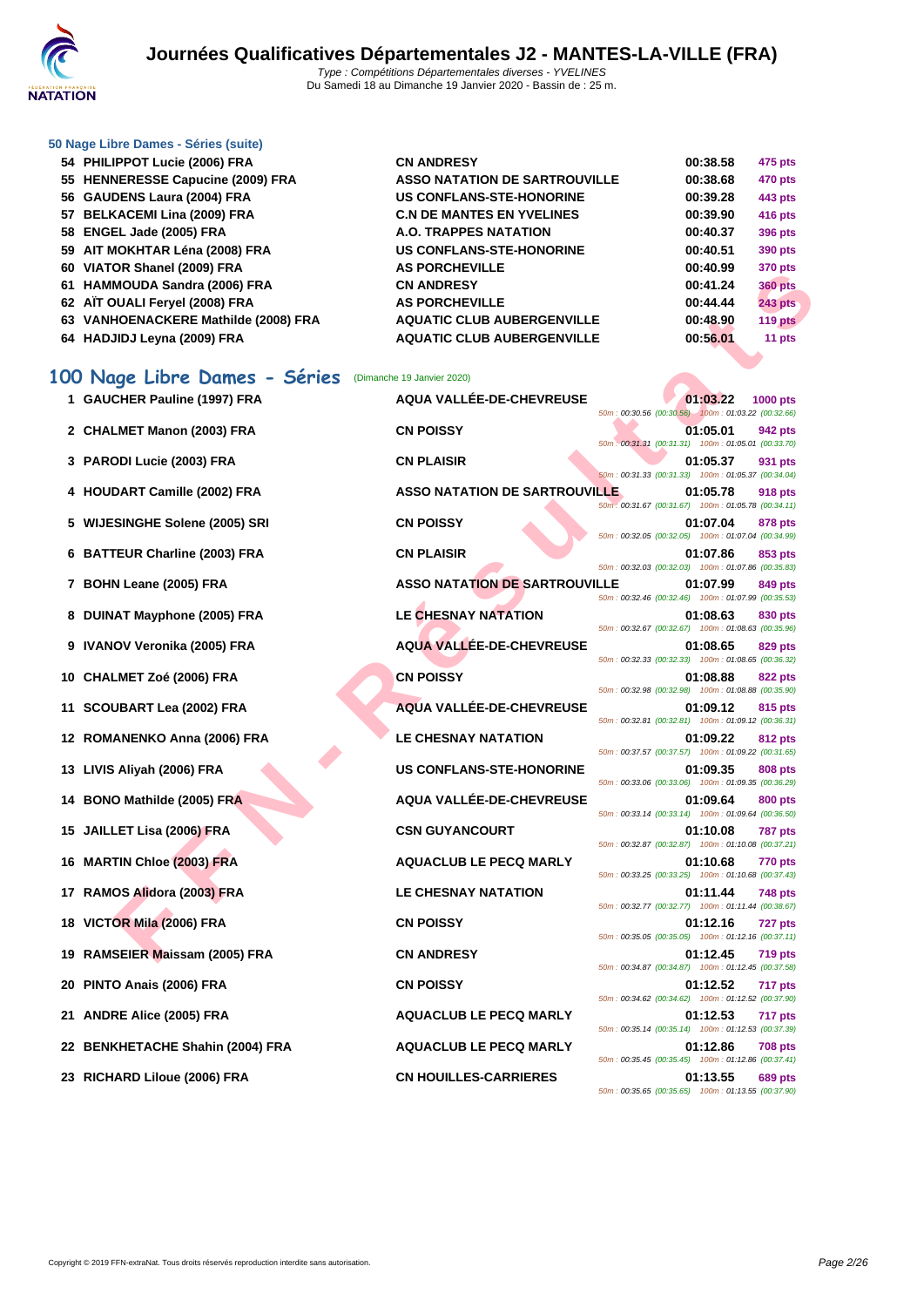# Journées Qualificatives Départementales J2 - MANTES-LA-VILLE (FRA)

*Type : Compétitions Départementales diverses - YVELINES*
Du Samedi 18 au Dimanche 19 Janvier 2020 - Bassin de : 25 m.

### 50 Nage Libre Dames - Séries (suite)

| | | | | |
|---|---|---|---|---|
| 54 | PHILIPPOT Lucie (2006) FRA | CN ANDRESY | 00:38.58 | 475 pts |
| 55 | HENNERESSE Capucine (2009) FRA | ASSO NATATION DE SARTROUVILLE | 00:38.68 | 470 pts |
| 56 | GAUDENS Laura (2004) FRA | US CONFLANS-STE-HONORINE | 00:39.28 | 443 pts |
| 57 | BELKACEMI Lina (2009) FRA | C.N DE MANTES EN YVELINES | 00:39.90 | 416 pts |
| 58 | ENGEL Jade (2005) FRA | A.O. TRAPPES NATATION | 00:40.37 | 396 pts |
| 59 | AIT MOKHTAR Léna (2008) FRA | US CONFLANS-STE-HONORINE | 00:40.51 | 390 pts |
| 60 | VIATOR Shanel (2009) FRA | AS PORCHEVILLE | 00:40.99 | 370 pts |
| 61 | HAMMOUDA Sandra (2006) FRA | CN ANDRESY | 00:41.24 | 360 pts |
| 62 | AÏT OUALI Feryel (2008) FRA | AS PORCHEVILLE | 00:44.44 | 243 pts |
| 63 | VANHOENACKERE Mathilde (2008) FRA | AQUATIC CLUB AUBERGENVILLE | 00:48.90 | 119 pts |
| 64 | HADJIDJ Leyna (2009) FRA | AQUATIC CLUB AUBERGENVILLE | 00:56.01 | 11 pts |

## 100 Nage Libre Dames - Séries (Dimanche 19 Janvier 2020)

| | | | | | |
|---|---|---|---|---|---|
| 1 | GAUCHER Pauline (1997) FRA | AQUA VALLÉE-DE-CHEVREUSE | 01:03.22 | 1000 pts | 50m : 00:30.56 (00:30.56) 100m : 01:03.22 (00:32.66) |
| 2 | CHALMET Manon (2003) FRA | CN POISSY | 01:05.01 | 942 pts | 50m : 00:31.31 (00:31.31) 100m : 01:05.01 (00:33.70) |
| 3 | PARODI Lucie (2003) FRA | CN PLAISIR | 01:05.37 | 931 pts | 50m : 00:31.33 (00:31.33) 100m : 01:05.37 (00:34.04) |
| 4 | HOUDART Camille (2002) FRA | ASSO NATATION DE SARTROUVILLE | 01:05.78 | 918 pts | 50m : 00:31.67 (00:31.67) 100m : 01:05.78 (00:34.11) |
| 5 | WIJESINGHE Solene (2005) SRI | CN POISSY | 01:07.04 | 878 pts | 50m : 00:32.05 (00:32.05) 100m : 01:07.04 (00:34.99) |
| 6 | BATTEUR Charline (2003) FRA | CN PLAISIR | 01:07.86 | 853 pts | 50m : 00:32.03 (00:32.03) 100m : 01:07.86 (00:35.83) |
| 7 | BOHN Leane (2005) FRA | ASSO NATATION DE SARTROUVILLE | 01:07.99 | 849 pts | 50m : 00:32.46 (00:32.46) 100m : 01:07.99 (00:35.53) |
| 8 | DUINAT Mayphone (2005) FRA | LE CHESNAY NATATION | 01:08.63 | 830 pts | 50m : 00:32.67 (00:32.67) 100m : 01:08.63 (00:35.96) |
| 9 | IVANOV Veronika (2005) FRA | AQUA VALLÉE-DE-CHEVREUSE | 01:08.65 | 829 pts | 50m : 00:32.33 (00:32.33) 100m : 01:08.65 (00:36.32) |
| 10 | CHALMET Zoé (2006) FRA | CN POISSY | 01:08.88 | 822 pts | 50m : 00:32.98 (00:32.98) 100m : 01:08.88 (00:35.90) |
| 11 | SCOUBART Lea (2002) FRA | AQUA VALLÉE-DE-CHEVREUSE | 01:09.12 | 815 pts | 50m : 00:32.81 (00:32.81) 100m : 01:09.12 (00:36.31) |
| 12 | ROMANENKO Anna (2006) FRA | LE CHESNAY NATATION | 01:09.22 | 812 pts | 50m : 00:37.57 (00:37.57) 100m : 01:09.22 (00:31.65) |
| 13 | LIVIS Aliyah (2006) FRA | US CONFLANS-STE-HONORINE | 01:09.35 | 808 pts | 50m : 00:33.06 (00:33.06) 100m : 01:09.35 (00:36.29) |
| 14 | BONO Mathilde (2005) FRA | AQUA VALLÉE-DE-CHEVREUSE | 01:09.64 | 800 pts | 50m : 00:33.14 (00:33.14) 100m : 01:09.64 (00:36.50) |
| 15 | JAILLET Lisa (2006) FRA | CSN GUYANCOURT | 01:10.08 | 787 pts | 50m : 00:32.87 (00:32.87) 100m : 01:10.08 (00:37.21) |
| 16 | MARTIN Chloe (2003) FRA | AQUACLUB LE PECQ MARLY | 01:10.68 | 770 pts | 50m : 00:33.25 (00:33.25) 100m : 01:10.68 (00:37.43) |
| 17 | RAMOS Alidora (2003) FRA | LE CHESNAY NATATION | 01:11.44 | 748 pts | 50m : 00:32.77 (00:32.77) 100m : 01:11.44 (00:38.67) |
| 18 | VICTOR Mila (2006) FRA | CN POISSY | 01:12.16 | 727 pts | 50m : 00:35.05 (00:35.05) 100m : 01:12.16 (00:37.11) |
| 19 | RAMSEIER Maissam (2005) FRA | CN ANDRESY | 01:12.45 | 719 pts | 50m : 00:34.87 (00:34.87) 100m : 01:12.45 (00:37.58) |
| 20 | PINTO Anais (2006) FRA | CN POISSY | 01:12.52 | 717 pts | 50m : 00:34.62 (00:34.62) 100m : 01:12.52 (00:37.90) |
| 21 | ANDRE Alice (2005) FRA | AQUACLUB LE PECQ MARLY | 01:12.53 | 717 pts | 50m : 00:35.14 (00:35.14) 100m : 01:12.53 (00:37.39) |
| 22 | BENKHETACHE Shahin (2004) FRA | AQUACLUB LE PECQ MARLY | 01:12.86 | 708 pts | 50m : 00:35.45 (00:35.45) 100m : 01:12.86 (00:37.41) |
| 23 | RICHARD Liloue (2006) FRA | CN HOUILLES-CARRIERES | 01:13.55 | 689 pts | 50m : 00:35.65 (00:35.65) 100m : 01:13.55 (00:37.90) |

Copyright © 2019 FFN-extraNat. Tous droits réservés reproduction interdite sans autorisation.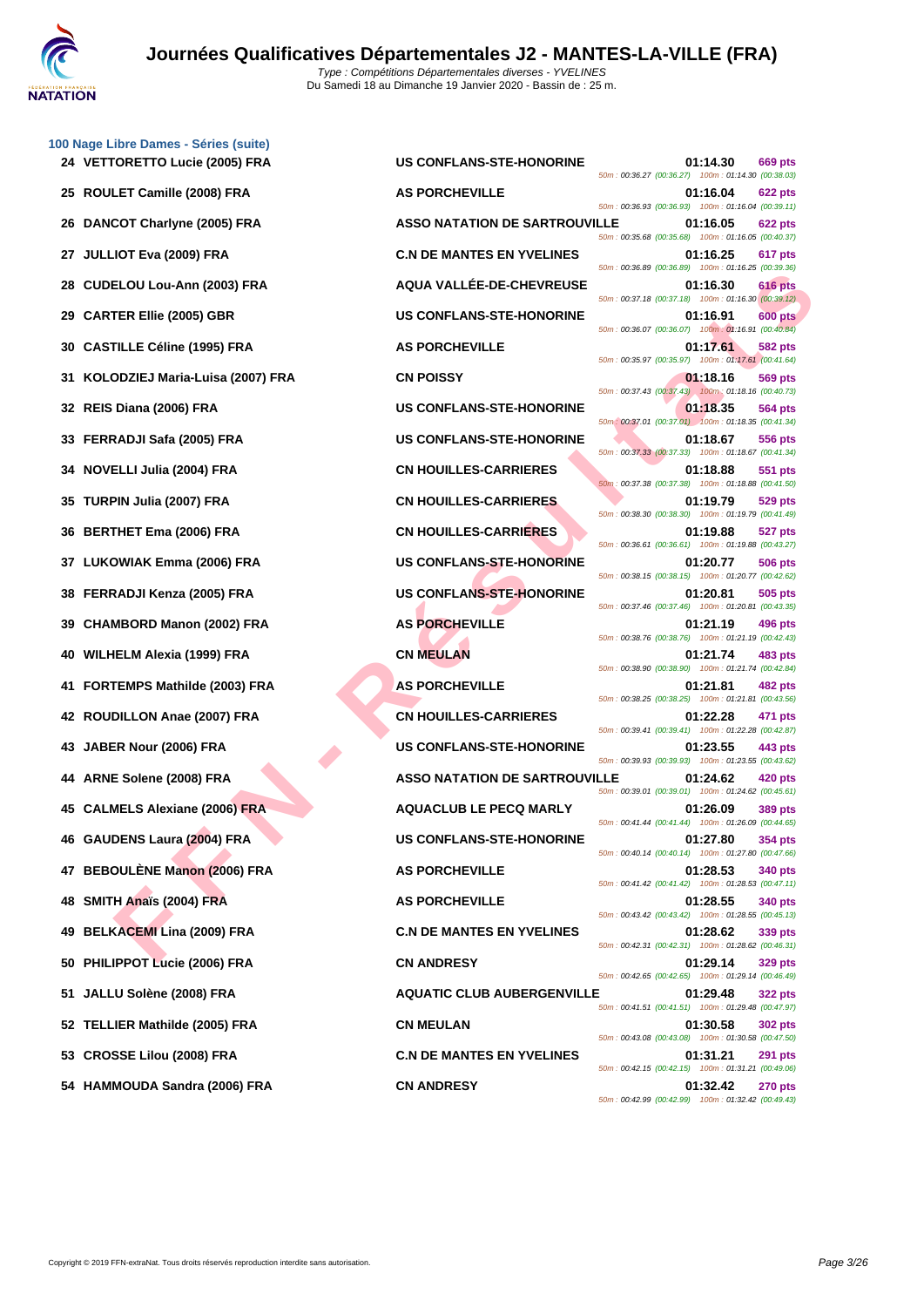# Journées Qualificatives Départementales J2 - MANTES-LA-VILLE (FRA)

*Type : Compétitions Départementales diverses - YVELINES*
Du Samedi 18 au Dimanche 19 Janvier 2020 - Bassin de : 25 m.

## 100 Nage Libre Dames - Séries (suite)

| Rang | Nom | Club | Temps | Points | Intermédiaires |
|---|---|---|---|---|---|
| 24 | VETTORETTO Lucie (2005) FRA | US CONFLANS-STE-HONORINE | 01:14.30 | 669 pts | 50m : 00:36.27 (00:36.27) 100m : 01:14.30 (00:38.03) |
| 25 | ROULET Camille (2008) FRA | AS PORCHEVILLE | 01:16.04 | 622 pts | 50m : 00:36.93 (00:36.93) 100m : 01:16.04 (00:39.11) |
| 26 | DANCOT Charlyne (2005) FRA | ASSO NATATION DE SARTROUVILLE | 01:16.05 | 622 pts | 50m : 00:35.68 (00:35.68) 100m : 01:16.05 (00:40.37) |
| 27 | JULLIOT Eva (2009) FRA | C.N DE MANTES EN YVELINES | 01:16.25 | 617 pts | 50m : 00:36.89 (00:36.89) 100m : 01:16.25 (00:39.36) |
| 28 | CUDELOU Lou-Ann (2003) FRA | AQUA VALLÉE-DE-CHEVREUSE | 01:16.30 | 616 pts | 50m : 00:37.18 (00:37.18) 100m : 01:16.30 (00:39.12) |
| 29 | CARTER Ellie (2005) GBR | US CONFLANS-STE-HONORINE | 01:16.91 | 600 pts | 50m : 00:36.07 (00:36.07) 100m : 01:16.91 (00:40.84) |
| 30 | CASTILLE Céline (1995) FRA | AS PORCHEVILLE | 01:17.61 | 582 pts | 50m : 00:35.97 (00:35.97) 100m : 01:17.61 (00:41.64) |
| 31 | KOLODZIEJ Maria-Luisa (2007) FRA | CN POISSY | 01:18.16 | 569 pts | 50m : 00:37.43 (00:37.43) 100m : 01:18.16 (00:40.73) |
| 32 | REIS Diana (2006) FRA | US CONFLANS-STE-HONORINE | 01:18.35 | 564 pts | 50m : 00:37.01 (00:37.01) 100m : 01:18.35 (00:41.34) |
| 33 | FERRADJI Safa (2005) FRA | US CONFLANS-STE-HONORINE | 01:18.67 | 556 pts | 50m : 00:37.33 (00:37.33) 100m : 01:18.67 (00:41.34) |
| 34 | NOVELLI Julia (2004) FRA | CN HOUILLES-CARRIERES | 01:18.88 | 551 pts | 50m : 00:37.38 (00:37.38) 100m : 01:18.88 (00:41.50) |
| 35 | TURPIN Julia (2007) FRA | CN HOUILLES-CARRIERES | 01:19.79 | 529 pts | 50m : 00:38.30 (00:38.30) 100m : 01:19.79 (00:41.49) |
| 36 | BERTHET Ema (2006) FRA | CN HOUILLES-CARRIERES | 01:19.88 | 527 pts | 50m : 00:36.61 (00:36.61) 100m : 01:19.88 (00:43.27) |
| 37 | LUKOWIAK Emma (2006) FRA | US CONFLANS-STE-HONORINE | 01:20.77 | 506 pts | 50m : 00:38.15 (00:38.15) 100m : 01:20.77 (00:42.62) |
| 38 | FERRADJI Kenza (2005) FRA | US CONFLANS-STE-HONORINE | 01:20.81 | 505 pts | 50m : 00:37.46 (00:37.46) 100m : 01:20.81 (00:43.35) |
| 39 | CHAMBORD Manon (2002) FRA | AS PORCHEVILLE | 01:21.19 | 496 pts | 50m : 00:38.76 (00:38.76) 100m : 01:21.19 (00:42.43) |
| 40 | WILHELM Alexia (1999) FRA | CN MEULAN | 01:21.74 | 483 pts | 50m : 00:38.90 (00:38.90) 100m : 01:21.74 (00:42.84) |
| 41 | FORTEMPS Mathilde (2003) FRA | AS PORCHEVILLE | 01:21.81 | 482 pts | 50m : 00:38.25 (00:38.25) 100m : 01:21.81 (00:43.56) |
| 42 | ROUDILLON Anae (2007) FRA | CN HOUILLES-CARRIERES | 01:22.28 | 471 pts | 50m : 00:39.41 (00:39.41) 100m : 01:22.28 (00:42.87) |
| 43 | JABER Nour (2006) FRA | US CONFLANS-STE-HONORINE | 01:23.55 | 443 pts | 50m : 00:39.93 (00:39.93) 100m : 01:23.55 (00:43.62) |
| 44 | ARNE Solene (2008) FRA | ASSO NATATION DE SARTROUVILLE | 01:24.62 | 420 pts | 50m : 00:39.01 (00:39.01) 100m : 01:24.62 (00:45.61) |
| 45 | CALMELS Alexiane (2006) FRA | AQUACLUB LE PECQ MARLY | 01:26.09 | 389 pts | 50m : 00:41.44 (00:41.44) 100m : 01:26.09 (00:44.65) |
| 46 | GAUDENS Laura (2004) FRA | US CONFLANS-STE-HONORINE | 01:27.80 | 354 pts | 50m : 00:40.14 (00:40.14) 100m : 01:27.80 (00:47.66) |
| 47 | BEBOULÈNE Manon (2006) FRA | AS PORCHEVILLE | 01:28.53 | 340 pts | 50m : 00:41.42 (00:41.42) 100m : 01:28.53 (00:47.11) |
| 48 | SMITH Anaïs (2004) FRA | AS PORCHEVILLE | 01:28.55 | 340 pts | 50m : 00:43.42 (00:43.42) 100m : 01:28.55 (00:45.13) |
| 49 | BELKACEMI Lina (2009) FRA | C.N DE MANTES EN YVELINES | 01:28.62 | 339 pts | 50m : 00:42.31 (00:42.31) 100m : 01:28.62 (00:46.31) |
| 50 | PHILIPPOT Lucie (2006) FRA | CN ANDRESY | 01:29.14 | 329 pts | 50m : 00:42.65 (00:42.65) 100m : 01:29.14 (00:46.49) |
| 51 | JALLU Solène (2008) FRA | AQUATIC CLUB AUBERGENVILLE | 01:29.48 | 322 pts | 50m : 00:41.51 (00:41.51) 100m : 01:29.48 (00:47.97) |
| 52 | TELLIER Mathilde (2005) FRA | CN MEULAN | 01:30.58 | 302 pts | 50m : 00:43.08 (00:43.08) 100m : 01:30.58 (00:47.50) |
| 53 | CROSSE Lilou (2008) FRA | C.N DE MANTES EN YVELINES | 01:31.21 | 291 pts | 50m : 00:42.15 (00:42.15) 100m : 01:31.21 (00:49.06) |
| 54 | HAMMOUDA Sandra (2006) FRA | CN ANDRESY | 01:32.42 | 270 pts | 50m : 00:42.99 (00:42.99) 100m : 01:32.42 (00:49.43) |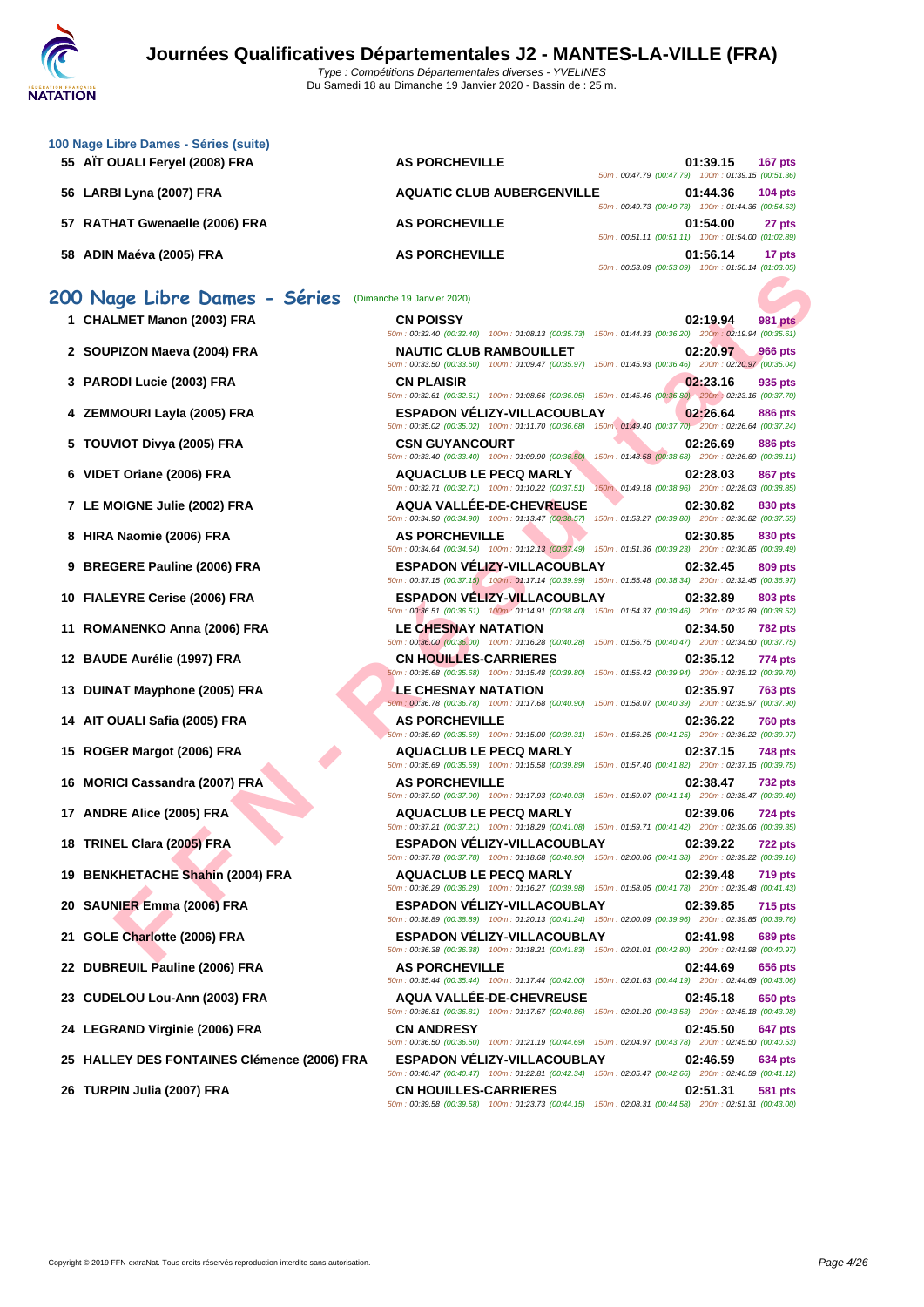### 100 Nage Libre Dames - Séries (suite)

| Rang | Nom | Club | Temps | Points | Splits |
|---|---|---|---|---|---|
| 55 | AÏT OUALI Feryel (2008) FRA | AS PORCHEVILLE | 01:39.15 | 167 pts | 50m : 00:47.79 (00:47.79) 100m : 01:39.15 (00:51.36) |
| 56 | LARBI Lyna (2007) FRA | AQUATIC CLUB AUBERGENVILLE | 01:44.36 | 104 pts | 50m : 00:49.73 (00:49.73) 100m : 01:44.36 (00:54.63) |
| 57 | RATHAT Gwenaelle (2006) FRA | AS PORCHEVILLE | 01:54.00 | 27 pts | 50m : 00:51.11 (00:51.11) 100m : 01:54.00 (01:02.89) |
| 58 | ADIN Maéva (2005) FRA | AS PORCHEVILLE | 01:56.14 | 17 pts | 50m : 00:53.09 (00:53.09) 100m : 01:56.14 (01:03.05) |

## 200 Nage Libre Dames - Séries (Dimanche 19 Janvier 2020)

| Rang | Nom | Club | Temps | Points | Splits |
|---|---|---|---|---|---|
| 1 | CHALMET Manon (2003) FRA | CN POISSY | 02:19.94 | 981 pts | 50m : 00:32.40 (00:32.40) 100m : 01:08.13 (00:35.73) 150m : 01:44.33 (00:36.20) 200m : 02:19.94 (00:35.61) |
| 2 | SOUPIZON Maeva (2004) FRA | NAUTIC CLUB RAMBOUILLET | 02:20.97 | 966 pts | 50m : 00:33.50 (00:33.50) 100m : 01:09.47 (00:35.97) 150m : 01:45.93 (00:36.46) 200m : 02:20.97 (00:35.04) |
| 3 | PARODI Lucie (2003) FRA | CN PLAISIR | 02:23.16 | 935 pts | 50m : 00:32.61 (00:32.61) 100m : 01:08.66 (00:36.05) 150m : 01:45.46 (00:36.80) 200m : 02:23.16 (00:37.70) |
| 4 | ZEMMOURI Layla (2005) FRA | ESPADON VÉLIZY-VILLACOUBLAY | 02:26.64 | 886 pts | 50m : 00:35.02 (00:35.02) 100m : 01:11.70 (00:36.68) 150m : 01:49.40 (00:37.70) 200m : 02:26.64 (00:37.24) |
| 5 | TOUVIOT Divya (2005) FRA | CSN GUYANCOURT | 02:26.69 | 886 pts | 50m : 00:33.40 (00:33.40) 100m : 01:09.90 (00:36.50) 150m : 01:48.58 (00:38.68) 200m : 02:26.69 (00:38.11) |
| 6 | VIDET Oriane (2006) FRA | AQUACLUB LE PECQ MARLY | 02:28.03 | 867 pts | 50m : 00:32.71 (00:32.71) 100m : 01:10.22 (00:37.51) 150m : 01:49.18 (00:38.96) 200m : 02:28.03 (00:38.85) |
| 7 | LE MOIGNE Julie (2002) FRA | AQUA VALLÉE-DE-CHEVREUSE | 02:30.82 | 830 pts | 50m : 00:34.90 (00:34.90) 100m : 01:13.47 (00:38.57) 150m : 01:53.27 (00:39.80) 200m : 02:30.82 (00:37.55) |
| 8 | HIRA Naomie (2006) FRA | AS PORCHEVILLE | 02:30.85 | 830 pts | 50m : 00:34.64 (00:34.64) 100m : 01:12.13 (00:37.49) 150m : 01:51.36 (00:39.23) 200m : 02:30.85 (00:39.49) |
| 9 | BREGERE Pauline (2006) FRA | ESPADON VÉLIZY-VILLACOUBLAY | 02:32.45 | 809 pts | 50m : 00:37.15 (00:37.15) 100m : 01:17.14 (00:39.99) 150m : 01:55.48 (00:38.34) 200m : 02:32.45 (00:36.97) |
| 10 | FIALEYRE Cerise (2006) FRA | ESPADON VÉLIZY-VILLACOUBLAY | 02:32.89 | 803 pts | 50m : 00:36.51 (00:36.51) 100m : 01:14.91 (00:38.40) 150m : 01:54.37 (00:39.46) 200m : 02:32.89 (00:38.52) |
| 11 | ROMANENKO Anna (2006) FRA | LE CHESNAY NATATION | 02:34.50 | 782 pts | 50m : 00:36.00 (00:36.00) 100m : 01:16.28 (00:40.28) 150m : 01:56.75 (00:40.47) 200m : 02:34.50 (00:37.75) |
| 12 | BAUDE Aurélie (1997) FRA | CN HOUILLES-CARRIERES | 02:35.12 | 774 pts | 50m : 00:35.68 (00:35.68) 100m : 01:15.48 (00:39.80) 150m : 01:55.42 (00:39.94) 200m : 02:35.12 (00:39.70) |
| 13 | DUINAT Mayphone (2005) FRA | LE CHESNAY NATATION | 02:35.97 | 763 pts | 50m : 00:36.78 (00:36.78) 100m : 01:17.68 (00:40.90) 150m : 01:58.07 (00:40.39) 200m : 02:35.97 (00:37.90) |
| 14 | AIT OUALI Safia (2005) FRA | AS PORCHEVILLE | 02:36.22 | 760 pts | 50m : 00:35.69 (00:35.69) 100m : 01:15.00 (00:39.31) 150m : 01:56.25 (00:41.25) 200m : 02:36.22 (00:39.97) |
| 15 | ROGER Margot (2006) FRA | AQUACLUB LE PECQ MARLY | 02:37.15 | 748 pts | 50m : 00:35.69 (00:35.69) 100m : 01:15.58 (00:39.89) 150m : 01:57.40 (00:41.82) 200m : 02:37.15 (00:39.75) |
| 16 | MORICI Cassandra (2007) FRA | AS PORCHEVILLE | 02:38.47 | 732 pts | 50m : 00:37.90 (00:37.90) 100m : 01:17.93 (00:40.03) 150m : 01:59.07 (00:41.14) 200m : 02:38.47 (00:39.40) |
| 17 | ANDRE Alice (2005) FRA | AQUACLUB LE PECQ MARLY | 02:39.06 | 724 pts | 50m : 00:37.21 (00:37.21) 100m : 01:18.29 (00:41.08) 150m : 01:59.71 (00:41.42) 200m : 02:39.06 (00:39.35) |
| 18 | TRINEL Clara (2005) FRA | ESPADON VÉLIZY-VILLACOUBLAY | 02:39.22 | 722 pts | 50m : 00:37.78 (00:37.78) 100m : 01:18.68 (00:40.90) 150m : 02:00.06 (00:41.38) 200m : 02:39.22 (00:39.16) |
| 19 | BENKHETACHE Shahin (2004) FRA | AQUACLUB LE PECQ MARLY | 02:39.48 | 719 pts | 50m : 00:36.29 (00:36.29) 100m : 01:16.27 (00:39.98) 150m : 01:58.05 (00:41.78) 200m : 02:39.48 (00:41.43) |
| 20 | SAUNIER Emma (2006) FRA | ESPADON VÉLIZY-VILLACOUBLAY | 02:39.85 | 715 pts | 50m : 00:38.89 (00:38.89) 100m : 01:20.13 (00:41.24) 150m : 02:00.09 (00:39.96) 200m : 02:39.85 (00:39.76) |
| 21 | GOLE Charlotte (2006) FRA | ESPADON VÉLIZY-VILLACOUBLAY | 02:41.98 | 689 pts | 50m : 00:36.38 (00:36.38) 100m : 01:18.21 (00:41.83) 150m : 02:01.01 (00:42.80) 200m : 02:41.98 (00:40.97) |
| 22 | DUBREUIL Pauline (2006) FRA | AS PORCHEVILLE | 02:44.69 | 656 pts | 50m : 00:35.44 (00:35.44) 100m : 01:17.44 (00:42.00) 150m : 02:01.63 (00:44.19) 200m : 02:44.69 (00:43.06) |
| 23 | CUDELOU Lou-Ann (2003) FRA | AQUA VALLÉE-DE-CHEVREUSE | 02:45.18 | 650 pts | 50m : 00:36.81 (00:36.81) 100m : 01:17.67 (00:40.86) 150m : 02:01.20 (00:43.53) 200m : 02:45.18 (00:43.98) |
| 24 | LEGRAND Virginie (2006) FRA | CN ANDRESY | 02:45.50 | 647 pts | 50m : 00:36.50 (00:36.50) 100m : 01:21.19 (00:44.69) 150m : 02:04.97 (00:43.78) 200m : 02:45.50 (00:40.53) |
| 25 | HALLEY DES FONTAINES Clémence (2006) FRA | ESPADON VÉLIZY-VILLACOUBLAY | 02:46.59 | 634 pts | 50m : 00:40.47 (00:40.47) 100m : 01:22.81 (00:42.34) 150m : 02:05.47 (00:42.66) 200m : 02:46.59 (00:41.12) |
| 26 | TURPIN Julia (2007) FRA | CN HOUILLES-CARRIERES | 02:51.31 | 581 pts | 50m : 00:39.58 (00:39.58) 100m : 01:23.73 (00:44.15) 150m : 02:08.31 (00:44.58) 200m : 02:51.31 (00:43.00) |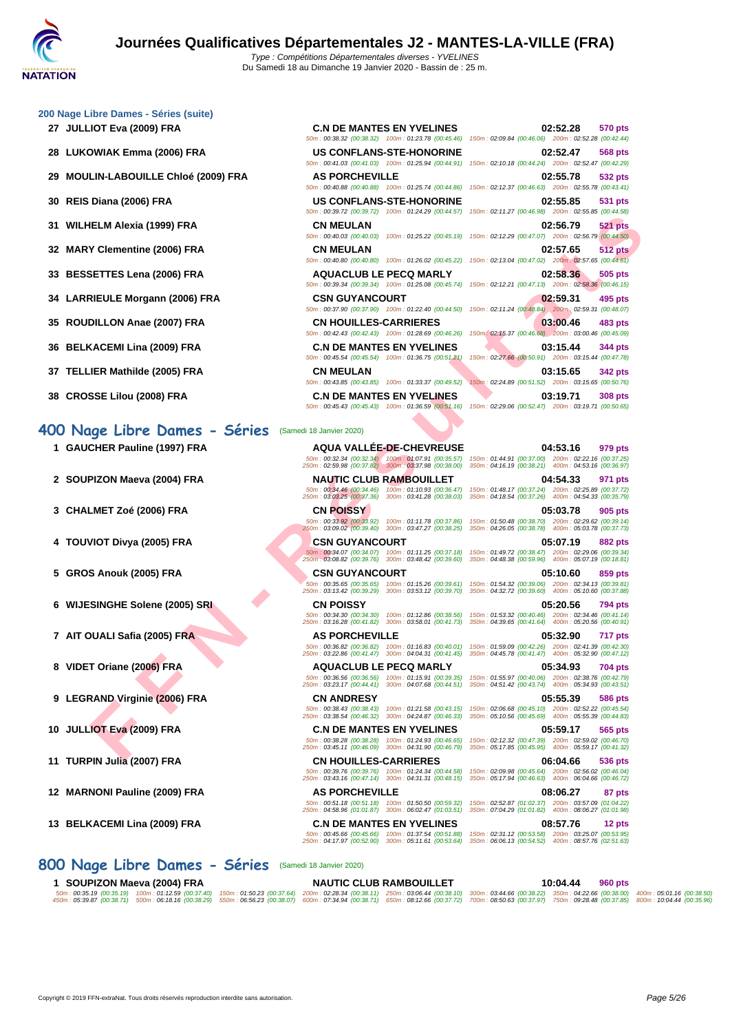# Journées Qualificatives Départementales J2 - MANTES-LA-VILLE (FRA)

*Type : Compétitions Départementales diverses - YVELINES*
Du Samedi 18 au Dimanche 19 Janvier 2020 - Bassin de : 25 m.

## 200 Nage Libre Dames - Séries (suite)

| Rang | Nom | Club | Temps | Points |
|---|---|---|---|---|
| 27 | JULLIOT Eva (2009) FRA | C.N DE MANTES EN YVELINES | 02:52.28 | 570 pts |
| | | 50m : 00:38.32 (00:38.32) 100m : 01:23.78 (00:45.46) 150m : 02:09.84 (00:46.06) 200m : 02:52.28 (00:42.44) | | |
| 28 | LUKOWIAK Emma (2006) FRA | US CONFLANS-STE-HONORINE | 02:52.47 | 568 pts |
| | | 50m : 00:41.03 (00:41.03) 100m : 01:25.94 (00:44.91) 150m : 02:10.18 (00:44.24) 200m : 02:52.47 (00:42.29) | | |
| 29 | MOULIN-LABOUILLE Chloé (2009) FRA | AS PORCHEVILLE | 02:55.78 | 532 pts |
| | | 50m : 00:40.88 (00:40.88) 100m : 01:25.74 (00:44.86) 150m : 02:12.37 (00:46.63) 200m : 02:55.78 (00:43.41) | | |
| 30 | REIS Diana (2006) FRA | US CONFLANS-STE-HONORINE | 02:55.85 | 531 pts |
| | | 50m : 00:39.72 (00:39.72) 100m : 01:24.29 (00:44.57) 150m : 02:11.27 (00:46.98) 200m : 02:55.85 (00:44.58) | | |
| 31 | WILHELM Alexia (1999) FRA | CN MEULAN | 02:56.79 | 521 pts |
| | | 50m : 00:40.03 (00:40.03) 100m : 01:25.22 (00:45.19) 150m : 02:12.29 (00:47.07) 200m : 02:56.79 (00:44.50) | | |
| 32 | MARY Clementine (2006) FRA | CN MEULAN | 02:57.65 | 512 pts |
| | | 50m : 00:40.80 (00:40.80) 100m : 01:26.02 (00:45.22) 150m : 02:13.04 (00:47.02) 200m : 02:57.65 (00:44.61) | | |
| 33 | BESSETTES Lena (2006) FRA | AQUACLUB LE PECQ MARLY | 02:58.36 | 505 pts |
| | | 50m : 00:39.34 (00:39.34) 100m : 01:25.08 (00:45.74) 150m : 02:12.21 (00:47.13) 200m : 02:58.36 (00:46.15) | | |
| 34 | LARRIEULE Morgann (2006) FRA | CSN GUYANCOURT | 02:59.31 | 495 pts |
| | | 50m : 00:37.90 (00:37.90) 100m : 01:22.40 (00:44.50) 150m : 02:11.24 (00:48.84) 200m : 02:59.31 (00:48.07) | | |
| 35 | ROUDILLON Anae (2007) FRA | CN HOUILLES-CARRIERES | 03:00.46 | 483 pts |
| | | 50m : 00:42.43 (00:42.43) 100m : 01:28.69 (00:46.26) 150m : 02:15.37 (00:46.68) 200m : 03:00.46 (00:45.09) | | |
| 36 | BELKACEMI Lina (2009) FRA | C.N DE MANTES EN YVELINES | 03:15.44 | 344 pts |
| | | 50m : 00:45.54 (00:45.54) 100m : 01:36.75 (00:51.21) 150m : 02:27.66 (00:50.91) 200m : 03:15.44 (00:47.78) | | |
| 37 | TELLIER Mathilde (2005) FRA | CN MEULAN | 03:15.65 | 342 pts |
| | | 50m : 00:43.85 (00:43.85) 100m : 01:33.37 (00:49.52) 150m : 02:24.89 (00:51.52) 200m : 03:15.65 (00:50.76) | | |
| 38 | CROSSE Lilou (2008) FRA | C.N DE MANTES EN YVELINES | 03:19.71 | 308 pts |
| | | 50m : 00:45.43 (00:45.43) 100m : 01:36.59 (00:51.16) 150m : 02:29.06 (00:52.47) 200m : 03:19.71 (00:50.65) | | |

## 400 Nage Libre Dames - Séries (Samedi 18 Janvier 2020)

| Rang | Nom | Club | Temps | Points |
|---|---|---|---|---|
| 1 | GAUCHER Pauline (1997) FRA | AQUA VALLÉE-DE-CHEVREUSE | 04:53.16 | 979 pts |
| | | 50m : 00:32.34 (00:32.34) 100m : 01:07.91 (00:35.57) 150m : 01:44.91 (00:37.00) 200m : 02:22.16 (00:37.25) 250m : 02:59.98 (00:37.82) 300m : 03:37.98 (00:38.00) 350m : 04:16.19 (00:38.21) 400m : 04:53.16 (00:36.97) | | |
| 2 | SOUPIZON Maeva (2004) FRA | NAUTIC CLUB RAMBOUILLET | 04:54.33 | 971 pts |
| | | 50m : 00:34.46 (00:34.46) 100m : 01:10.93 (00:36.47) 150m : 01:48.17 (00:37.24) 200m : 02:25.89 (00:37.72) 250m : 03:03.25 (00:37.36) 300m : 03:41.28 (00:38.03) 350m : 04:18.54 (00:37.26) 400m : 04:54.33 (00:35.79) | | |
| 3 | CHALMET Zoé (2006) FRA | CN POISSY | 05:03.78 | 905 pts |
| | | 50m : 00:33.92 (00:33.92) 100m : 01:11.78 (00:37.86) 150m : 01:50.48 (00:38.70) 200m : 02:29.62 (00:39.14) 250m : 03:09.02 (00:39.40) 300m : 03:47.27 (00:38.25) 350m : 04:26.05 (00:38.78) 400m : 05:03.78 (00:37.73) | | |
| 4 | TOUVIOT Divya (2005) FRA | CSN GUYANCOURT | 05:07.19 | 882 pts |
| | | 50m : 00:34.07 (00:34.07) 100m : 01:11.25 (00:37.18) 150m : 01:49.72 (00:38.47) 200m : 02:29.06 (00:39.34) 250m : 03:08.82 (00:39.76) 300m : 03:48.42 (00:39.60) 350m : 04:48.38 (00:59.96) 400m : 05:07.19 (00:18.81) | | |
| 5 | GROS Anouk (2005) FRA | CSN GUYANCOURT | 05:10.60 | 859 pts |
| | | 50m : 00:35.65 (00:35.65) 100m : 01:15.26 (00:39.61) 150m : 01:54.32 (00:39.06) 200m : 02:34.13 (00:39.81) 250m : 03:13.42 (00:39.29) 300m : 03:53.12 (00:39.70) 350m : 04:32.72 (00:39.60) 400m : 05:10.60 (00:37.88) | | |
| 6 | WIJESINGHE Solene (2005) SRI | CN POISSY | 05:20.56 | 794 pts |
| | | 50m : 00:34.30 (00:34.30) 100m : 01:12.86 (00:38.56) 150m : 01:53.32 (00:40.46) 200m : 02:34.46 (00:41.14) 250m : 03:16.28 (00:41.82) 300m : 03:58.01 (00:41.73) 350m : 04:39.65 (00:41.64) 400m : 05:20.56 (00:40.91) | | |
| 7 | AIT OUALI Safia (2005) FRA | AS PORCHEVILLE | 05:32.90 | 717 pts |
| | | 50m : 00:36.82 (00:36.82) 100m : 01:16.83 (00:40.01) 150m : 01:59.09 (00:42.26) 200m : 02:41.39 (00:42.30) 250m : 03:22.86 (00:41.47) 300m : 04:04.31 (00:41.45) 350m : 04:45.78 (00:41.47) 400m : 05:32.90 (00:47.12) | | |
| 8 | VIDET Oriane (2006) FRA | AQUACLUB LE PECQ MARLY | 05:34.93 | 704 pts |
| | | 50m : 00:36.56 (00:36.56) 100m : 01:15.91 (00:39.35) 150m : 01:55.97 (00:40.06) 200m : 02:38.76 (00:42.79) 250m : 03:23.17 (00:44.41) 300m : 04:07.68 (00:44.51) 350m : 04:51.42 (00:43.74) 400m : 05:34.93 (00:43.51) | | |
| 9 | LEGRAND Virginie (2006) FRA | CN ANDRESY | 05:55.39 | 586 pts |
| | | 50m : 00:38.43 (00:38.43) 100m : 01:21.58 (00:43.15) 150m : 02:06.68 (00:45.10) 200m : 02:52.22 (00:45.54) 250m : 03:38.54 (00:46.32) 300m : 04:24.87 (00:46.33) 350m : 05:10.56 (00:45.69) 400m : 05:55.39 (00:44.83) | | |
| 10 | JULLIOT Eva (2009) FRA | C.N DE MANTES EN YVELINES | 05:59.17 | 565 pts |
| | | 50m : 00:38.28 (00:38.28) 100m : 01:24.93 (00:46.65) 150m : 02:12.32 (00:47.39) 200m : 02:59.02 (00:46.70) 250m : 03:45.11 (00:46.09) 300m : 04:31.90 (00:46.79) 350m : 05:17.85 (00:45.95) 400m : 05:59.17 (00:41.32) | | |
| 11 | TURPIN Julia (2007) FRA | CN HOUILLES-CARRIERES | 06:04.66 | 536 pts |
| | | 50m : 00:39.76 (00:39.76) 100m : 01:24.34 (00:44.58) 150m : 02:09.98 (00:45.64) 200m : 02:56.02 (00:46.04) 250m : 03:43.16 (00:47.14) 300m : 04:31.31 (00:48.15) 350m : 05:17.94 (00:46.63) 400m : 06:04.66 (00:46.72) | | |
| 12 | MARNONI Pauline (2009) FRA | AS PORCHEVILLE | 08:06.27 | 87 pts |
| | | 50m : 00:51.18 (00:51.18) 100m : 01:50.50 (00:59.32) 150m : 02:52.87 (01:02.37) 200m : 03:57.09 (01:04.22) 250m : 04:58.96 (01:01.87) 300m : 06:02.47 (01:03.51) 350m : 07:04.29 (01:01.82) 400m : 08:06.27 (01:01.98) | | |
| 13 | BELKACEMI Lina (2009) FRA | C.N DE MANTES EN YVELINES | 08:57.76 | 12 pts |
| | | 50m : 00:45.66 (00:45.66) 100m : 01:37.54 (00:51.88) 150m : 02:31.12 (00:53.58) 200m : 03:25.07 (00:53.95) 250m : 04:17.97 (00:52.90) 300m : 05:11.61 (00:53.64) 350m : 06:06.13 (00:54.52) 400m : 08:57.76 (02:51.63) | | |

## 800 Nage Libre Dames - Séries (Samedi 18 Janvier 2020)

| Rang | Nom | Club | Temps | Points |
|---|---|---|---|---|
| 1 | SOUPIZON Maeva (2004) FRA | NAUTIC CLUB RAMBOUILLET | 10:04.44 | 960 pts |
| | | 50m : 00:35.19 (00:35.19) 100m : 01:12.59 (00:37.40) 150m : 01:50.23 (00:37.64) 200m : 02:28.34 (00:38.11) 250m : 03:06.44 (00:38.10) 300m : 03:44.66 (00:38.22) 350m : 04:22.66 (00:38.00) 400m : 05:01.16 (00:38.50) 450m : 05:39.87 (00:38.71) 500m : 06:18.16 (00:38.29) 550m : 06:56.23 (00:38.07) 600m : 07:34.94 (00:38.71) 650m : 08:12.66 (00:37.72) 700m : 08:50.63 (00:37.97) 750m : 09:28.48 (00:37.85) 800m : 10:04.44 (00:35.96) | | |

Copyright © 2019 FFN-extraNat. Tous droits réservés reproduction interdite sans autorisation.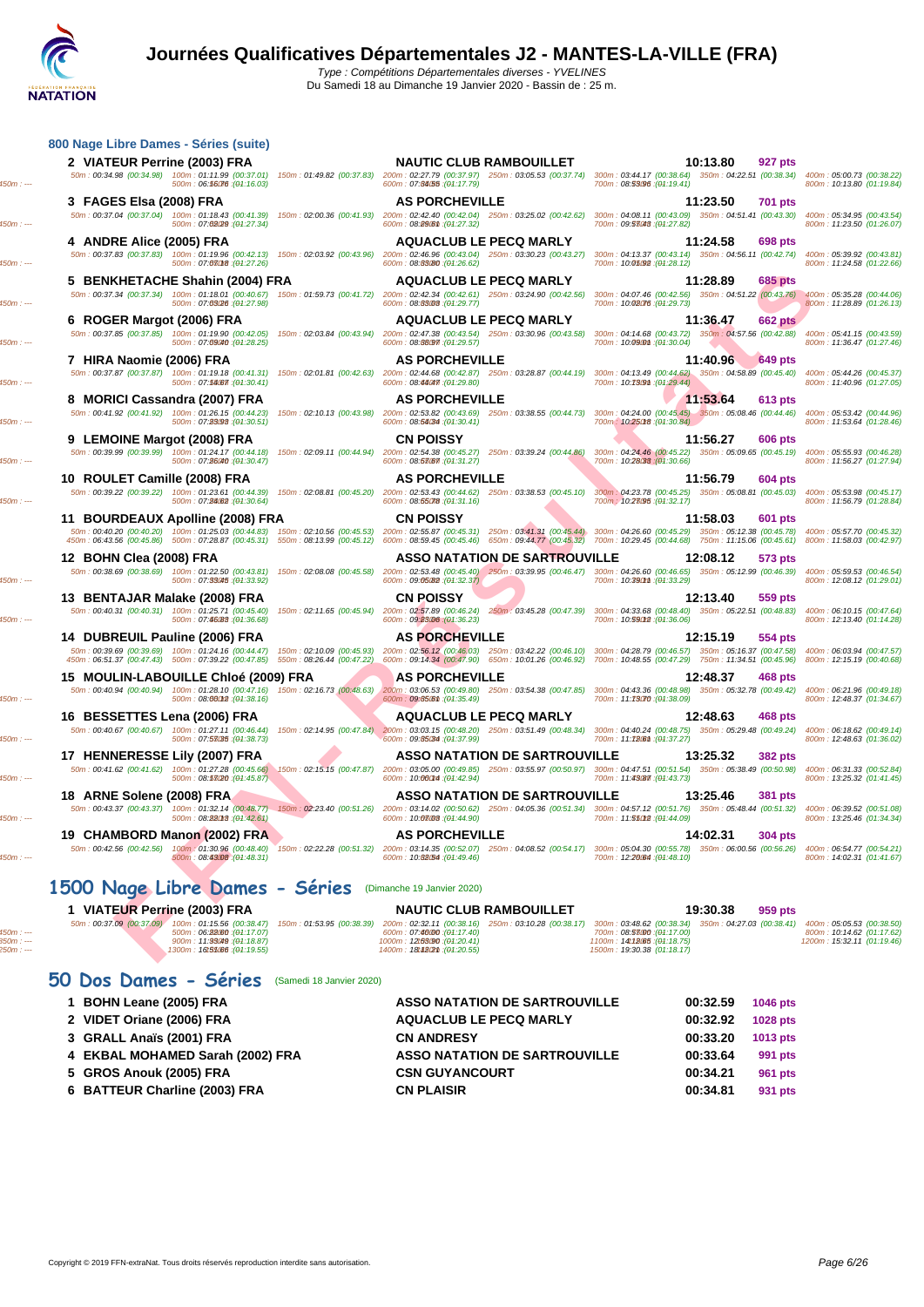# Journées Qualificatives Départementales J2 - MANTES-LA-VILLE (FRA)

*Type : Compétitions Départementales diverses - YVELINES*

Du Samedi 18 au Dimanche 19 Janvier 2020 - Bassin de : 25 m.

## 800 Nage Libre Dames - Séries (suite)

| Rang | Nom | Club | Temps | Points |
|---|---|---|---|---|
| 2 | VIATEUR Perrine (2003) FRA | NAUTIC CLUB RAMBOUILLET | 10:13.80 | 927 pts |
| 3 | FAGES Elsa (2008) FRA | AS PORCHEVILLE | 11:23.50 | 701 pts |
| 4 | ANDRE Alice (2005) FRA | AQUACLUB LE PECQ MARLY | 11:24.58 | 698 pts |
| 5 | BENKHETACHE Shahin (2004) FRA | AQUACLUB LE PECQ MARLY | 11:28.89 | 685 pts |
| 6 | ROGER Margot (2006) FRA | AQUACLUB LE PECQ MARLY | 11:36.47 | 662 pts |
| 7 | HIRA Naomie (2006) FRA | AS PORCHEVILLE | 11:40.96 | 649 pts |
| 8 | MORICI Cassandra (2007) FRA | AS PORCHEVILLE | 11:53.64 | 613 pts |
| 9 | LEMOINE Margot (2008) FRA | CN POISSY | 11:56.27 | 606 pts |
| 10 | ROULET Camille (2008) FRA | AS PORCHEVILLE | 11:56.79 | 604 pts |
| 11 | BOURDEAUX Apolline (2008) FRA | CN POISSY | 11:58.03 | 601 pts |
| 12 | BOHN Clea (2008) FRA | ASSO NATATION DE SARTROUVILLE | 12:08.12 | 573 pts |
| 13 | BENTAJAR Malake (2008) FRA | CN POISSY | 12:13.40 | 559 pts |
| 14 | DUBREUIL Pauline (2006) FRA | AS PORCHEVILLE | 12:15.19 | 554 pts |
| 15 | MOULIN-LABOUILLE Chloé (2009) FRA | AS PORCHEVILLE | 12:48.37 | 468 pts |
| 16 | BESSETTES Lena (2006) FRA | AQUACLUB LE PECQ MARLY | 12:48.63 | 468 pts |
| 17 | HENNERESSE Lily (2007) FRA | ASSO NATATION DE SARTROUVILLE | 13:25.32 | 382 pts |
| 18 | ARNE Solene (2008) FRA | ASSO NATATION DE SARTROUVILLE | 13:25.46 | 381 pts |
| 19 | CHAMBORD Manon (2002) FRA | AS PORCHEVILLE | 14:02.31 | 304 pts |

Temps de passage :

- 2 VIATEUR Perrine : 50m : 00:34.98 (00:34.98) 100m : 01:11.99 (00:37.01) 150m : 01:49.82 (00:37.83) 200m : 02:27.79 (00:37.97) 250m : 03:05.53 (00:37.74) 300m : 03:44.17 (00:38.64) 350m : 04:22.51 (00:38.34) 400m : 05:00.73 (00:38.22) 500m : 06:16.76 (01:16.03) 600m : 07:34.55 (01:17.79) 700m : 08:53.96 (01:19.41) 800m : 10:13.80 (01:19.84)
- 3 FAGES Elsa : 50m : 00:37.04 (00:37.04) 100m : 01:18.43 (00:41.39) 150m : 02:00.36 (00:41.93) 200m : 02:42.40 (00:42.04) 250m : 03:25.02 (00:42.62) 300m : 04:08.11 (00:43.09) 350m : 04:51.41 (00:43.30) 400m : 05:34.95 (00:43.54) 500m : 07:02.29 (01:27.34) 600m : 08:29.61 (01:27.32) 700m : 09:57.43 (01:27.82) 800m : 11:23.50 (01:26.07)
- 4 ANDRE Alice : 50m : 00:37.83 (00:37.83) 100m : 01:19.96 (00:42.13) 150m : 02:03.92 (00:43.96) 200m : 02:46.96 (00:43.04) 250m : 03:30.23 (00:43.27) 300m : 04:13.37 (00:43.14) 350m : 04:56.11 (00:42.74) 400m : 05:39.92 (00:43.81) 500m : 07:07.18 (01:27.26) 600m : 08:33.80 (01:26.62) 700m : 10:01.92 (01:28.12) 800m : 11:24.58 (01:22.66)
- 5 BENKHETACHE Shahin : 50m : 00:37.34 (00:37.34) 100m : 01:18.01 (00:40.67) 150m : 01:59.73 (00:41.72) 200m : 02:42.34 (00:42.61) 250m : 03:24.90 (00:42.56) 300m : 04:07.46 (00:42.56) 350m : 04:51.22 (00:43.76) 400m : 05:35.28 (00:44.06) 500m : 07:03.26 (01:27.98) 600m : 08:33.03 (01:29.77) 700m : 10:02.76 (01:29.73) 800m : 11:28.89 (01:26.13)
- 6 ROGER Margot : 50m : 00:37.85 (00:37.85) 100m : 01:19.90 (00:42.05) 150m : 02:03.84 (00:43.94) 200m : 02:47.38 (00:43.54) 250m : 03:30.96 (00:43.58) 300m : 04:14.68 (00:43.72) 350m : 04:57.56 (00:42.88) 400m : 05:41.15 (00:43.59) 500m : 07:09.40 (01:28.25) 600m : 08:38.97 (01:29.57) 700m : 10:09.01 (01:30.04) 800m : 11:36.47 (01:27.46)
- 7 HIRA Naomie : 50m : 00:37.87 (00:37.87) 100m : 01:19.18 (00:41.31) 150m : 02:01.81 (00:42.63) 200m : 02:44.68 (00:42.87) 250m : 03:28.87 (00:44.19) 300m : 04:13.49 (00:44.62) 350m : 04:58.89 (00:45.40) 400m : 05:44.26 (00:45.37) 500m : 07:14.67 (01:30.41) 600m : 08:44.47 (01:29.80) 700m : 10:13.91 (01:29.44) 800m : 11:40.96 (01:27.05)
- 8 MORICI Cassandra : 50m : 00:41.92 (00:41.92) 100m : 01:26.15 (00:44.23) 150m : 02:10.13 (00:43.98) 200m : 02:53.82 (00:43.69) 250m : 03:38.55 (00:44.73) 300m : 04:24.00 (00:45.45) 350m : 05:08.46 (00:44.46) 400m : 05:53.42 (00:44.96) 500m : 07:23.93 (01:30.51) 600m : 08:54.34 (01:30.41) 700m : 10:25.18 (01:30.84) 800m : 11:53.64 (01:28.46)
- 9 LEMOINE Margot : 50m : 00:39.99 (00:39.99) 100m : 01:24.17 (00:44.18) 150m : 02:09.11 (00:44.94) 200m : 02:54.38 (00:45.27) 250m : 03:39.24 (00:44.86) 300m : 04:24.46 (00:45.22) 350m : 05:09.65 (00:45.19) 400m : 05:55.93 (00:46.28) 500m : 07:26.40 (01:30.47) 600m : 08:57.67 (01:31.27) 700m : 10:28.33 (01:30.66) 800m : 11:56.27 (01:27.94)
- 10 ROULET Camille : 50m : 00:39.22 (00:39.22) 100m : 01:23.61 (00:44.39) 150m : 02:08.81 (00:45.20) 200m : 02:53.43 (00:44.62) 250m : 03:38.53 (00:45.10) 300m : 04:23.78 (00:45.25) 350m : 05:08.81 (00:45.03) 400m : 05:53.98 (00:45.17) 500m : 07:24.62 (01:30.64) 600m : 08:55.78 (01:31.16) 700m : 10:27.95 (01:32.17) 800m : 11:56.79 (01:28.84)
- 11 BOURDEAUX Apolline : 50m : 00:40.20 (00:40.20) 100m : 01:25.03 (00:44.83) 150m : 02:10.56 (00:45.53) 200m : 02:55.87 (00:45.31) 250m : 03:41.31 (00:45.44) 300m : 04:26.60 (00:45.29) 350m : 05:12.38 (00:45.78) 400m : 05:57.70 (00:45.32) 450m : 06:43.56 (00:45.86) 500m : 07:28.87 (00:45.31) 550m : 08:13.99 (00:45.12) 600m : 08:59.45 (00:45.46) 650m : 09:44.77 (00:45.32) 700m : 10:29.45 (00:44.68) 750m : 11:15.06 (00:45.61) 800m : 11:58.03 (00:42.97)
- 12 BOHN Clea : 50m : 00:38.69 (00:38.69) 100m : 01:22.50 (00:43.81) 150m : 02:08.08 (00:45.58) 200m : 02:53.48 (00:45.40) 250m : 03:39.95 (00:46.47) 300m : 04:26.60 (00:46.65) 350m : 05:12.99 (00:46.39) 400m : 05:59.53 (00:46.54) 500m : 07:33.45 (01:33.92) 600m : 09:05.82 (01:32.37) 700m : 10:39.11 (01:33.29) 800m : 12:08.12 (01:29.01)
- 13 BENTAJAR Malake : 50m : 00:40.31 (00:40.31) 100m : 01:25.71 (00:45.40) 150m : 02:11.65 (00:45.94) 200m : 02:57.89 (00:46.24) 250m : 03:45.28 (00:47.39) 300m : 04:33.68 (00:48.40) 350m : 05:22.51 (00:48.83) 400m : 06:10.15 (00:47.64) 500m : 07:46.83 (01:36.68) 600m : 09:23.06 (01:36.23) 700m : 10:59.12 (01:36.06) 800m : 12:13.40 (01:14.28)
- 14 DUBREUIL Pauline : 50m : 00:39.69 (00:39.69) 100m : 01:24.16 (00:44.47) 150m : 02:10.09 (00:45.93) 200m : 02:56.12 (00:46.03) 250m : 03:42.22 (00:46.10) 300m : 04:28.79 (00:46.57) 350m : 05:16.37 (00:47.58) 400m : 06:03.94 (00:47.57) 450m : 06:51.37 (00:47.43) 500m : 07:39.22 (00:47.85) 550m : 08:26.44 (00:47.22) 600m : 09:14.34 (00:47.90) 650m : 10:01.26 (00:46.92) 700m : 10:48.55 (00:47.29) 750m : 11:34.51 (00:45.96) 800m : 12:15.19 (00:40.68)
- 15 MOULIN-LABOUILLE Chloé : 50m : 00:40.94 (00:40.94) 100m : 01:28.10 (00:47.16) 150m : 02:16.73 (00:48.63) 200m : 03:06.53 (00:49.80) 250m : 03:54.38 (00:47.85) 300m : 04:43.36 (00:48.98) 350m : 05:32.78 (00:49.42) 400m : 06:21.96 (00:49.18) 500m : 08:00.12 (01:38.16) 600m : 09:35.61 (01:35.49) 700m : 11:13.70 (01:38.09) 800m : 12:48.37 (01:34.67)
- 16 BESSETTES Lena : 50m : 00:40.67 (00:40.67) 100m : 01:27.11 (00:46.44) 150m : 02:14.95 (00:47.84) 200m : 03:03.15 (00:48.20) 250m : 03:51.49 (00:48.34) 300m : 04:40.24 (00:48.75) 350m : 05:29.48 (00:49.24) 400m : 06:18.62 (00:49.14) 500m : 07:57.35 (01:38.73) 600m : 09:35.34 (01:37.99) 700m : 11:12.61 (01:37.27) 800m : 12:48.63 (01:36.02)
- 17 HENNERESSE Lily : 50m : 00:41.62 (00:41.62) 100m : 01:27.28 (00:45.66) 150m : 02:15.15 (00:47.87) 200m : 03:05.00 (00:49.85) 250m : 03:55.97 (00:50.97) 300m : 04:47.51 (00:51.54) 350m : 05:38.49 (00:50.98) 400m : 06:31.33 (00:52.84) 500m : 08:17.20 (01:45.87) 600m : 10:00.14 (01:42.94) 700m : 11:43.87 (01:43.73) 800m : 13:25.32 (01:41.45)
- 18 ARNE Solene : 50m : 00:43.37 (00:43.37) 100m : 01:32.14 (00:48.77) 150m : 02:23.40 (00:51.26) 200m : 03:14.02 (00:50.62) 250m : 04:05.36 (00:51.34) 300m : 04:57.12 (00:51.76) 350m : 05:48.44 (00:51.32) 400m : 06:39.52 (00:51.08) 500m : 08:22.13 (01:42.61) 600m : 10:07.03 (01:44.90) 700m : 11:51.12 (01:44.09) 800m : 13:25.46 (01:34.34)
- 19 CHAMBORD Manon : 50m : 00:42.56 (00:42.56) 100m : 01:30.96 (00:48.40) 150m : 02:22.28 (00:51.32) 200m : 03:14.35 (00:52.07) 250m : 04:08.52 (00:54.17) 300m : 05:04.30 (00:55.78) 350m : 06:00.56 (00:56.26) 400m : 06:54.77 (00:54.21) 500m : 08:43.08 (01:48.31) 600m : 10:32.54 (01:49.46) 700m : 12:20.64 (01:48.10) 800m : 14:02.31 (01:41.67)

## 1500 Nage Libre Dames - Séries

(Dimanche 19 Janvier 2020)

| Rang | Nom | Club | Temps | Points |
|---|---|---|---|---|
| 1 | VIATEUR Perrine (2003) FRA | NAUTIC CLUB RAMBOUILLET | 19:30.38 | 959 pts |

Temps de passage : 50m : 00:37.09 (00:37.09) 100m : 01:15.56 (00:38.47) 150m : 01:53.95 (00:38.39) 200m : 02:32.11 (00:38.16) 250m : 03:10.28 (00:38.17) 300m : 03:48.62 (00:38.34) 350m : 04:27.03 (00:38.41) 400m : 05:05.53 (00:38.50) 500m : 06:22.60 (01:17.07) 600m : 07:40.00 (01:17.40) 700m : 08:57.00 (01:17.00) 800m : 10:14.62 (01:17.62) 900m : 11:33.49 (01:18.87) 1000m : 12:53.90 (01:20.41) 1100m : 14:12.65 (01:18.75) 1200m : 15:32.11 (01:19.46) 1300m : 16:51.66 (01:19.55) 1400m : 18:12.21 (01:20.55) 1500m : 19:30.38 (01:18.17)

## 50 Dos Dames - Séries

(Samedi 18 Janvier 2020)

| Rang | Nom | Club | Temps | Points |
|---|---|---|---|---|
| 1 | BOHN Leane (2005) FRA | ASSO NATATION DE SARTROUVILLE | 00:32.59 | 1046 pts |
| 2 | VIDET Oriane (2006) FRA | AQUACLUB LE PECQ MARLY | 00:32.92 | 1028 pts |
| 3 | GRALL Anaïs (2001) FRA | CN ANDRESY | 00:33.20 | 1013 pts |
| 4 | EKBAL MOHAMED Sarah (2002) FRA | ASSO NATATION DE SARTROUVILLE | 00:33.64 | 991 pts |
| 5 | GROS Anouk (2005) FRA | CSN GUYANCOURT | 00:34.21 | 961 pts |
| 6 | BATTEUR Charline (2003) FRA | CN PLAISIR | 00:34.81 | 931 pts |

Copyright © 2019 FFN-extraNat. Tous droits réservés reproduction interdite sans autorisation.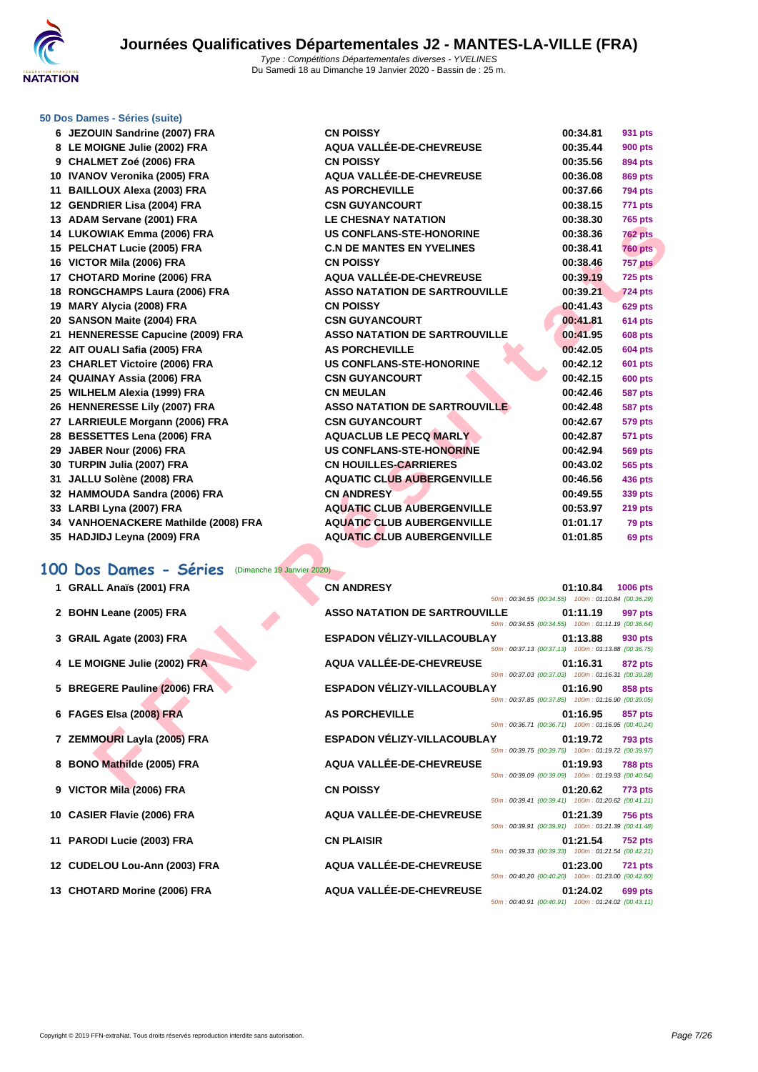# Journées Qualificatives Départementales J2 - MANTES-LA-VILLE (FRA)

*Type : Compétitions Départementales diverses - YVELINES*
Du Samedi 18 au Dimanche 19 Janvier 2020 - Bassin de : 25 m.

### 50 Dos Dames - Séries (suite)

| | Nom | Club | Temps | Points |
|---|---|---|---|---|
| 6 | JEZOUIN Sandrine (2007) FRA | CN POISSY | 00:34.81 | 931 pts |
| 8 | LE MOIGNE Julie (2002) FRA | AQUA VALLÉE-DE-CHEVREUSE | 00:35.44 | 900 pts |
| 9 | CHALMET Zoé (2006) FRA | CN POISSY | 00:35.56 | 894 pts |
| 10 | IVANOV Veronika (2005) FRA | AQUA VALLÉE-DE-CHEVREUSE | 00:36.08 | 869 pts |
| 11 | BAILLOUX Alexa (2003) FRA | AS PORCHEVILLE | 00:37.66 | 794 pts |
| 12 | GENDRIER Lisa (2004) FRA | CSN GUYANCOURT | 00:38.15 | 771 pts |
| 13 | ADAM Servane (2001) FRA | LE CHESNAY NATATION | 00:38.30 | 765 pts |
| 14 | LUKOWIAK Emma (2006) FRA | US CONFLANS-STE-HONORINE | 00:38.36 | 762 pts |
| 15 | PELCHAT Lucie (2005) FRA | C.N DE MANTES EN YVELINES | 00:38.41 | 760 pts |
| 16 | VICTOR Mila (2006) FRA | CN POISSY | 00:38.46 | 757 pts |
| 17 | CHOTARD Morine (2006) FRA | AQUA VALLÉE-DE-CHEVREUSE | 00:39.19 | 725 pts |
| 18 | RONGCHAMPS Laura (2006) FRA | ASSO NATATION DE SARTROUVILLE | 00:39.21 | 724 pts |
| 19 | MARY Alycia (2008) FRA | CN POISSY | 00:41.43 | 629 pts |
| 20 | SANSON Maite (2004) FRA | CSN GUYANCOURT | 00:41.81 | 614 pts |
| 21 | HENNERESSE Capucine (2009) FRA | ASSO NATATION DE SARTROUVILLE | 00:41.95 | 608 pts |
| 22 | AIT OUALI Safia (2005) FRA | AS PORCHEVILLE | 00:42.05 | 604 pts |
| 23 | CHARLET Victoire (2006) FRA | US CONFLANS-STE-HONORINE | 00:42.12 | 601 pts |
| 24 | QUAINAY Assia (2006) FRA | CSN GUYANCOURT | 00:42.15 | 600 pts |
| 25 | WILHELM Alexia (1999) FRA | CN MEULAN | 00:42.46 | 587 pts |
| 26 | HENNERESSE Lily (2007) FRA | ASSO NATATION DE SARTROUVILLE | 00:42.48 | 587 pts |
| 27 | LARRIEULE Morgann (2006) FRA | CSN GUYANCOURT | 00:42.67 | 579 pts |
| 28 | BESSETTES Lena (2006) FRA | AQUACLUB LE PECQ MARLY | 00:42.87 | 571 pts |
| 29 | JABER Nour (2006) FRA | US CONFLANS-STE-HONORINE | 00:42.94 | 569 pts |
| 30 | TURPIN Julia (2007) FRA | CN HOUILLES-CARRIERES | 00:43.02 | 565 pts |
| 31 | JALLU Solène (2008) FRA | AQUATIC CLUB AUBERGENVILLE | 00:46.56 | 436 pts |
| 32 | HAMMOUDA Sandra (2006) FRA | CN ANDRESY | 00:49.55 | 339 pts |
| 33 | LARBI Lyna (2007) FRA | AQUATIC CLUB AUBERGENVILLE | 00:53.97 | 219 pts |
| 34 | VANHOENACKERE Mathilde (2008) FRA | AQUATIC CLUB AUBERGENVILLE | 01:01.17 | 79 pts |
| 35 | HADJIDJ Leyna (2009) FRA | AQUATIC CLUB AUBERGENVILLE | 01:01.85 | 69 pts |

## 100 Dos Dames - Séries (Dimanche 19 Janvier 2020)

| | Nom | Club | Temps | Points | Splits |
|---|---|---|---|---|---|
| 1 | GRALL Anaïs (2001) FRA | CN ANDRESY | 01:10.84 | 1006 pts | 50m : 00:34.55 (00:34.55) 100m : 01:10.84 (00:36.29) |
| 2 | BOHN Leane (2005) FRA | ASSO NATATION DE SARTROUVILLE | 01:11.19 | 997 pts | 50m : 00:34.55 (00:34.55) 100m : 01:11.19 (00:36.64) |
| 3 | GRAIL Agate (2003) FRA | ESPADON VÉLIZY-VILLACOUBLAY | 01:13.88 | 930 pts | 50m : 00:37.13 (00:37.13) 100m : 01:13.88 (00:36.75) |
| 4 | LE MOIGNE Julie (2002) FRA | AQUA VALLÉE-DE-CHEVREUSE | 01:16.31 | 872 pts | 50m : 00:37.03 (00:37.03) 100m : 01:16.31 (00:39.28) |
| 5 | BREGERE Pauline (2006) FRA | ESPADON VÉLIZY-VILLACOUBLAY | 01:16.90 | 858 pts | 50m : 00:37.85 (00:37.85) 100m : 01:16.90 (00:39.05) |
| 6 | FAGES Elsa (2008) FRA | AS PORCHEVILLE | 01:16.95 | 857 pts | 50m : 00:36.71 (00:36.71) 100m : 01:16.95 (00:40.24) |
| 7 | ZEMMOURI Layla (2005) FRA | ESPADON VÉLIZY-VILLACOUBLAY | 01:19.72 | 793 pts | 50m : 00:39.75 (00:39.75) 100m : 01:19.72 (00:39.97) |
| 8 | BONO Mathilde (2005) FRA | AQUA VALLÉE-DE-CHEVREUSE | 01:19.93 | 788 pts | 50m : 00:39.09 (00:39.09) 100m : 01:19.93 (00:40.84) |
| 9 | VICTOR Mila (2006) FRA | CN POISSY | 01:20.62 | 773 pts | 50m : 00:39.41 (00:39.41) 100m : 01:20.62 (00:41.21) |
| 10 | CASIER Flavie (2006) FRA | AQUA VALLÉE-DE-CHEVREUSE | 01:21.39 | 756 pts | 50m : 00:39.91 (00:39.91) 100m : 01:21.39 (00:41.48) |
| 11 | PARODI Lucie (2003) FRA | CN PLAISIR | 01:21.54 | 752 pts | 50m : 00:39.33 (00:39.33) 100m : 01:21.54 (00:42.21) |
| 12 | CUDELOU Lou-Ann (2003) FRA | AQUA VALLÉE-DE-CHEVREUSE | 01:23.00 | 721 pts | 50m : 00:40.20 (00:40.20) 100m : 01:23.00 (00:42.80) |
| 13 | CHOTARD Morine (2006) FRA | AQUA VALLÉE-DE-CHEVREUSE | 01:24.02 | 699 pts | 50m : 00:40.91 (00:40.91) 100m : 01:24.02 (00:43.11) |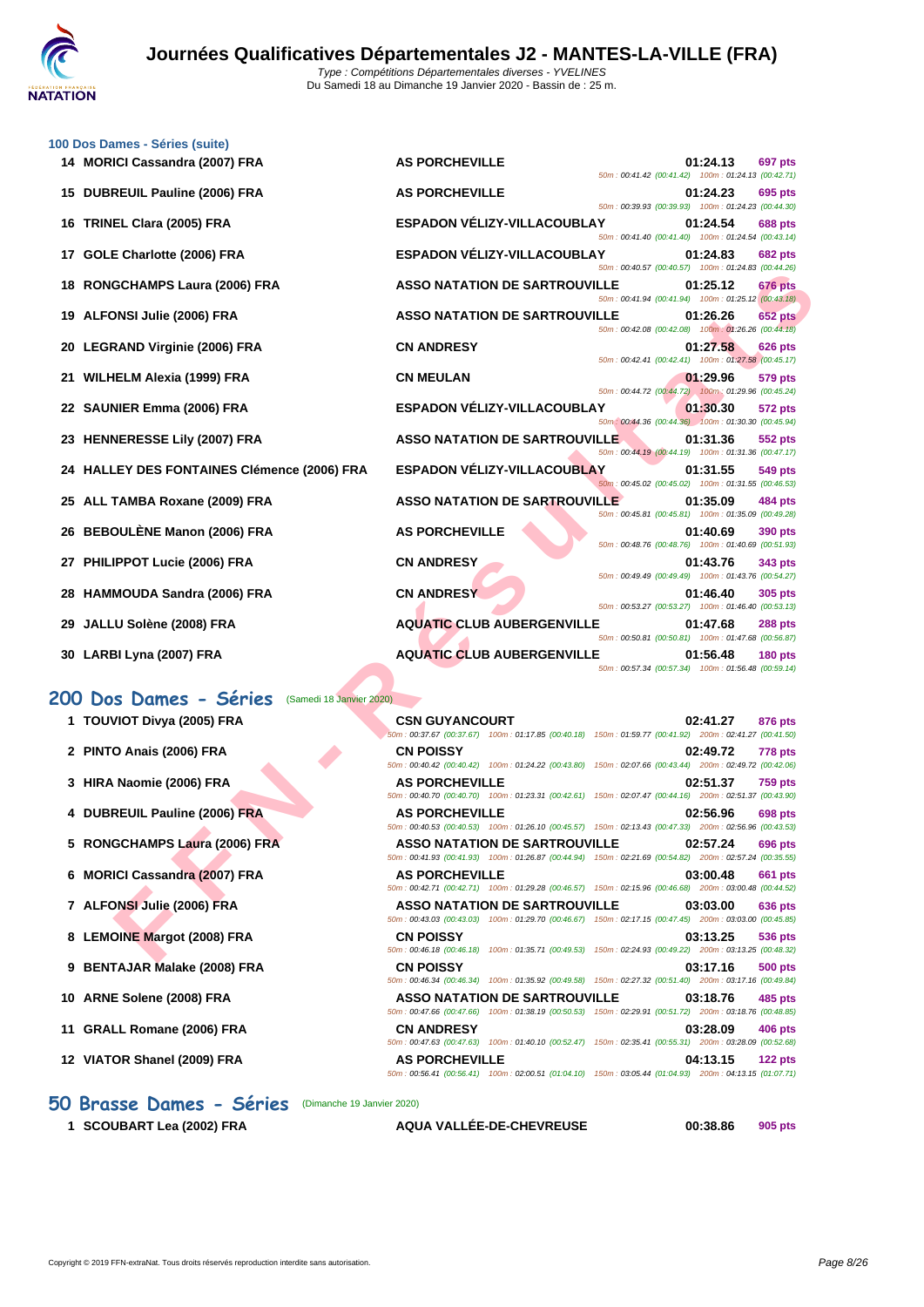# Journées Qualificatives Départementales J2 - MANTES-LA-VILLE (FRA)

*Type : Compétitions Départementales diverses - YVELINES*

Du Samedi 18 au Dimanche 19 Janvier 2020 - Bassin de : 25 m.

### 100 Dos Dames - Séries (suite)

| Rang | Nom | Club | Temps | Points | Splits |
|---|---|---|---|---|---|
| 14 | MORICI Cassandra (2007) FRA | AS PORCHEVILLE | 01:24.13 | 697 pts | 50m : 00:41.42 (00:41.42) 100m : 01:24.13 (00:42.71) |
| 15 | DUBREUIL Pauline (2006) FRA | AS PORCHEVILLE | 01:24.23 | 695 pts | 50m : 00:39.93 (00:39.93) 100m : 01:24.23 (00:44.30) |
| 16 | TRINEL Clara (2005) FRA | ESPADON VÉLIZY-VILLACOUBLAY | 01:24.54 | 688 pts | 50m : 00:41.40 (00:41.40) 100m : 01:24.54 (00:43.14) |
| 17 | GOLE Charlotte (2006) FRA | ESPADON VÉLIZY-VILLACOUBLAY | 01:24.83 | 682 pts | 50m : 00:40.57 (00:40.57) 100m : 01:24.83 (00:44.26) |
| 18 | RONGCHAMPS Laura (2006) FRA | ASSO NATATION DE SARTROUVILLE | 01:25.12 | 676 pts | 50m : 00:41.94 (00:41.94) 100m : 01:25.12 (00:43.18) |
| 19 | ALFONSI Julie (2006) FRA | ASSO NATATION DE SARTROUVILLE | 01:26.26 | 652 pts | 50m : 00:42.08 (00:42.08) 100m : 01:26.26 (00:44.18) |
| 20 | LEGRAND Virginie (2006) FRA | CN ANDRESY | 01:27.58 | 626 pts | 50m : 00:42.41 (00:42.41) 100m : 01:27.58 (00:45.17) |
| 21 | WILHELM Alexia (1999) FRA | CN MEULAN | 01:29.96 | 579 pts | 50m : 00:44.72 (00:44.72) 100m : 01:29.96 (00:45.24) |
| 22 | SAUNIER Emma (2006) FRA | ESPADON VÉLIZY-VILLACOUBLAY | 01:30.30 | 572 pts | 50m : 00:44.36 (00:44.36) 100m : 01:30.30 (00:45.94) |
| 23 | HENNERESSE Lily (2007) FRA | ASSO NATATION DE SARTROUVILLE | 01:31.36 | 552 pts | 50m : 00:44.19 (00:44.19) 100m : 01:31.36 (00:47.17) |
| 24 | HALLEY DES FONTAINES Clémence (2006) FRA | ESPADON VÉLIZY-VILLACOUBLAY | 01:31.55 | 549 pts | 50m : 00:45.02 (00:45.02) 100m : 01:31.55 (00:46.53) |
| 25 | ALL TAMBA Roxane (2009) FRA | ASSO NATATION DE SARTROUVILLE | 01:35.09 | 484 pts | 50m : 00:45.81 (00:45.81) 100m : 01:35.09 (00:49.28) |
| 26 | BEBOULÈNE Manon (2006) FRA | AS PORCHEVILLE | 01:40.69 | 390 pts | 50m : 00:48.76 (00:48.76) 100m : 01:40.69 (00:51.93) |
| 27 | PHILIPPOT Lucie (2006) FRA | CN ANDRESY | 01:43.76 | 343 pts | 50m : 00:49.49 (00:49.49) 100m : 01:43.76 (00:54.27) |
| 28 | HAMMOUDA Sandra (2006) FRA | CN ANDRESY | 01:46.40 | 305 pts | 50m : 00:53.27 (00:53.27) 100m : 01:46.40 (00:53.13) |
| 29 | JALLU Solène (2008) FRA | AQUATIC CLUB AUBERGENVILLE | 01:47.68 | 288 pts | 50m : 00:50.81 (00:50.81) 100m : 01:47.68 (00:56.87) |
| 30 | LARBI Lyna (2007) FRA | AQUATIC CLUB AUBERGENVILLE | 01:56.48 | 180 pts | 50m : 00:57.34 (00:57.34) 100m : 01:56.48 (00:59.14) |

## 200 Dos Dames - Séries (Samedi 18 Janvier 2020)

| Rang | Nom | Club | Temps | Points | Splits |
|---|---|---|---|---|---|
| 1 | TOUVIOT Divya (2005) FRA | CSN GUYANCOURT | 02:41.27 | 876 pts | 50m : 00:37.67 (00:37.67) 100m : 01:17.85 (00:40.18) 150m : 01:59.77 (00:41.92) 200m : 02:41.27 (00:41.50) |
| 2 | PINTO Anais (2006) FRA | CN POISSY | 02:49.72 | 778 pts | 50m : 00:40.42 (00:40.42) 100m : 01:24.22 (00:43.80) 150m : 02:07.66 (00:43.44) 200m : 02:49.72 (00:42.06) |
| 3 | HIRA Naomie (2006) FRA | AS PORCHEVILLE | 02:51.37 | 759 pts | 50m : 00:40.70 (00:40.70) 100m : 01:23.31 (00:42.61) 150m : 02:07.47 (00:44.16) 200m : 02:51.37 (00:43.90) |
| 4 | DUBREUIL Pauline (2006) FRA | AS PORCHEVILLE | 02:56.96 | 698 pts | 50m : 00:40.53 (00:40.53) 100m : 01:26.10 (00:45.57) 150m : 02:13.43 (00:47.33) 200m : 02:56.96 (00:43.53) |
| 5 | RONGCHAMPS Laura (2006) FRA | ASSO NATATION DE SARTROUVILLE | 02:57.24 | 696 pts | 50m : 00:41.93 (00:41.93) 100m : 01:26.87 (00:44.94) 150m : 02:21.69 (00:54.82) 200m : 02:57.24 (00:35.55) |
| 6 | MORICI Cassandra (2007) FRA | AS PORCHEVILLE | 03:00.48 | 661 pts | 50m : 00:42.71 (00:42.71) 100m : 01:29.28 (00:46.57) 150m : 02:15.96 (00:46.68) 200m : 03:00.48 (00:44.52) |
| 7 | ALFONSI Julie (2006) FRA | ASSO NATATION DE SARTROUVILLE | 03:03.00 | 636 pts | 50m : 00:43.03 (00:43.03) 100m : 01:29.70 (00:46.67) 150m : 02:17.15 (00:47.45) 200m : 03:03.00 (00:45.85) |
| 8 | LEMOINE Margot (2008) FRA | CN POISSY | 03:13.25 | 536 pts | 50m : 00:46.18 (00:46.18) 100m : 01:35.71 (00:49.53) 150m : 02:24.93 (00:49.22) 200m : 03:13.25 (00:48.32) |
| 9 | BENTAJAR Malake (2008) FRA | CN POISSY | 03:17.16 | 500 pts | 50m : 00:46.34 (00:46.34) 100m : 01:35.92 (00:49.58) 150m : 02:27.32 (00:51.40) 200m : 03:17.16 (00:49.84) |
| 10 | ARNE Solene (2008) FRA | ASSO NATATION DE SARTROUVILLE | 03:18.76 | 485 pts | 50m : 00:47.66 (00:47.66) 100m : 01:38.19 (00:50.53) 150m : 02:29.91 (00:51.72) 200m : 03:18.76 (00:48.85) |
| 11 | GRALL Romane (2006) FRA | CN ANDRESY | 03:28.09 | 406 pts | 50m : 00:47.63 (00:47.63) 100m : 01:40.10 (00:52.47) 150m : 02:35.41 (00:55.31) 200m : 03:28.09 (00:52.68) |
| 12 | VIATOR Shanel (2009) FRA | AS PORCHEVILLE | 04:13.15 | 122 pts | 50m : 00:56.41 (00:56.41) 100m : 02:00.51 (01:04.10) 150m : 03:05.44 (01:04.93) 200m : 04:13.15 (01:07.71) |

## 50 Brasse Dames - Séries (Dimanche 19 Janvier 2020)

| Rang | Nom | Club | Temps | Points |
|---|---|---|---|---|
| 1 | SCOUBART Lea (2002) FRA | AQUA VALLÉE-DE-CHEVREUSE | 00:38.86 | 905 pts |

Copyright © 2019 FFN-extraNat. Tous droits réservés reproduction interdite sans autorisation.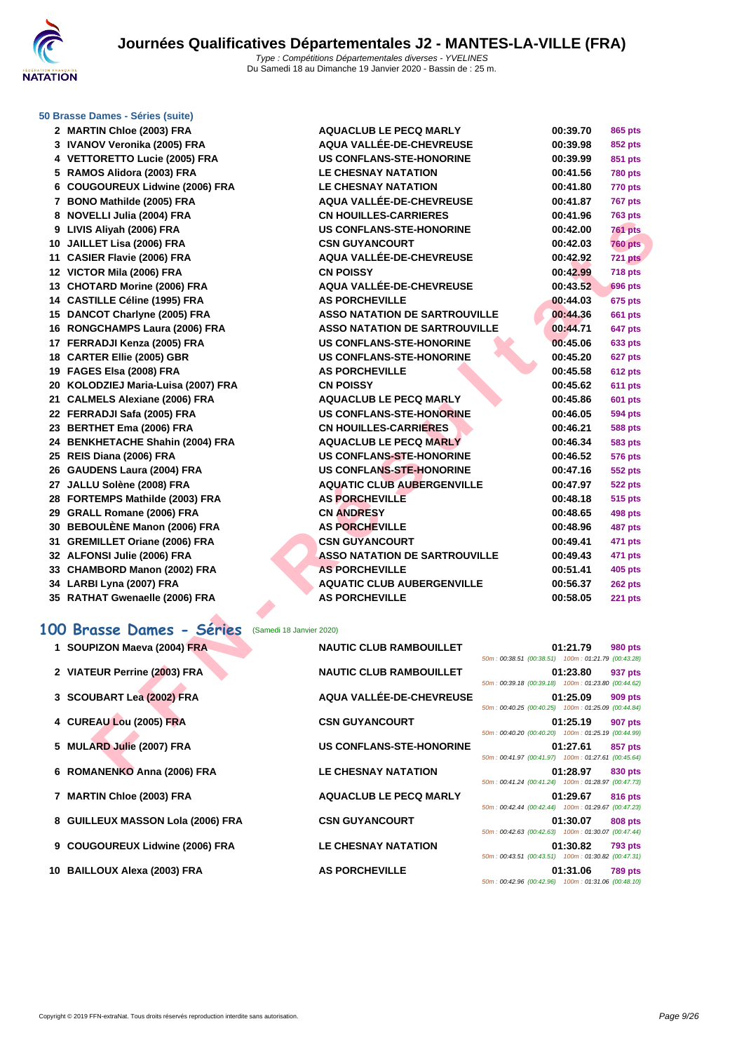# Journées Qualificatives Départementales J2 - MANTES-LA-VILLE (FRA)

*Type : Compétitions Départementales diverses - YVELINES*
Du Samedi 18 au Dimanche 19 Janvier 2020 - Bassin de : 25 m.

### 50 Brasse Dames - Séries (suite)

| | | | | |
|---|---|---|---|---|
| 2 | MARTIN Chloe (2003) FRA | AQUACLUB LE PECQ MARLY | 00:39.70 | 865 pts |
| 3 | IVANOV Veronika (2005) FRA | AQUA VALLÉE-DE-CHEVREUSE | 00:39.98 | 852 pts |
| 4 | VETTORETTO Lucie (2005) FRA | US CONFLANS-STE-HONORINE | 00:39.99 | 851 pts |
| 5 | RAMOS Alidora (2003) FRA | LE CHESNAY NATATION | 00:41.56 | 780 pts |
| 6 | COUGOUREUX Lidwine (2006) FRA | LE CHESNAY NATATION | 00:41.80 | 770 pts |
| 7 | BONO Mathilde (2005) FRA | AQUA VALLÉE-DE-CHEVREUSE | 00:41.87 | 767 pts |
| 8 | NOVELLI Julia (2004) FRA | CN HOUILLES-CARRIERES | 00:41.96 | 763 pts |
| 9 | LIVIS Aliyah (2006) FRA | US CONFLANS-STE-HONORINE | 00:42.00 | 761 pts |
| 10 | JAILLET Lisa (2006) FRA | CSN GUYANCOURT | 00:42.03 | 760 pts |
| 11 | CASIER Flavie (2006) FRA | AQUA VALLÉE-DE-CHEVREUSE | 00:42.92 | 721 pts |
| 12 | VICTOR Mila (2006) FRA | CN POISSY | 00:42.99 | 718 pts |
| 13 | CHOTARD Morine (2006) FRA | AQUA VALLÉE-DE-CHEVREUSE | 00:43.52 | 696 pts |
| 14 | CASTILLE Céline (1995) FRA | AS PORCHEVILLE | 00:44.03 | 675 pts |
| 15 | DANCOT Charlyne (2005) FRA | ASSO NATATION DE SARTROUVILLE | 00:44.36 | 661 pts |
| 16 | RONGCHAMPS Laura (2006) FRA | ASSO NATATION DE SARTROUVILLE | 00:44.71 | 647 pts |
| 17 | FERRADJI Kenza (2005) FRA | US CONFLANS-STE-HONORINE | 00:45.06 | 633 pts |
| 18 | CARTER Ellie (2005) GBR | US CONFLANS-STE-HONORINE | 00:45.20 | 627 pts |
| 19 | FAGES Elsa (2008) FRA | AS PORCHEVILLE | 00:45.58 | 612 pts |
| 20 | KOLODZIEJ Maria-Luisa (2007) FRA | CN POISSY | 00:45.62 | 611 pts |
| 21 | CALMELS Alexiane (2006) FRA | AQUACLUB LE PECQ MARLY | 00:45.86 | 601 pts |
| 22 | FERRADJI Safa (2005) FRA | US CONFLANS-STE-HONORINE | 00:46.05 | 594 pts |
| 23 | BERTHET Ema (2006) FRA | CN HOUILLES-CARRIERES | 00:46.21 | 588 pts |
| 24 | BENKHETACHE Shahin (2004) FRA | AQUACLUB LE PECQ MARLY | 00:46.34 | 583 pts |
| 25 | REIS Diana (2006) FRA | US CONFLANS-STE-HONORINE | 00:46.52 | 576 pts |
| 26 | GAUDENS Laura (2004) FRA | US CONFLANS-STE-HONORINE | 00:47.16 | 552 pts |
| 27 | JALLU Solène (2008) FRA | AQUATIC CLUB AUBERGENVILLE | 00:47.97 | 522 pts |
| 28 | FORTEMPS Mathilde (2003) FRA | AS PORCHEVILLE | 00:48.18 | 515 pts |
| 29 | GRALL Romane (2006) FRA | CN ANDRESY | 00:48.65 | 498 pts |
| 30 | BEBOULÈNE Manon (2006) FRA | AS PORCHEVILLE | 00:48.96 | 487 pts |
| 31 | GREMILLET Oriane (2006) FRA | CSN GUYANCOURT | 00:49.41 | 471 pts |
| 32 | ALFONSI Julie (2006) FRA | ASSO NATATION DE SARTROUVILLE | 00:49.43 | 471 pts |
| 33 | CHAMBORD Manon (2002) FRA | AS PORCHEVILLE | 00:51.41 | 405 pts |
| 34 | LARBI Lyna (2007) FRA | AQUATIC CLUB AUBERGENVILLE | 00:56.37 | 262 pts |
| 35 | RATHAT Gwenaelle (2006) FRA | AS PORCHEVILLE | 00:58.05 | 221 pts |

## 100 Brasse Dames - Séries (Samedi 18 Janvier 2020)

| | | | | | |
|---|---|---|---|---|---|
| 1 | SOUPIZON Maeva (2004) FRA | NAUTIC CLUB RAMBOUILLET | 01:21.79 | 980 pts | 50m : 00:38.51 (00:38.51) 100m : 01:21.79 (00:43.28) |
| 2 | VIATEUR Perrine (2003) FRA | NAUTIC CLUB RAMBOUILLET | 01:23.80 | 937 pts | 50m : 00:39.18 (00:39.18) 100m : 01:23.80 (00:44.62) |
| 3 | SCOUBART Lea (2002) FRA | AQUA VALLÉE-DE-CHEVREUSE | 01:25.09 | 909 pts | 50m : 00:40.25 (00:40.25) 100m : 01:25.09 (00:44.84) |
| 4 | CUREAU Lou (2005) FRA | CSN GUYANCOURT | 01:25.19 | 907 pts | 50m : 00:40.20 (00:40.20) 100m : 01:25.19 (00:44.99) |
| 5 | MULARD Julie (2007) FRA | US CONFLANS-STE-HONORINE | 01:27.61 | 857 pts | 50m : 00:41.97 (00:41.97) 100m : 01:27.61 (00:45.64) |
| 6 | ROMANENKO Anna (2006) FRA | LE CHESNAY NATATION | 01:28.97 | 830 pts | 50m : 00:41.24 (00:41.24) 100m : 01:28.97 (00:47.73) |
| 7 | MARTIN Chloe (2003) FRA | AQUACLUB LE PECQ MARLY | 01:29.67 | 816 pts | 50m : 00:42.44 (00:42.44) 100m : 01:29.67 (00:47.23) |
| 8 | GUILLEUX MASSON Lola (2006) FRA | CSN GUYANCOURT | 01:30.07 | 808 pts | 50m : 00:42.63 (00:42.63) 100m : 01:30.07 (00:47.44) |
| 9 | COUGOUREUX Lidwine (2006) FRA | LE CHESNAY NATATION | 01:30.82 | 793 pts | 50m : 00:43.51 (00:43.51) 100m : 01:30.82 (00:47.31) |
| 10 | BAILLOUX Alexa (2003) FRA | AS PORCHEVILLE | 01:31.06 | 789 pts | 50m : 00:42.96 (00:42.96) 100m : 01:31.06 (00:48.10) |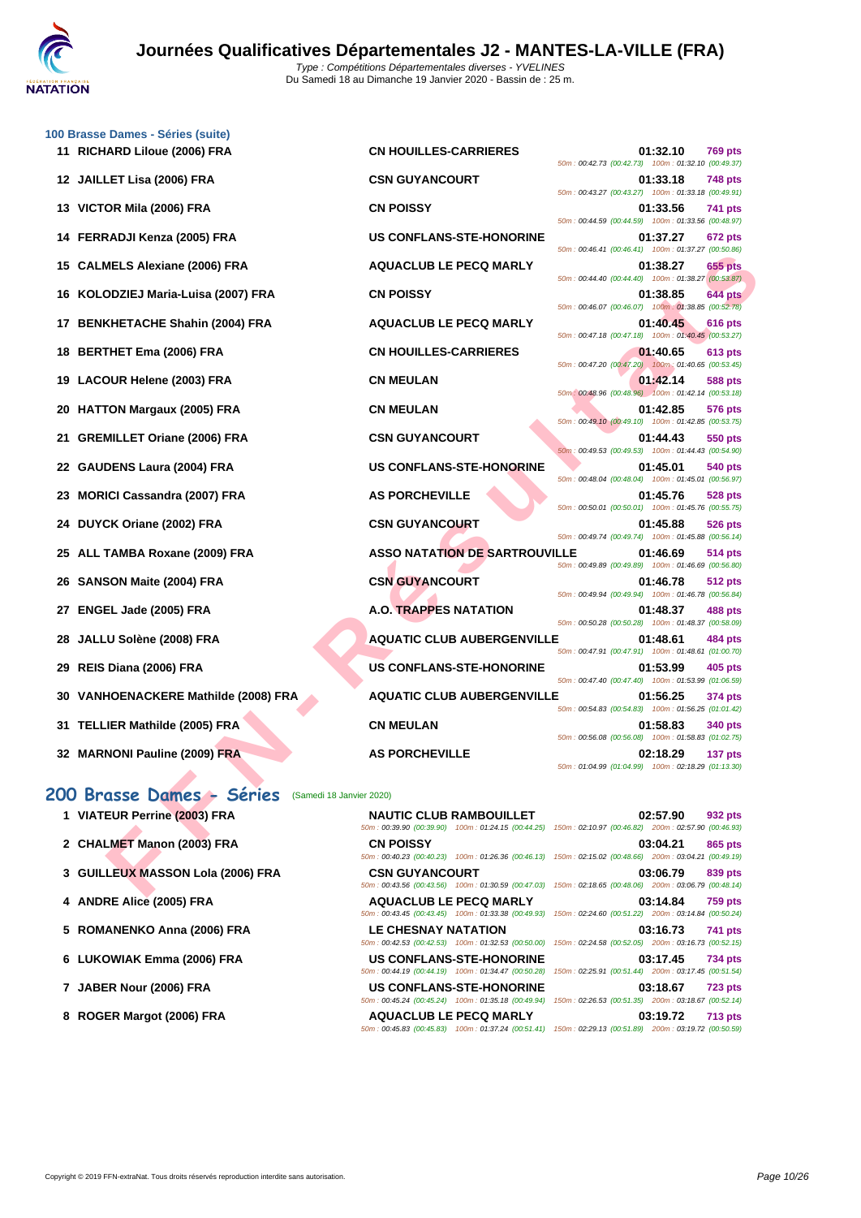# Journées Qualificatives Départementales J2 - MANTES-LA-VILLE (FRA)

*Type : Compétitions Départementales diverses - YVELINES*

Du Samedi 18 au Dimanche 19 Janvier 2020 - Bassin de : 25 m.

### 100 Brasse Dames - Séries (suite)

| Rang | Nom | Club | Temps | Points | Splits |
|---|---|---|---|---|---|
| 11 | RICHARD Liloue (2006) FRA | CN HOUILLES-CARRIERES | 01:32.10 | 769 pts | 50m : 00:42.73 (00:42.73) 100m : 01:32.10 (00:49.37) |
| 12 | JAILLET Lisa (2006) FRA | CSN GUYANCOURT | 01:33.18 | 748 pts | 50m : 00:43.27 (00:43.27) 100m : 01:33.18 (00:49.91) |
| 13 | VICTOR Mila (2006) FRA | CN POISSY | 01:33.56 | 741 pts | 50m : 00:44.59 (00:44.59) 100m : 01:33.56 (00:48.97) |
| 14 | FERRADJI Kenza (2005) FRA | US CONFLANS-STE-HONORINE | 01:37.27 | 672 pts | 50m : 00:46.41 (00:46.41) 100m : 01:37.27 (00:50.86) |
| 15 | CALMELS Alexiane (2006) FRA | AQUACLUB LE PECQ MARLY | 01:38.27 | 655 pts | 50m : 00:44.40 (00:44.40) 100m : 01:38.27 (00:53.87) |
| 16 | KOLODZIEJ Maria-Luisa (2007) FRA | CN POISSY | 01:38.85 | 644 pts | 50m : 00:46.07 (00:46.07) 100m : 01:38.85 (00:52.78) |
| 17 | BENKHETACHE Shahin (2004) FRA | AQUACLUB LE PECQ MARLY | 01:40.45 | 616 pts | 50m : 00:47.18 (00:47.18) 100m : 01:40.45 (00:53.27) |
| 18 | BERTHET Ema (2006) FRA | CN HOUILLES-CARRIERES | 01:40.65 | 613 pts | 50m : 00:47.20 (00:47.20) 100m : 01:40.65 (00:53.45) |
| 19 | LACOUR Helene (2003) FRA | CN MEULAN | 01:42.14 | 588 pts | 50m : 00:48.96 (00:48.96) 100m : 01:42.14 (00:53.18) |
| 20 | HATTON Margaux (2005) FRA | CN MEULAN | 01:42.85 | 576 pts | 50m : 00:49.10 (00:49.10) 100m : 01:42.85 (00:53.75) |
| 21 | GREMILLET Oriane (2006) FRA | CSN GUYANCOURT | 01:44.43 | 550 pts | 50m : 00:49.53 (00:49.53) 100m : 01:44.43 (00:54.90) |
| 22 | GAUDENS Laura (2004) FRA | US CONFLANS-STE-HONORINE | 01:45.01 | 540 pts | 50m : 00:48.04 (00:48.04) 100m : 01:45.01 (00:56.97) |
| 23 | MORICI Cassandra (2007) FRA | AS PORCHEVILLE | 01:45.76 | 528 pts | 50m : 00:50.01 (00:50.01) 100m : 01:45.76 (00:55.75) |
| 24 | DUYCK Oriane (2002) FRA | CSN GUYANCOURT | 01:45.88 | 526 pts | 50m : 00:49.74 (00:49.74) 100m : 01:45.88 (00:56.14) |
| 25 | ALL TAMBA Roxane (2009) FRA | ASSO NATATION DE SARTROUVILLE | 01:46.69 | 514 pts | 50m : 00:49.89 (00:49.89) 100m : 01:46.69 (00:56.80) |
| 26 | SANSON Maite (2004) FRA | CSN GUYANCOURT | 01:46.78 | 512 pts | 50m : 00:49.94 (00:49.94) 100m : 01:46.78 (00:56.84) |
| 27 | ENGEL Jade (2005) FRA | A.O. TRAPPES NATATION | 01:48.37 | 488 pts | 50m : 00:50.28 (00:50.28) 100m : 01:48.37 (00:58.09) |
| 28 | JALLU Solène (2008) FRA | AQUATIC CLUB AUBERGENVILLE | 01:48.61 | 484 pts | 50m : 00:47.91 (00:47.91) 100m : 01:48.61 (01:00.70) |
| 29 | REIS Diana (2006) FRA | US CONFLANS-STE-HONORINE | 01:53.99 | 405 pts | 50m : 00:47.40 (00:47.40) 100m : 01:53.99 (01:06.59) |
| 30 | VANHOENACKERE Mathilde (2008) FRA | AQUATIC CLUB AUBERGENVILLE | 01:56.25 | 374 pts | 50m : 00:54.83 (00:54.83) 100m : 01:56.25 (01:01.42) |
| 31 | TELLIER Mathilde (2005) FRA | CN MEULAN | 01:58.83 | 340 pts | 50m : 00:56.08 (00:56.08) 100m : 01:58.83 (01:02.75) |
| 32 | MARNONI Pauline (2009) FRA | AS PORCHEVILLE | 02:18.29 | 137 pts | 50m : 01:04.99 (01:04.99) 100m : 02:18.29 (01:13.30) |

## 200 Brasse Dames - Séries (Samedi 18 Janvier 2020)

| Rang | Nom | Club | Temps | Points | Splits |
|---|---|---|---|---|---|
| 1 | VIATEUR Perrine (2003) FRA | NAUTIC CLUB RAMBOUILLET | 02:57.90 | 932 pts | 50m : 00:39.90 (00:39.90) 100m : 01:24.15 (00:44.25) 150m : 02:10.97 (00:46.82) 200m : 02:57.90 (00:46.93) |
| 2 | CHALMET Manon (2003) FRA | CN POISSY | 03:04.21 | 865 pts | 50m : 00:40.23 (00:40.23) 100m : 01:26.36 (00:46.13) 150m : 02:15.02 (00:48.66) 200m : 03:04.21 (00:49.19) |
| 3 | GUILLEUX MASSON Lola (2006) FRA | CSN GUYANCOURT | 03:06.79 | 839 pts | 50m : 00:43.56 (00:43.56) 100m : 01:30.59 (00:47.03) 150m : 02:18.65 (00:48.06) 200m : 03:06.79 (00:48.14) |
| 4 | ANDRE Alice (2005) FRA | AQUACLUB LE PECQ MARLY | 03:14.84 | 759 pts | 50m : 00:43.45 (00:43.45) 100m : 01:33.38 (00:49.93) 150m : 02:24.60 (00:51.22) 200m : 03:14.84 (00:50.24) |
| 5 | ROMANENKO Anna (2006) FRA | LE CHESNAY NATATION | 03:16.73 | 741 pts | 50m : 00:42.53 (00:42.53) 100m : 01:32.53 (00:50.00) 150m : 02:24.58 (00:52.05) 200m : 03:16.73 (00:52.15) |
| 6 | LUKOWIAK Emma (2006) FRA | US CONFLANS-STE-HONORINE | 03:17.45 | 734 pts | 50m : 00:44.19 (00:44.19) 100m : 01:34.47 (00:50.28) 150m : 02:25.91 (00:51.44) 200m : 03:17.45 (00:51.54) |
| 7 | JABER Nour (2006) FRA | US CONFLANS-STE-HONORINE | 03:18.67 | 723 pts | 50m : 00:45.24 (00:45.24) 100m : 01:35.18 (00:49.94) 150m : 02:26.53 (00:51.35) 200m : 03:18.67 (00:52.14) |
| 8 | ROGER Margot (2006) FRA | AQUACLUB LE PECQ MARLY | 03:19.72 | 713 pts | 50m : 00:45.83 (00:45.83) 100m : 01:37.24 (00:51.41) 150m : 02:29.13 (00:51.89) 200m : 03:19.72 (00:50.59) |

Copyright © 2019 FFN-extraNat. Tous droits réservés reproduction interdite sans autorisation.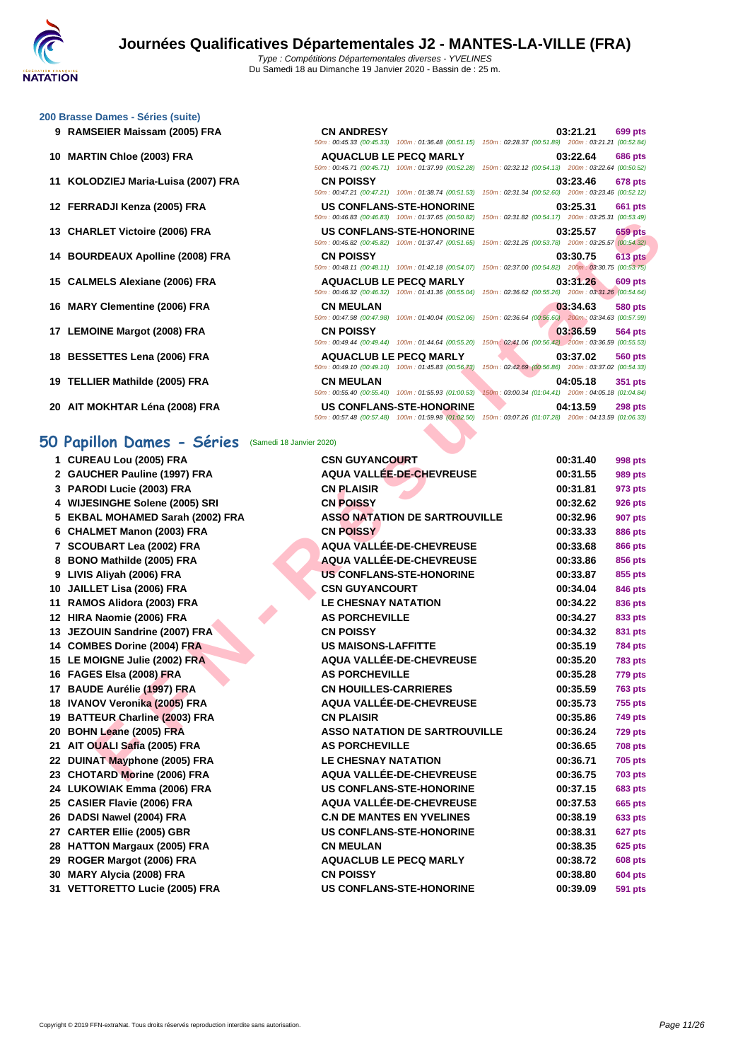# Journées Qualificatives Départementales J2 - MANTES-LA-VILLE (FRA)

*Type : Compétitions Départementales diverses - YVELINES*
Du Samedi 18 au Dimanche 19 Janvier 2020 - Bassin de : 25 m.

### 200 Brasse Dames - Séries (suite)

| | Nom | Club | Temps | Points |
|---|---|---|---|---|
| 9 | RAMSEIER Maissam (2005) FRA | CN ANDRESY | 03:21.21 | 699 pts |
| | | 50m : 00:45.33 (00:45.33) 100m : 01:36.48 (00:51.15) 150m : 02:28.37 (00:51.89) 200m : 03:21.21 (00:52.84) | | |
| 10 | MARTIN Chloe (2003) FRA | AQUACLUB LE PECQ MARLY | 03:22.64 | 686 pts |
| | | 50m : 00:45.71 (00:45.71) 100m : 01:37.99 (00:52.28) 150m : 02:32.12 (00:54.13) 200m : 03:22.64 (00:50.52) | | |
| 11 | KOLODZIEJ Maria-Luisa (2007) FRA | CN POISSY | 03:23.46 | 678 pts |
| | | 50m : 00:47.21 (00:47.21) 100m : 01:38.74 (00:51.53) 150m : 02:31.34 (00:52.60) 200m : 03:23.46 (00:52.12) | | |
| 12 | FERRADJI Kenza (2005) FRA | US CONFLANS-STE-HONORINE | 03:25.31 | 661 pts |
| | | 50m : 00:46.83 (00:46.83) 100m : 01:37.65 (00:50.82) 150m : 02:31.82 (00:54.17) 200m : 03:25.31 (00:53.49) | | |
| 13 | CHARLET Victoire (2006) FRA | US CONFLANS-STE-HONORINE | 03:25.57 | 659 pts |
| | | 50m : 00:45.82 (00:45.82) 100m : 01:37.47 (00:51.65) 150m : 02:31.25 (00:53.78) 200m : 03:25.57 (00:54.32) | | |
| 14 | BOURDEAUX Apolline (2008) FRA | CN POISSY | 03:30.75 | 613 pts |
| | | 50m : 00:48.11 (00:48.11) 100m : 01:42.18 (00:54.07) 150m : 02:37.00 (00:54.82) 200m : 03:30.75 (00:53.75) | | |
| 15 | CALMELS Alexiane (2006) FRA | AQUACLUB LE PECQ MARLY | 03:31.26 | 609 pts |
| | | 50m : 00:46.32 (00:46.32) 100m : 01:41.36 (00:55.04) 150m : 02:36.62 (00:55.26) 200m : 03:31.26 (00:54.64) | | |
| 16 | MARY Clementine (2006) FRA | CN MEULAN | 03:34.63 | 580 pts |
| | | 50m : 00:47.98 (00:47.98) 100m : 01:40.04 (00:52.06) 150m : 02:36.64 (00:56.60) 200m : 03:34.63 (00:57.99) | | |
| 17 | LEMOINE Margot (2008) FRA | CN POISSY | 03:36.59 | 564 pts |
| | | 50m : 00:49.44 (00:49.44) 100m : 01:44.64 (00:55.20) 150m : 02:41.06 (00:56.42) 200m : 03:36.59 (00:55.53) | | |
| 18 | BESSETTES Lena (2006) FRA | AQUACLUB LE PECQ MARLY | 03:37.02 | 560 pts |
| | | 50m : 00:49.10 (00:49.10) 100m : 01:45.83 (00:56.73) 150m : 02:42.69 (00:56.86) 200m : 03:37.02 (00:54.33) | | |
| 19 | TELLIER Mathilde (2005) FRA | CN MEULAN | 04:05.18 | 351 pts |
| | | 50m : 00:55.40 (00:55.40) 100m : 01:55.93 (01:00.53) 150m : 03:00.34 (01:04.41) 200m : 04:05.18 (01:04.84) | | |
| 20 | AIT MOKHTAR Léna (2008) FRA | US CONFLANS-STE-HONORINE | 04:13.59 | 298 pts |
| | | 50m : 00:57.48 (00:57.48) 100m : 01:59.98 (01:02.50) 150m : 03:07.26 (01:07.28) 200m : 04:13.59 (01:06.33) | | |

## 50 Papillon Dames - Séries (Samedi 18 Janvier 2020)

| | Nom | Club | Temps | Points |
|---|---|---|---|---|
| 1 | CUREAU Lou (2005) FRA | CSN GUYANCOURT | 00:31.40 | 998 pts |
| 2 | GAUCHER Pauline (1997) FRA | AQUA VALLÉE-DE-CHEVREUSE | 00:31.55 | 989 pts |
| 3 | PARODI Lucie (2003) FRA | CN PLAISIR | 00:31.81 | 973 pts |
| 4 | WIJESINGHE Solene (2005) SRI | CN POISSY | 00:32.62 | 926 pts |
| 5 | EKBAL MOHAMED Sarah (2002) FRA | ASSO NATATION DE SARTROUVILLE | 00:32.96 | 907 pts |
| 6 | CHALMET Manon (2003) FRA | CN POISSY | 00:33.33 | 886 pts |
| 7 | SCOUBART Lea (2002) FRA | AQUA VALLÉE-DE-CHEVREUSE | 00:33.68 | 866 pts |
| 8 | BONO Mathilde (2005) FRA | AQUA VALLÉE-DE-CHEVREUSE | 00:33.86 | 856 pts |
| 9 | LIVIS Aliyah (2006) FRA | US CONFLANS-STE-HONORINE | 00:33.87 | 855 pts |
| 10 | JAILLET Lisa (2006) FRA | CSN GUYANCOURT | 00:34.04 | 846 pts |
| 11 | RAMOS Alidora (2003) FRA | LE CHESNAY NATATION | 00:34.22 | 836 pts |
| 12 | HIRA Naomie (2006) FRA | AS PORCHEVILLE | 00:34.27 | 833 pts |
| 13 | JEZOUIN Sandrine (2007) FRA | CN POISSY | 00:34.32 | 831 pts |
| 14 | COMBES Dorine (2004) FRA | US MAISONS-LAFFITTE | 00:35.19 | 784 pts |
| 15 | LE MOIGNE Julie (2002) FRA | AQUA VALLÉE-DE-CHEVREUSE | 00:35.20 | 783 pts |
| 16 | FAGES Elsa (2008) FRA | AS PORCHEVILLE | 00:35.28 | 779 pts |
| 17 | BAUDE Aurélie (1997) FRA | CN HOUILLES-CARRIERES | 00:35.59 | 763 pts |
| 18 | IVANOV Veronika (2005) FRA | AQUA VALLÉE-DE-CHEVREUSE | 00:35.73 | 755 pts |
| 19 | BATTEUR Charline (2003) FRA | CN PLAISIR | 00:35.86 | 749 pts |
| 20 | BOHN Leane (2005) FRA | ASSO NATATION DE SARTROUVILLE | 00:36.24 | 729 pts |
| 21 | AIT OUALI Safia (2005) FRA | AS PORCHEVILLE | 00:36.65 | 708 pts |
| 22 | DUINAT Maryphone (2005) FRA | LE CHESNAY NATATION | 00:36.71 | 705 pts |
| 23 | CHOTARD Morine (2006) FRA | AQUA VALLÉE-DE-CHEVREUSE | 00:36.75 | 703 pts |
| 24 | LUKOWIAK Emma (2006) FRA | US CONFLANS-STE-HONORINE | 00:37.15 | 683 pts |
| 25 | CASIER Flavie (2006) FRA | AQUA VALLÉE-DE-CHEVREUSE | 00:37.53 | 665 pts |
| 26 | DADSI Nawel (2004) FRA | C.N DE MANTES EN YVELINES | 00:38.19 | 633 pts |
| 27 | CARTER Ellie (2005) GBR | US CONFLANS-STE-HONORINE | 00:38.31 | 627 pts |
| 28 | HATTON Margaux (2005) FRA | CN MEULAN | 00:38.35 | 625 pts |
| 29 | ROGER Margot (2006) FRA | AQUACLUB LE PECQ MARLY | 00:38.72 | 608 pts |
| 30 | MARY Alycia (2008) FRA | CN POISSY | 00:38.80 | 604 pts |
| 31 | VETTORETTO Lucie (2005) FRA | US CONFLANS-STE-HONORINE | 00:39.09 | 591 pts |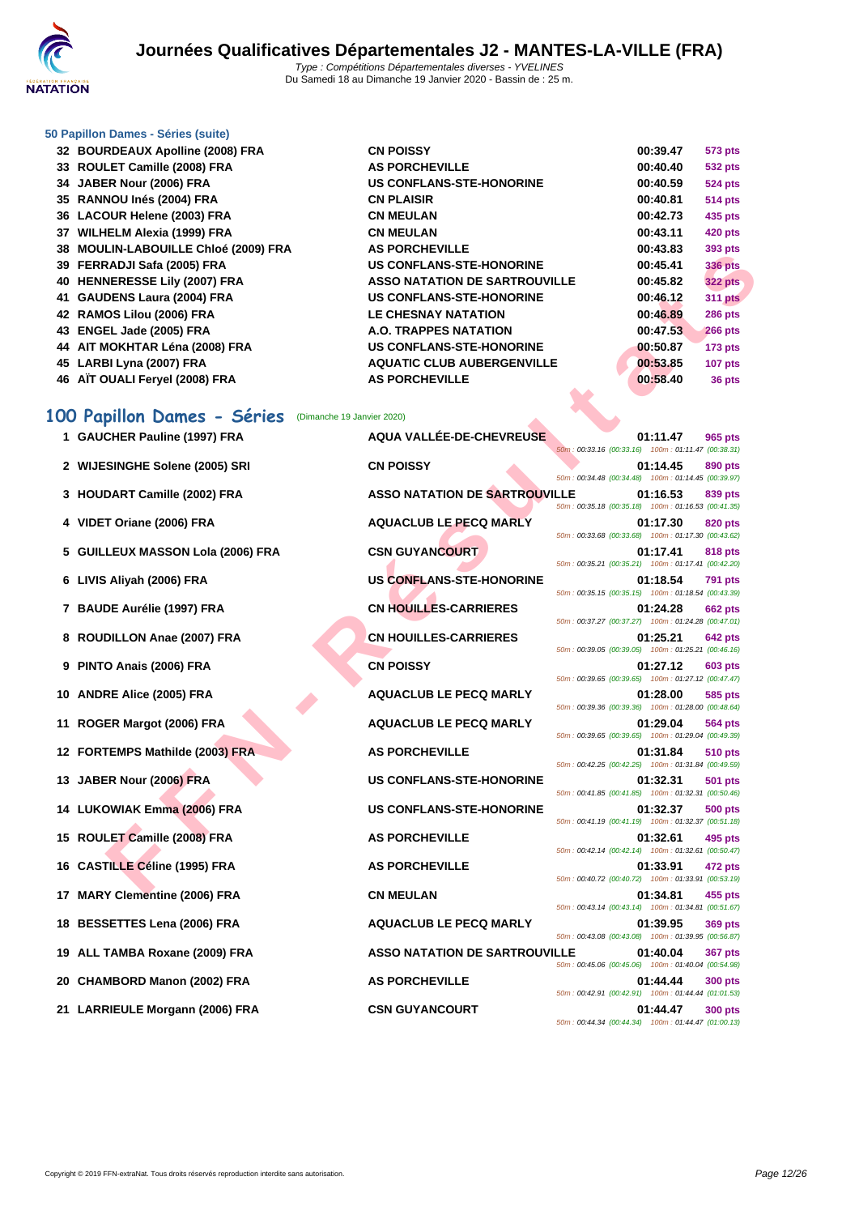# Journées Qualificatives Départementales J2 - MANTES-LA-VILLE (FRA)

Type : Compétitions Départementales diverses - YVELINES

Du Samedi 18 au Dimanche 19 Janvier 2020 - Bassin de : 25 m.

### 50 Papillon Dames - Séries (suite)

| | Nom | Club | Temps | Points |
|---|---|---|---|---|
| 32 | BOURDEAUX Apolline (2008) FRA | CN POISSY | 00:39.47 | 573 pts |
| 33 | ROULET Camille (2008) FRA | AS PORCHEVILLE | 00:40.40 | 532 pts |
| 34 | JABER Nour (2006) FRA | US CONFLANS-STE-HONORINE | 00:40.59 | 524 pts |
| 35 | RANNOU Inés (2004) FRA | CN PLAISIR | 00:40.81 | 514 pts |
| 36 | LACOUR Helene (2003) FRA | CN MEULAN | 00:42.73 | 435 pts |
| 37 | WILHELM Alexia (1999) FRA | CN MEULAN | 00:43.11 | 420 pts |
| 38 | MOULIN-LABOUILLE Chloé (2009) FRA | AS PORCHEVILLE | 00:43.83 | 393 pts |
| 39 | FERRADJI Safa (2005) FRA | US CONFLANS-STE-HONORINE | 00:45.41 | 336 pts |
| 40 | HENNERESSE Lily (2007) FRA | ASSO NATATION DE SARTROUVILLE | 00:45.82 | 322 pts |
| 41 | GAUDENS Laura (2004) FRA | US CONFLANS-STE-HONORINE | 00:46.12 | 311 pts |
| 42 | RAMOS Lilou (2006) FRA | LE CHESNAY NATATION | 00:46.89 | 286 pts |
| 43 | ENGEL Jade (2005) FRA | A.O. TRAPPES NATATION | 00:47.53 | 266 pts |
| 44 | AIT MOKHTAR Léna (2008) FRA | US CONFLANS-STE-HONORINE | 00:50.87 | 173 pts |
| 45 | LARBI Lyna (2007) FRA | AQUATIC CLUB AUBERGENVILLE | 00:53.85 | 107 pts |
| 46 | AÏT OUALI Feryel (2008) FRA | AS PORCHEVILLE | 00:58.40 | 36 pts |

## 100 Papillon Dames - Séries (Dimanche 19 Janvier 2020)

| | Nom | Club | Temps | Points | Intermédiaires |
|---|---|---|---|---|---|
| 1 | GAUCHER Pauline (1997) FRA | AQUA VALLÉE-DE-CHEVREUSE | 01:11.47 | 965 pts | 50m : 00:33.16 (00:33.16) 100m : 01:11.47 (00:38.31) |
| 2 | WIJESINGHE Solene (2005) SRI | CN POISSY | 01:14.45 | 890 pts | 50m : 00:34.48 (00:34.48) 100m : 01:14.45 (00:39.97) |
| 3 | HOUDART Camille (2002) FRA | ASSO NATATION DE SARTROUVILLE | 01:16.53 | 839 pts | 50m : 00:35.18 (00:35.18) 100m : 01:16.53 (00:41.35) |
| 4 | VIDET Oriane (2006) FRA | AQUACLUB LE PECQ MARLY | 01:17.30 | 820 pts | 50m : 00:33.68 (00:33.68) 100m : 01:17.30 (00:43.62) |
| 5 | GUILLEUX MASSON Lola (2006) FRA | CSN GUYANCOURT | 01:17.41 | 818 pts | 50m : 00:35.21 (00:35.21) 100m : 01:17.41 (00:42.20) |
| 6 | LIVIS Aliyah (2006) FRA | US CONFLANS-STE-HONORINE | 01:18.54 | 791 pts | 50m : 00:35.15 (00:35.15) 100m : 01:18.54 (00:43.39) |
| 7 | BAUDE Aurélie (1997) FRA | CN HOUILLES-CARRIERES | 01:24.28 | 662 pts | 50m : 00:37.27 (00:37.27) 100m : 01:24.28 (00:47.01) |
| 8 | ROUDILLON Anae (2007) FRA | CN HOUILLES-CARRIERES | 01:25.21 | 642 pts | 50m : 00:39.05 (00:39.05) 100m : 01:25.21 (00:46.16) |
| 9 | PINTO Anais (2006) FRA | CN POISSY | 01:27.12 | 603 pts | 50m : 00:39.65 (00:39.65) 100m : 01:27.12 (00:47.47) |
| 10 | ANDRE Alice (2005) FRA | AQUACLUB LE PECQ MARLY | 01:28.00 | 585 pts | 50m : 00:39.36 (00:39.36) 100m : 01:28.00 (00:48.64) |
| 11 | ROGER Margot (2006) FRA | AQUACLUB LE PECQ MARLY | 01:29.04 | 564 pts | 50m : 00:39.65 (00:39.65) 100m : 01:29.04 (00:49.39) |
| 12 | FORTEMPS Mathilde (2003) FRA | AS PORCHEVILLE | 01:31.84 | 510 pts | 50m : 00:42.25 (00:42.25) 100m : 01:31.84 (00:49.59) |
| 13 | JABER Nour (2006) FRA | US CONFLANS-STE-HONORINE | 01:32.31 | 501 pts | 50m : 00:41.85 (00:41.85) 100m : 01:32.31 (00:50.46) |
| 14 | LUKOWIAK Emma (2006) FRA | US CONFLANS-STE-HONORINE | 01:32.37 | 500 pts | 50m : 00:41.19 (00:41.19) 100m : 01:32.37 (00:51.18) |
| 15 | ROULET Camille (2008) FRA | AS PORCHEVILLE | 01:32.61 | 495 pts | 50m : 00:42.14 (00:42.14) 100m : 01:32.61 (00:50.47) |
| 16 | CASTILLE Céline (1995) FRA | AS PORCHEVILLE | 01:33.91 | 472 pts | 50m : 00:40.72 (00:40.72) 100m : 01:33.91 (00:53.19) |
| 17 | MARY Clementine (2006) FRA | CN MEULAN | 01:34.81 | 455 pts | 50m : 00:43.14 (00:43.14) 100m : 01:34.81 (00:51.67) |
| 18 | BESSETTES Lena (2006) FRA | AQUACLUB LE PECQ MARLY | 01:39.95 | 369 pts | 50m : 00:43.08 (00:43.08) 100m : 01:39.95 (00:56.87) |
| 19 | ALL TAMBA Roxane (2009) FRA | ASSO NATATION DE SARTROUVILLE | 01:40.04 | 367 pts | 50m : 00:45.06 (00:45.06) 100m : 01:40.04 (00:54.98) |
| 20 | CHAMBORD Manon (2002) FRA | AS PORCHEVILLE | 01:44.44 | 300 pts | 50m : 00:42.91 (00:42.91) 100m : 01:44.44 (01:01.53) |
| 21 | LARRIEULE Morgann (2006) FRA | CSN GUYANCOURT | 01:44.47 | 300 pts | 50m : 00:44.34 (00:44.34) 100m : 01:44.47 (01:00.13) |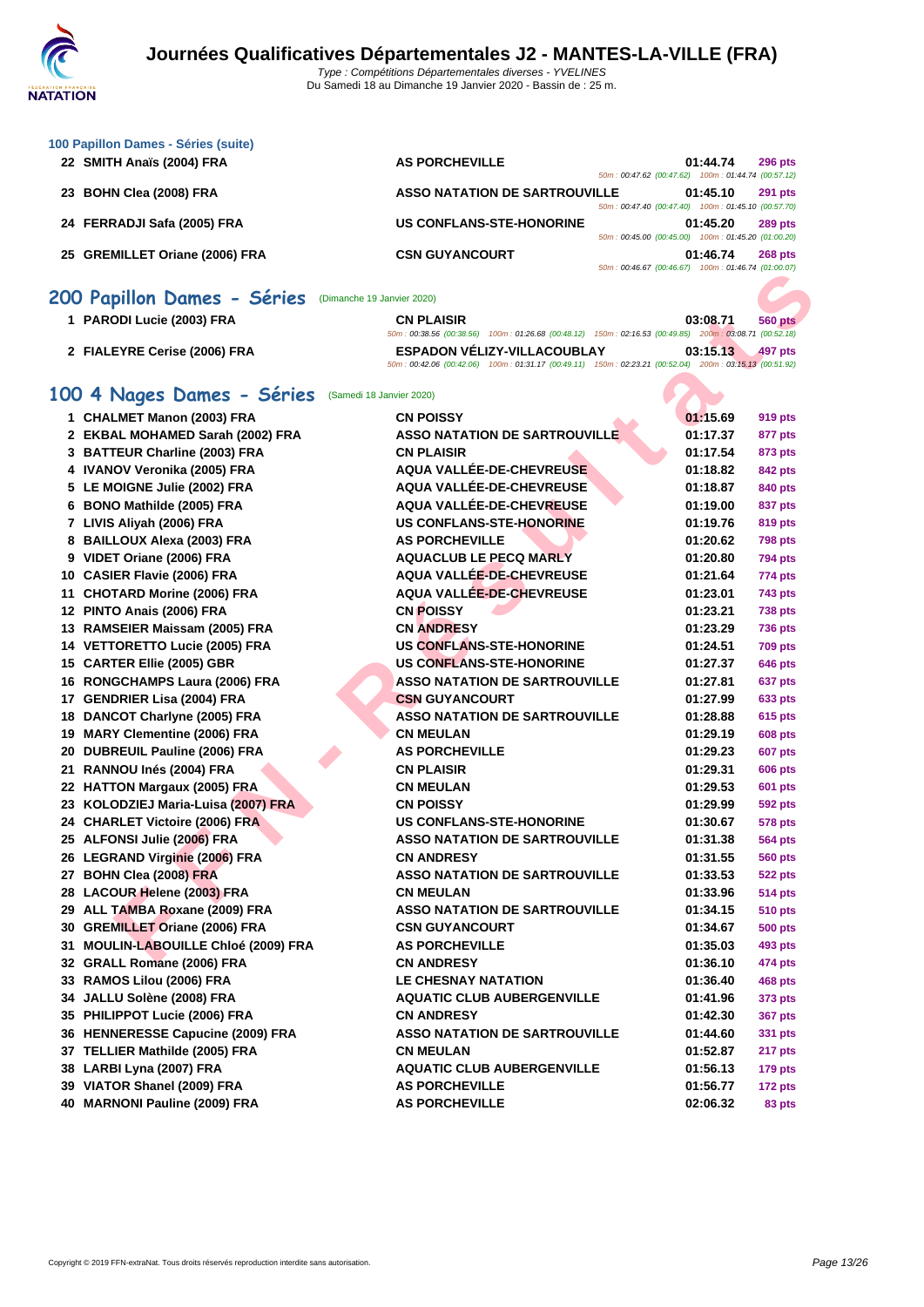# Journées Qualificatives Départementales J2 - MANTES-LA-VILLE (FRA)

*Type : Compétitions Départementales diverses - YVELINES*
Du Samedi 18 au Dimanche 19 Janvier 2020 - Bassin de : 25 m.

### 100 Papillon Dames - Séries (suite)

| Rang | Nom | Club | Temps | Points |
|---|---|---|---|---|
| 22 | SMITH Anaïs (2004) FRA | AS PORCHEVILLE | 01:44.74 | 296 pts |
| | | 50m : 00:47.62 (00:47.62) 100m : 01:44.74 (00:57.12) | | |
| 23 | BOHN Clea (2008) FRA | ASSO NATATION DE SARTROUVILLE | 01:45.10 | 291 pts |
| | | 50m : 00:47.40 (00:47.40) 100m : 01:45.10 (00:57.70) | | |
| 24 | FERRADJI Safa (2005) FRA | US CONFLANS-STE-HONORINE | 01:45.20 | 289 pts |
| | | 50m : 00:45.00 (00:45.00) 100m : 01:45.20 (01:00.20) | | |
| 25 | GREMILLET Oriane (2006) FRA | CSN GUYANCOURT | 01:46.74 | 268 pts |
| | | 50m : 00:46.67 (00:46.67) 100m : 01:46.74 (01:00.07) | | |

## 200 Papillon Dames - Séries (Dimanche 19 Janvier 2020)

| Rang | Nom | Club | Temps | Points |
|---|---|---|---|---|
| 1 | PARODI Lucie (2003) FRA | CN PLAISIR | 03:08.71 | 560 pts |
| | | 50m : 00:38.56 (00:38.56) 100m : 01:26.68 (00:48.12) 150m : 02:16.53 (00:49.85) 200m : 03:08.71 (00:52.18) | | |
| 2 | FIALEYRE Cerise (2006) FRA | ESPADON VÉLIZY-VILLACOUBLAY | 03:15.13 | 497 pts |
| | | 50m : 00:42.06 (00:42.06) 100m : 01:31.17 (00:49.11) 150m : 02:23.21 (00:52.04) 200m : 03:15.13 (00:51.92) | | |

## 100 4 Nages Dames - Séries (Samedi 18 Janvier 2020)

| Rang | Nom | Club | Temps | Points |
|---|---|---|---|---|
| 1 | CHALMET Manon (2003) FRA | CN POISSY | 01:15.69 | 919 pts |
| 2 | EKBAL MOHAMED Sarah (2002) FRA | ASSO NATATION DE SARTROUVILLE | 01:17.37 | 877 pts |
| 3 | BATTEUR Charline (2003) FRA | CN PLAISIR | 01:17.54 | 873 pts |
| 4 | IVANOV Veronika (2005) FRA | AQUA VALLÉE-DE-CHEVREUSE | 01:18.82 | 842 pts |
| 5 | LE MOIGNE Julie (2002) FRA | AQUA VALLÉE-DE-CHEVREUSE | 01:18.87 | 840 pts |
| 6 | BONO Mathilde (2005) FRA | AQUA VALLÉE-DE-CHEVREUSE | 01:19.00 | 837 pts |
| 7 | LIVIS Aliyah (2006) FRA | US CONFLANS-STE-HONORINE | 01:19.76 | 819 pts |
| 8 | BAILLOUX Alexa (2003) FRA | AS PORCHEVILLE | 01:20.62 | 798 pts |
| 9 | VIDET Oriane (2006) FRA | AQUACLUB LE PECQ MARLY | 01:20.80 | 794 pts |
| 10 | CASIER Flavie (2006) FRA | AQUA VALLÉE-DE-CHEVREUSE | 01:21.64 | 774 pts |
| 11 | CHOTARD Morine (2006) FRA | AQUA VALLÉE-DE-CHEVREUSE | 01:23.01 | 743 pts |
| 12 | PINTO Anais (2006) FRA | CN POISSY | 01:23.21 | 738 pts |
| 13 | RAMSEIER Maissam (2005) FRA | CN ANDRESY | 01:23.29 | 736 pts |
| 14 | VETTORETTO Lucie (2005) FRA | US CONFLANS-STE-HONORINE | 01:24.51 | 709 pts |
| 15 | CARTER Ellie (2005) GBR | US CONFLANS-STE-HONORINE | 01:27.37 | 646 pts |
| 16 | RONGCHAMPS Laura (2006) FRA | ASSO NATATION DE SARTROUVILLE | 01:27.81 | 637 pts |
| 17 | GENDRIER Lisa (2004) FRA | CSN GUYANCOURT | 01:27.99 | 633 pts |
| 18 | DANCOT Charlyne (2005) FRA | ASSO NATATION DE SARTROUVILLE | 01:28.88 | 615 pts |
| 19 | MARY Clementine (2006) FRA | CN MEULAN | 01:29.19 | 608 pts |
| 20 | DUBREUIL Pauline (2006) FRA | AS PORCHEVILLE | 01:29.23 | 607 pts |
| 21 | RANNOU Inés (2004) FRA | CN PLAISIR | 01:29.31 | 606 pts |
| 22 | HATTON Margaux (2005) FRA | CN MEULAN | 01:29.53 | 601 pts |
| 23 | KOLODZIEJ Maria-Luisa (2007) FRA | CN POISSY | 01:29.99 | 592 pts |
| 24 | CHARLET Victoire (2006) FRA | US CONFLANS-STE-HONORINE | 01:30.67 | 578 pts |
| 25 | ALFONSI Julie (2006) FRA | ASSO NATATION DE SARTROUVILLE | 01:31.38 | 564 pts |
| 26 | LEGRAND Virginie (2006) FRA | CN ANDRESY | 01:31.55 | 560 pts |
| 27 | BOHN Clea (2008) FRA | ASSO NATATION DE SARTROUVILLE | 01:33.53 | 522 pts |
| 28 | LACOUR Helene (2003) FRA | CN MEULAN | 01:33.96 | 514 pts |
| 29 | ALL TAMBA Roxane (2009) FRA | ASSO NATATION DE SARTROUVILLE | 01:34.15 | 510 pts |
| 30 | GREMILLET Oriane (2006) FRA | CSN GUYANCOURT | 01:34.67 | 500 pts |
| 31 | MOULIN-LABOUILLE Chloé (2009) FRA | AS PORCHEVILLE | 01:35.03 | 493 pts |
| 32 | GRALL Romane (2006) FRA | CN ANDRESY | 01:36.10 | 474 pts |
| 33 | RAMOS Lilou (2006) FRA | LE CHESNAY NATATION | 01:36.40 | 468 pts |
| 34 | JALLU Solène (2008) FRA | AQUATIC CLUB AUBERGENVILLE | 01:41.96 | 373 pts |
| 35 | PHILIPPOT Lucie (2006) FRA | CN ANDRESY | 01:42.30 | 367 pts |
| 36 | HENNERESSE Capucine (2009) FRA | ASSO NATATION DE SARTROUVILLE | 01:44.60 | 331 pts |
| 37 | TELLIER Mathilde (2005) FRA | CN MEULAN | 01:52.87 | 217 pts |
| 38 | LARBI Lyna (2007) FRA | AQUATIC CLUB AUBERGENVILLE | 01:56.13 | 179 pts |
| 39 | VIATOR Shanel (2009) FRA | AS PORCHEVILLE | 01:56.77 | 172 pts |
| 40 | MARNONI Pauline (2009) FRA | AS PORCHEVILLE | 02:06.32 | 83 pts |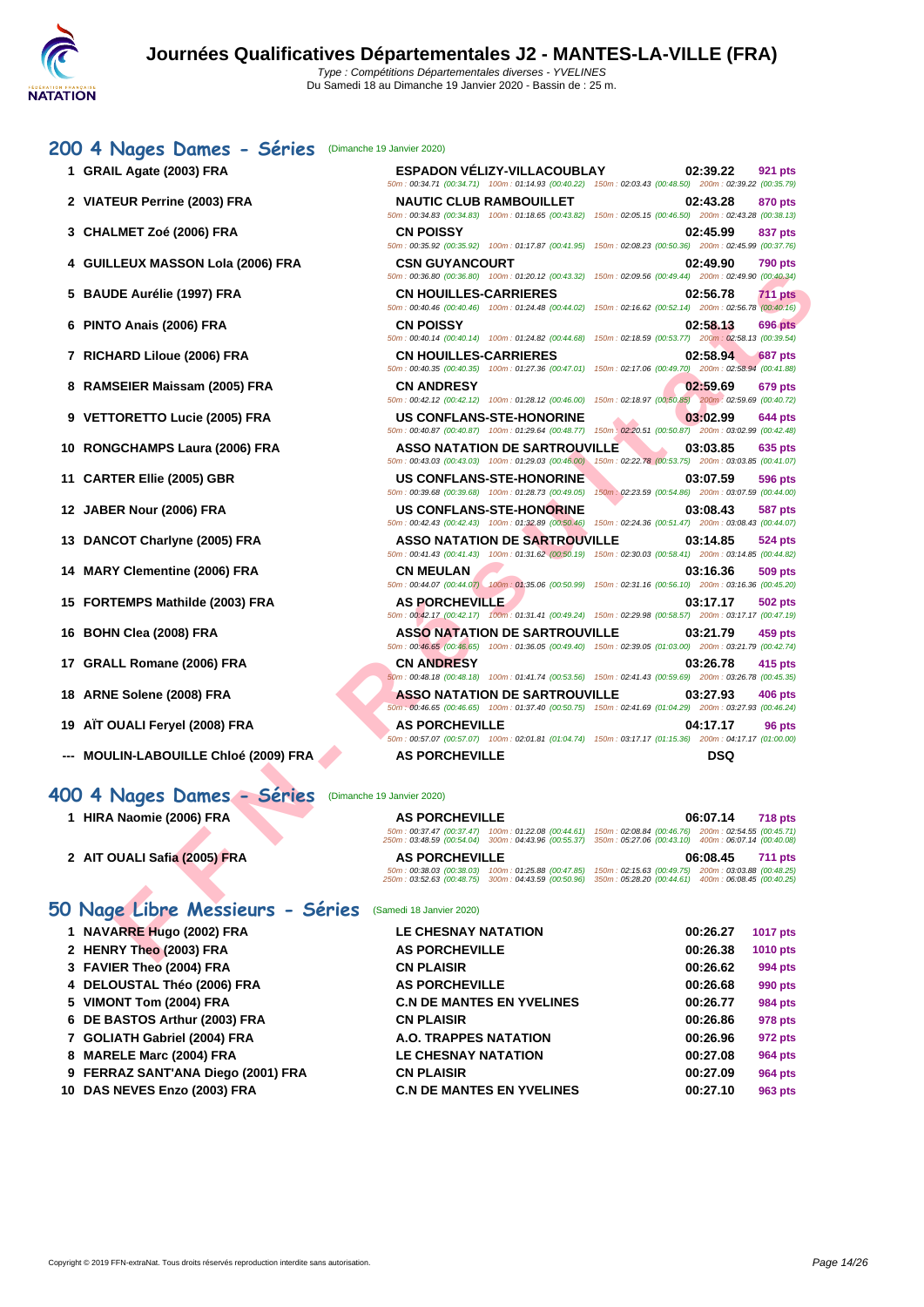# Journées Qualificatives Départementales J2 - MANTES-LA-VILLE (FRA)

*Type : Compétitions Départementales diverses - YVELINES*
Du Samedi 18 au Dimanche 19 Janvier 2020 - Bassin de : 25 m.

## 200 4 Nages Dames - Séries (Dimanche 19 Janvier 2020)

| Rg | Nom | Club | Temps | Points |
|---|---|---|---|---|
| 1 | GRAIL Agate (2003) FRA | ESPADON VÉLIZY-VILLACOUBLAY | 02:39.22 | 921 pts |
| | | 50m : 00:34.71 (00:34.71) 100m : 01:14.93 (00:40.22) 150m : 02:03.43 (00:48.50) 200m : 02:39.22 (00:35.79) | | |
| 2 | VIATEUR Perrine (2003) FRA | NAUTIC CLUB RAMBOUILLET | 02:43.28 | 870 pts |
| | | 50m : 00:34.83 (00:34.83) 100m : 01:18.65 (00:43.82) 150m : 02:05.15 (00:46.50) 200m : 02:43.28 (00:38.13) | | |
| 3 | CHALMET Zoé (2006) FRA | CN POISSY | 02:45.99 | 837 pts |
| | | 50m : 00:35.92 (00:35.92) 100m : 01:17.87 (00:41.95) 150m : 02:08.23 (00:50.36) 200m : 02:45.99 (00:37.76) | | |
| 4 | GUILLEUX MASSON Lola (2006) FRA | CSN GUYANCOURT | 02:49.90 | 790 pts |
| | | 50m : 00:36.80 (00:36.80) 100m : 01:20.12 (00:43.32) 150m : 02:09.56 (00:49.44) 200m : 02:49.90 (00:40.34) | | |
| 5 | BAUDE Aurélie (1997) FRA | CN HOUILLES-CARRIERES | 02:56.78 | 711 pts |
| | | 50m : 00:40.46 (00:40.46) 100m : 01:24.48 (00:44.02) 150m : 02:16.62 (00:52.14) 200m : 02:56.78 (00:40.16) | | |
| 6 | PINTO Anais (2006) FRA | CN POISSY | 02:58.13 | 696 pts |
| | | 50m : 00:40.14 (00:40.14) 100m : 01:24.82 (00:44.68) 150m : 02:18.59 (00:53.77) 200m : 02:58.13 (00:39.54) | | |
| 7 | RICHARD Liloue (2006) FRA | CN HOUILLES-CARRIERES | 02:58.94 | 687 pts |
| | | 50m : 00:40.35 (00:40.35) 100m : 01:27.36 (00:47.01) 150m : 02:17.06 (00:49.70) 200m : 02:58.94 (00:41.88) | | |
| 8 | RAMSEIER Maissam (2005) FRA | CN ANDRESY | 02:59.69 | 679 pts |
| | | 50m : 00:42.12 (00:42.12) 100m : 01:28.12 (00:46.00) 150m : 02:18.97 (00:50.85) 200m : 02:59.69 (00:40.72) | | |
| 9 | VETTORETTO Lucie (2005) FRA | US CONFLANS-STE-HONORINE | 03:02.99 | 644 pts |
| | | 50m : 00:40.87 (00:40.87) 100m : 01:29.64 (00:48.77) 150m : 02:20.51 (00:50.87) 200m : 03:02.99 (00:42.48) | | |
| 10 | RONGCHAMPS Laura (2006) FRA | ASSO NATATION DE SARTROUVILLE | 03:03.85 | 635 pts |
| | | 50m : 00:43.03 (00:43.03) 100m : 01:29.03 (00:46.00) 150m : 02:22.78 (00:53.75) 200m : 03:03.85 (00:41.07) | | |
| 11 | CARTER Ellie (2005) GBR | US CONFLANS-STE-HONORINE | 03:07.59 | 596 pts |
| | | 50m : 00:39.68 (00:39.68) 100m : 01:28.73 (00:49.05) 150m : 02:23.59 (00:54.86) 200m : 03:07.59 (00:44.00) | | |
| 12 | JABER Nour (2006) FRA | US CONFLANS-STE-HONORINE | 03:08.43 | 587 pts |
| | | 50m : 00:42.43 (00:42.43) 100m : 01:32.89 (00:50.46) 150m : 02:24.36 (00:51.47) 200m : 03:08.43 (00:44.07) | | |
| 13 | DANCOT Charlyne (2005) FRA | ASSO NATATION DE SARTROUVILLE | 03:14.85 | 524 pts |
| | | 50m : 00:41.43 (00:41.43) 100m : 01:31.62 (00:50.19) 150m : 02:30.03 (00:58.41) 200m : 03:14.85 (00:44.82) | | |
| 14 | MARY Clementine (2006) FRA | CN MEULAN | 03:16.36 | 509 pts |
| | | 50m : 00:44.07 (00:44.07) 100m : 01:35.06 (00:50.99) 150m : 02:31.16 (00:56.10) 200m : 03:16.36 (00:45.20) | | |
| 15 | FORTEMPS Mathilde (2003) FRA | AS PORCHEVILLE | 03:17.17 | 502 pts |
| | | 50m : 00:42.17 (00:42.17) 100m : 01:31.41 (00:49.24) 150m : 02:29.98 (00:58.57) 200m : 03:17.17 (00:47.19) | | |
| 16 | BOHN Clea (2008) FRA | ASSO NATATION DE SARTROUVILLE | 03:21.79 | 459 pts |
| | | 50m : 00:46.65 (00:46.65) 100m : 01:36.05 (00:49.40) 150m : 02:39.05 (01:03.00) 200m : 03:21.79 (00:42.74) | | |
| 17 | GRALL Romane (2006) FRA | CN ANDRESY | 03:26.78 | 415 pts |
| | | 50m : 00:48.18 (00:48.18) 100m : 01:41.74 (00:53.56) 150m : 02:41.43 (00:59.69) 200m : 03:26.78 (00:45.35) | | |
| 18 | ARNE Solene (2008) FRA | ASSO NATATION DE SARTROUVILLE | 03:27.93 | 406 pts |
| | | 50m : 00:46.65 (00:46.65) 100m : 01:37.40 (00:50.75) 150m : 02:41.69 (01:04.29) 200m : 03:27.93 (00:46.24) | | |
| 19 | AÏT OUALI Feryel (2008) FRA | AS PORCHEVILLE | 04:17.17 | 96 pts |
| | | 50m : 00:57.07 (00:57.07) 100m : 02:01.81 (01:04.74) 150m : 03:17.17 (01:15.36) 200m : 04:17.17 (01:00.00) | | |
| --- | MOULIN-LABOUILLE Chloé (2009) FRA | AS PORCHEVILLE | DSQ | |

## 400 4 Nages Dames - Séries (Dimanche 19 Janvier 2020)

| Rg | Nom | Club | Temps | Points |
|---|---|---|---|---|
| 1 | HIRA Naomie (2006) FRA | AS PORCHEVILLE | 06:07.14 | 718 pts |
| | | 50m : 00:37.47 (00:37.47) 100m : 01:22.08 (00:44.61) 150m : 02:08.84 (00:46.76) 200m : 02:54.55 (00:45.71) 250m : 03:48.59 (00:54.04) 300m : 04:43.96 (00:55.37) 350m : 05:27.06 (00:43.10) 400m : 06:07.14 (00:40.08) | | |
| 2 | AIT OUALI Safia (2005) FRA | AS PORCHEVILLE | 06:08.45 | 711 pts |
| | | 50m : 00:38.03 (00:38.03) 100m : 01:25.88 (00:47.85) 150m : 02:15.63 (00:49.75) 200m : 03:03.88 (00:48.25) 250m : 03:52.63 (00:48.75) 300m : 04:43.59 (00:50.96) 350m : 05:28.20 (00:44.61) 400m : 06:08.45 (00:40.25) | | |

## 50 Nage Libre Messieurs - Séries (Samedi 18 Janvier 2020)

| Rg | Nom | Club | Temps | Points |
|---|---|---|---|---|
| 1 | NAVARRE Hugo (2002) FRA | LE CHESNAY NATATION | 00:26.27 | 1017 pts |
| 2 | HENRY Theo (2003) FRA | AS PORCHEVILLE | 00:26.38 | 1010 pts |
| 3 | FAVIER Theo (2004) FRA | CN PLAISIR | 00:26.62 | 994 pts |
| 4 | DELOUSTAL Théo (2006) FRA | AS PORCHEVILLE | 00:26.68 | 990 pts |
| 5 | VIMONT Tom (2004) FRA | C.N DE MANTES EN YVELINES | 00:26.77 | 984 pts |
| 6 | DE BASTOS Arthur (2003) FRA | CN PLAISIR | 00:26.86 | 978 pts |
| 7 | GOLIATH Gabriel (2004) FRA | A.O. TRAPPES NATATION | 00:26.96 | 972 pts |
| 8 | MARELE Marc (2004) FRA | LE CHESNAY NATATION | 00:27.08 | 964 pts |
| 9 | FERRAZ SANT'ANA Diego (2001) FRA | CN PLAISIR | 00:27.09 | 964 pts |
| 10 | DAS NEVES Enzo (2003) FRA | C.N DE MANTES EN YVELINES | 00:27.10 | 963 pts |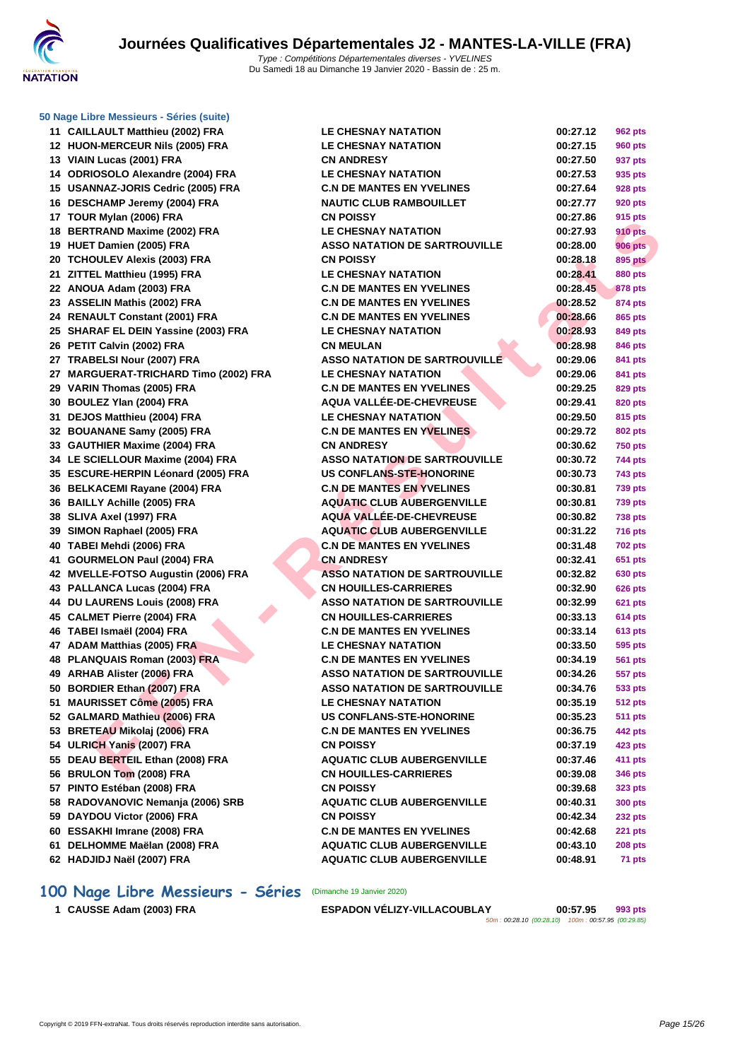# Journées Qualificatives Départementales J2 - MANTES-LA-VILLE (FRA)

*Type : Compétitions Départementales diverses - YVELINES*
Du Samedi 18 au Dimanche 19 Janvier 2020 - Bassin de : 25 m.

### 50 Nage Libre Messieurs - Séries (suite)

| | | | | |
|---|---|---|---|---|
| 11 | CAILLAULT Matthieu (2002) FRA | LE CHESNAY NATATION | 00:27.12 | 962 pts |
| 12 | HUON-MERCEUR Nils (2005) FRA | LE CHESNAY NATATION | 00:27.15 | 960 pts |
| 13 | VIAIN Lucas (2001) FRA | CN ANDRESY | 00:27.50 | 937 pts |
| 14 | ODRIOSOLO Alexandre (2004) FRA | LE CHESNAY NATATION | 00:27.53 | 935 pts |
| 15 | USANNAZ-JORIS Cedric (2005) FRA | C.N DE MANTES EN YVELINES | 00:27.64 | 928 pts |
| 16 | DESCHAMP Jeremy (2004) FRA | NAUTIC CLUB RAMBOUILLET | 00:27.77 | 920 pts |
| 17 | TOUR Mylan (2006) FRA | CN POISSY | 00:27.86 | 915 pts |
| 18 | BERTRAND Maxime (2002) FRA | LE CHESNAY NATATION | 00:27.93 | 910 pts |
| 19 | HUET Damien (2005) FRA | ASSO NATATION DE SARTROUVILLE | 00:28.00 | 906 pts |
| 20 | TCHOULEV Alexis (2003) FRA | CN POISSY | 00:28.18 | 895 pts |
| 21 | ZITTEL Matthieu (1995) FRA | LE CHESNAY NATATION | 00:28.41 | 880 pts |
| 22 | ANOUA Adam (2003) FRA | C.N DE MANTES EN YVELINES | 00:28.45 | 878 pts |
| 23 | ASSELIN Mathis (2002) FRA | C.N DE MANTES EN YVELINES | 00:28.52 | 874 pts |
| 24 | RENAULT Constant (2001) FRA | C.N DE MANTES EN YVELINES | 00:28.66 | 865 pts |
| 25 | SHARAF EL DEIN Yassine (2003) FRA | LE CHESNAY NATATION | 00:28.93 | 849 pts |
| 26 | PETIT Calvin (2002) FRA | CN MEULAN | 00:28.98 | 846 pts |
| 27 | TRABELSI Nour (2007) FRA | ASSO NATATION DE SARTROUVILLE | 00:29.06 | 841 pts |
| 27 | MARGUERAT-TRICHARD Timo (2002) FRA | LE CHESNAY NATATION | 00:29.06 | 841 pts |
| 29 | VARIN Thomas (2005) FRA | C.N DE MANTES EN YVELINES | 00:29.25 | 829 pts |
| 30 | BOULEZ Ylan (2004) FRA | AQUA VALLÉE-DE-CHEVREUSE | 00:29.41 | 820 pts |
| 31 | DEJOS Matthieu (2004) FRA | LE CHESNAY NATATION | 00:29.50 | 815 pts |
| 32 | BOUANANE Samy (2005) FRA | C.N DE MANTES EN YVELINES | 00:29.72 | 802 pts |
| 33 | GAUTHIER Maxime (2004) FRA | CN ANDRESY | 00:30.62 | 750 pts |
| 34 | LE SCIELLOUR Maxime (2004) FRA | ASSO NATATION DE SARTROUVILLE | 00:30.72 | 744 pts |
| 35 | ESCURE-HERPIN Léonard (2005) FRA | US CONFLANS-STE-HONORINE | 00:30.73 | 743 pts |
| 36 | BELKACEMI Rayane (2004) FRA | C.N DE MANTES EN YVELINES | 00:30.81 | 739 pts |
| 36 | BAILLY Achille (2005) FRA | AQUATIC CLUB AUBERGENVILLE | 00:30.81 | 739 pts |
| 38 | SLIVA Axel (1997) FRA | AQUA VALLÉE-DE-CHEVREUSE | 00:30.82 | 738 pts |
| 39 | SIMON Raphael (2005) FRA | AQUATIC CLUB AUBERGENVILLE | 00:31.22 | 716 pts |
| 40 | TABEI Mehdi (2006) FRA | C.N DE MANTES EN YVELINES | 00:31.48 | 702 pts |
| 41 | GOURMELON Paul (2004) FRA | CN ANDRESY | 00:32.41 | 651 pts |
| 42 | MVELLE-FOTSO Augustin (2006) FRA | ASSO NATATION DE SARTROUVILLE | 00:32.82 | 630 pts |
| 43 | PALLANCA Lucas (2004) FRA | CN HOUILLES-CARRIERES | 00:32.90 | 626 pts |
| 44 | DU LAURENS Louis (2008) FRA | ASSO NATATION DE SARTROUVILLE | 00:32.99 | 621 pts |
| 45 | CALMET Pierre (2004) FRA | CN HOUILLES-CARRIERES | 00:33.13 | 614 pts |
| 46 | TABEI Ismaël (2004) FRA | C.N DE MANTES EN YVELINES | 00:33.14 | 613 pts |
| 47 | ADAM Matthias (2005) FRA | LE CHESNAY NATATION | 00:33.50 | 595 pts |
| 48 | PLANQUAIS Roman (2003) FRA | C.N DE MANTES EN YVELINES | 00:34.19 | 561 pts |
| 49 | ARHAB Alister (2006) FRA | ASSO NATATION DE SARTROUVILLE | 00:34.26 | 557 pts |
| 50 | BORDIER Ethan (2007) FRA | ASSO NATATION DE SARTROUVILLE | 00:34.76 | 533 pts |
| 51 | MAURISSET Côme (2005) FRA | LE CHESNAY NATATION | 00:35.19 | 512 pts |
| 52 | GALMARD Mathieu (2006) FRA | US CONFLANS-STE-HONORINE | 00:35.23 | 511 pts |
| 53 | BRETEAU Mikolaj (2006) FRA | C.N DE MANTES EN YVELINES | 00:36.75 | 442 pts |
| 54 | ULRICH Yanis (2007) FRA | CN POISSY | 00:37.19 | 423 pts |
| 55 | DEAU BERTEIL Ethan (2008) FRA | AQUATIC CLUB AUBERGENVILLE | 00:37.46 | 411 pts |
| 56 | BRULON Tom (2008) FRA | CN HOUILLES-CARRIERES | 00:39.08 | 346 pts |
| 57 | PINTO Estéban (2008) FRA | CN POISSY | 00:39.68 | 323 pts |
| 58 | RADOVANOVIC Nemanja (2006) SRB | AQUATIC CLUB AUBERGENVILLE | 00:40.31 | 300 pts |
| 59 | DAYDOU Victor (2006) FRA | CN POISSY | 00:42.34 | 232 pts |
| 60 | ESSAKHI Imrane (2008) FRA | C.N DE MANTES EN YVELINES | 00:42.68 | 221 pts |
| 61 | DELHOMME Maëlan (2008) FRA | AQUATIC CLUB AUBERGENVILLE | 00:43.10 | 208 pts |
| 62 | HADJIDJ Naël (2007) FRA | AQUATIC CLUB AUBERGENVILLE | 00:48.91 | 71 pts |

## 100 Nage Libre Messieurs - Séries (Dimanche 19 Janvier 2020)

| | | | | |
|---|---|---|---|---|
| 1 | CAUSSE Adam (2003) FRA | ESPADON VÉLIZY-VILLACOUBLAY | 00:57.95 | 993 pts |
| | | | *50m : 00:28.10 (00:28.10) 100m : 00:57.95 (00:29.85)* | |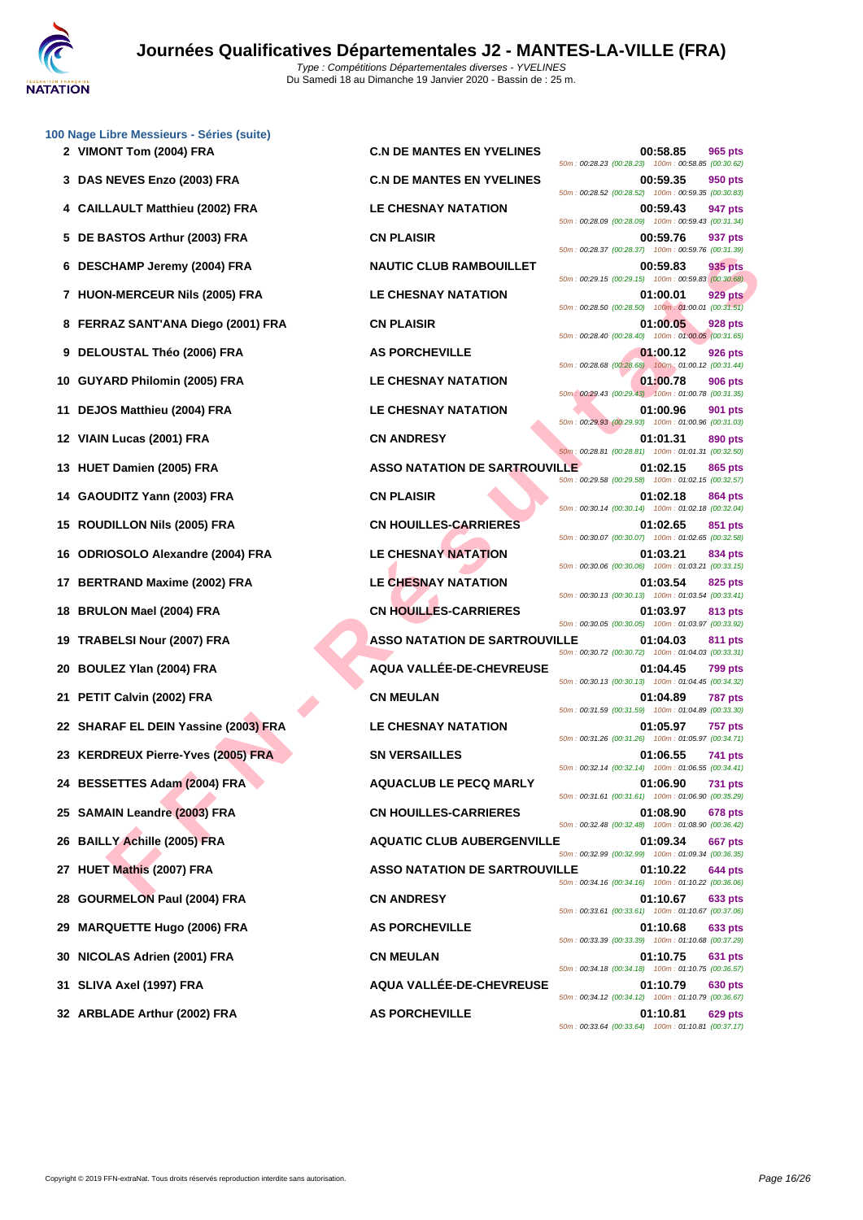### 100 Nage Libre Messieurs - Séries (suite)

| Rang | Nom | Club | Temps | Points | Splits |
|---|---|---|---|---|---|
| 2 | VIMONT Tom (2004) FRA | C.N DE MANTES EN YVELINES | 00:58.85 | 965 pts | 50m : 00:28.23 (00:28.23) 100m : 00:58.85 (00:30.62) |
| 3 | DAS NEVES Enzo (2003) FRA | C.N DE MANTES EN YVELINES | 00:59.35 | 950 pts | 50m : 00:28.52 (00:28.52) 100m : 00:59.35 (00:30.83) |
| 4 | CAILLAULT Matthieu (2002) FRA | LE CHESNAY NATATION | 00:59.43 | 947 pts | 50m : 00:28.09 (00:28.09) 100m : 00:59.43 (00:31.34) |
| 5 | DE BASTOS Arthur (2003) FRA | CN PLAISIR | 00:59.76 | 937 pts | 50m : 00:28.37 (00:28.37) 100m : 00:59.76 (00:31.39) |
| 6 | DESCHAMP Jeremy (2004) FRA | NAUTIC CLUB RAMBOUILLET | 00:59.83 | 935 pts | 50m : 00:29.15 (00:29.15) 100m : 00:59.83 (00:30.68) |
| 7 | HUON-MERCEUR Nils (2005) FRA | LE CHESNAY NATATION | 01:00.01 | 929 pts | 50m : 00:28.50 (00:28.50) 100m : 01:00.01 (00:31.51) |
| 8 | FERRAZ SANT'ANA Diego (2001) FRA | CN PLAISIR | 01:00.05 | 928 pts | 50m : 00:28.40 (00:28.40) 100m : 01:00.05 (00:31.65) |
| 9 | DELOUSTAL Théo (2006) FRA | AS PORCHEVILLE | 01:00.12 | 926 pts | 50m : 00:28.68 (00:28.68) 100m : 01:00.12 (00:31.44) |
| 10 | GUYARD Philomin (2005) FRA | LE CHESNAY NATATION | 01:00.78 | 906 pts | 50m : 00:29.43 (00:29.43) 100m : 01:00.78 (00:31.35) |
| 11 | DEJOS Matthieu (2004) FRA | LE CHESNAY NATATION | 01:00.96 | 901 pts | 50m : 00:29.93 (00:29.93) 100m : 01:00.96 (00:31.03) |
| 12 | VIAIN Lucas (2001) FRA | CN ANDRESY | 01:01.31 | 890 pts | 50m : 00:28.81 (00:28.81) 100m : 01:01.31 (00:32.50) |
| 13 | HUET Damien (2005) FRA | ASSO NATATION DE SARTROUVILLE | 01:02.15 | 865 pts | 50m : 00:29.58 (00:29.58) 100m : 01:02.15 (00:32.57) |
| 14 | GAOUDITZ Yann (2003) FRA | CN PLAISIR | 01:02.18 | 864 pts | 50m : 00:30.14 (00:30.14) 100m : 01:02.18 (00:32.04) |
| 15 | ROUDILLON Nils (2005) FRA | CN HOUILLES-CARRIERES | 01:02.65 | 851 pts | 50m : 00:30.07 (00:30.07) 100m : 01:02.65 (00:32.58) |
| 16 | ODRIOSOLO Alexandre (2004) FRA | LE CHESNAY NATATION | 01:03.21 | 834 pts | 50m : 00:30.06 (00:30.06) 100m : 01:03.21 (00:33.15) |
| 17 | BERTRAND Maxime (2002) FRA | LE CHESNAY NATATION | 01:03.54 | 825 pts | 50m : 00:30.13 (00:30.13) 100m : 01:03.54 (00:33.41) |
| 18 | BRULON Mael (2004) FRA | CN HOUILLES-CARRIERES | 01:03.97 | 813 pts | 50m : 00:30.05 (00:30.05) 100m : 01:03.97 (00:33.92) |
| 19 | TRABELSI Nour (2007) FRA | ASSO NATATION DE SARTROUVILLE | 01:04.03 | 811 pts | 50m : 00:30.72 (00:30.72) 100m : 01:04.03 (00:33.31) |
| 20 | BOULEZ Ylan (2004) FRA | AQUA VALLÉE-DE-CHEVREUSE | 01:04.45 | 799 pts | 50m : 00:30.13 (00:30.13) 100m : 01:04.45 (00:34.32) |
| 21 | PETIT Calvin (2002) FRA | CN MEULAN | 01:04.89 | 787 pts | 50m : 00:31.59 (00:31.59) 100m : 01:04.89 (00:33.30) |
| 22 | SHARAF EL DEIN Yassine (2003) FRA | LE CHESNAY NATATION | 01:05.97 | 757 pts | 50m : 00:31.26 (00:31.26) 100m : 01:05.97 (00:34.71) |
| 23 | KERDREUX Pierre-Yves (2005) FRA | SN VERSAILLES | 01:06.55 | 741 pts | 50m : 00:32.14 (00:32.14) 100m : 01:06.55 (00:34.41) |
| 24 | BESSETTES Adam (2004) FRA | AQUACLUB LE PECQ MARLY | 01:06.90 | 731 pts | 50m : 00:31.61 (00:31.61) 100m : 01:06.90 (00:35.29) |
| 25 | SAMAIN Leandre (2003) FRA | CN HOUILLES-CARRIERES | 01:08.90 | 678 pts | 50m : 00:32.48 (00:32.48) 100m : 01:08.90 (00:36.42) |
| 26 | BAILLY Achille (2005) FRA | AQUATIC CLUB AUBERGENVILLE | 01:09.34 | 667 pts | 50m : 00:32.99 (00:32.99) 100m : 01:09.34 (00:36.35) |
| 27 | HUET Mathis (2007) FRA | ASSO NATATION DE SARTROUVILLE | 01:10.22 | 644 pts | 50m : 00:34.16 (00:34.16) 100m : 01:10.22 (00:36.06) |
| 28 | GOURMELON Paul (2004) FRA | CN ANDRESY | 01:10.67 | 633 pts | 50m : 00:33.61 (00:33.61) 100m : 01:10.67 (00:37.06) |
| 29 | MARQUETTE Hugo (2006) FRA | AS PORCHEVILLE | 01:10.68 | 633 pts | 50m : 00:33.39 (00:33.39) 100m : 01:10.68 (00:37.29) |
| 30 | NICOLAS Adrien (2001) FRA | CN MEULAN | 01:10.75 | 631 pts | 50m : 00:34.18 (00:34.18) 100m : 01:10.75 (00:36.57) |
| 31 | SLIVA Axel (1997) FRA | AQUA VALLÉE-DE-CHEVREUSE | 01:10.79 | 630 pts | 50m : 00:34.12 (00:34.12) 100m : 01:10.79 (00:36.67) |
| 32 | ARBLADE Arthur (2002) FRA | AS PORCHEVILLE | 01:10.81 | 629 pts | 50m : 00:33.64 (00:33.64) 100m : 01:10.81 (00:37.17) |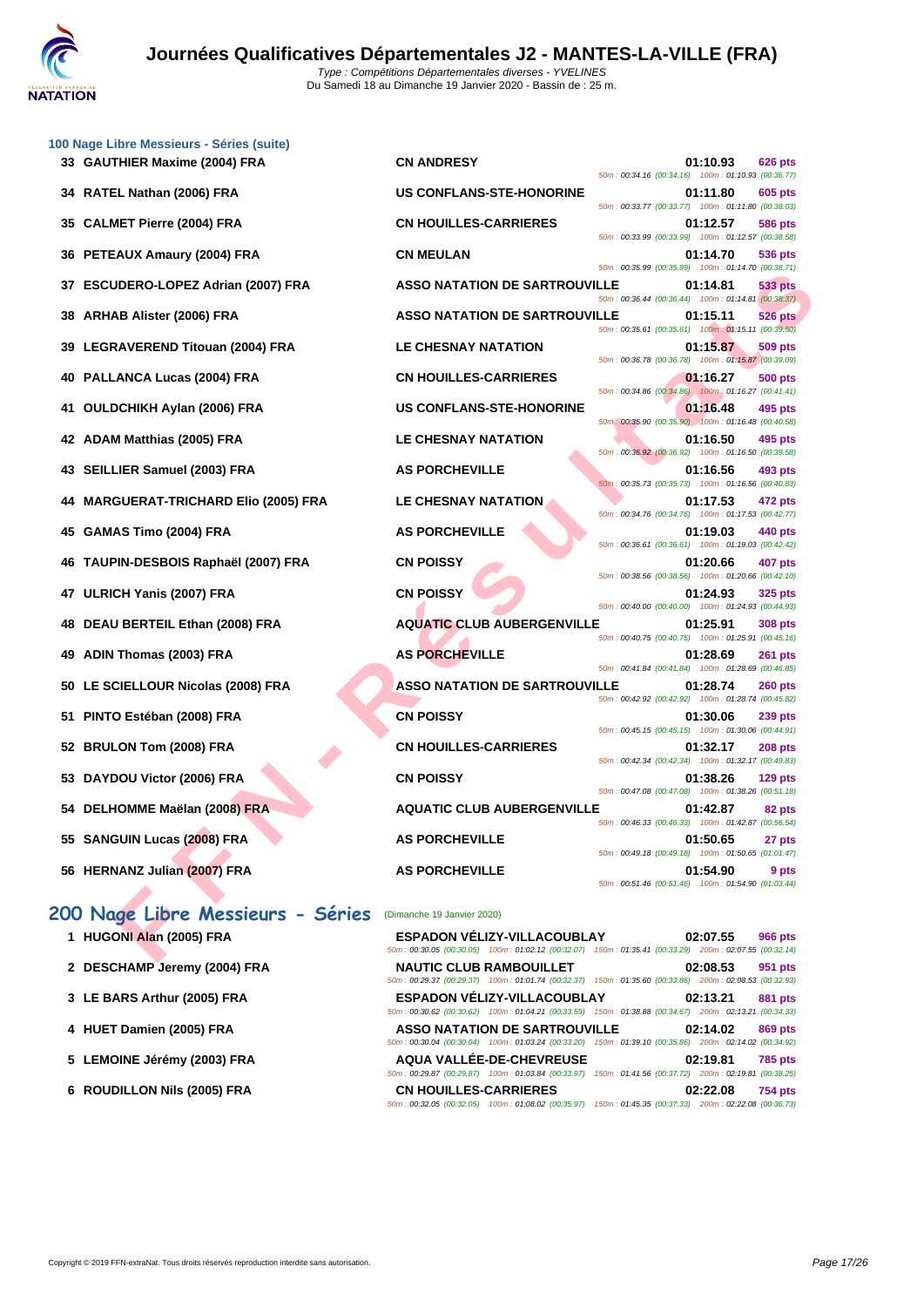# Journées Qualificatives Départementales J2 - MANTES-LA-VILLE (FRA)

*Type : Compétitions Départementales diverses - YVELINES*
Du Samedi 18 au Dimanche 19 Janvier 2020 - Bassin de : 25 m.

### 100 Nage Libre Messieurs - Séries (suite)

| Rang | Nom | Club | Temps | Points | Intermédiaires |
|---|---|---|---|---|---|
| 33 | GAUTHIER Maxime (2004) FRA | CN ANDRESY | 01:10.93 | 626 pts | 50m : 00:34.16 (00:34.16) 100m : 01:10.93 (00:36.77) |
| 34 | RATEL Nathan (2006) FRA | US CONFLANS-STE-HONORINE | 01:11.80 | 605 pts | 50m : 00:33.77 (00:33.77) 100m : 01:11.80 (00:38.03) |
| 35 | CALMET Pierre (2004) FRA | CN HOUILLES-CARRIERES | 01:12.57 | 586 pts | 50m : 00:33.99 (00:33.99) 100m : 01:12.57 (00:38.58) |
| 36 | PETEAUX Amaury (2004) FRA | CN MEULAN | 01:14.70 | 536 pts | 50m : 00:35.99 (00:35.99) 100m : 01:14.70 (00:38.71) |
| 37 | ESCUDERO-LOPEZ Adrian (2007) FRA | ASSO NATATION DE SARTROUVILLE | 01:14.81 | 533 pts | 50m : 00:36.44 (00:36.44) 100m : 01:14.81 (00:38.37) |
| 38 | ARHAB Alister (2006) FRA | ASSO NATATION DE SARTROUVILLE | 01:15.11 | 526 pts | 50m : 00:35.61 (00:35.61) 100m : 01:15.11 (00:39.50) |
| 39 | LEGRAVEREND Titouan (2004) FRA | LE CHESNAY NATATION | 01:15.87 | 509 pts | 50m : 00:36.78 (00:36.78) 100m : 01:15.87 (00:39.09) |
| 40 | PALLANCA Lucas (2004) FRA | CN HOUILLES-CARRIERES | 01:16.27 | 500 pts | 50m : 00:34.86 (00:34.86) 100m : 01:16.27 (00:41.41) |
| 41 | OULDCHIKH Aylan (2006) FRA | US CONFLANS-STE-HONORINE | 01:16.48 | 495 pts | 50m : 00:35.90 (00:35.90) 100m : 01:16.48 (00:40.58) |
| 42 | ADAM Matthias (2005) FRA | LE CHESNAY NATATION | 01:16.50 | 495 pts | 50m : 00:36.92 (00:36.92) 100m : 01:16.50 (00:39.58) |
| 43 | SEILLIER Samuel (2003) FRA | AS PORCHEVILLE | 01:16.56 | 493 pts | 50m : 00:35.73 (00:35.73) 100m : 01:16.56 (00:40.83) |
| 44 | MARGUERAT-TRICHARD Elio (2005) FRA | LE CHESNAY NATATION | 01:17.53 | 472 pts | 50m : 00:34.76 (00:34.76) 100m : 01:17.53 (00:42.77) |
| 45 | GAMAS Timo (2004) FRA | AS PORCHEVILLE | 01:19.03 | 440 pts | 50m : 00:36.61 (00:36.61) 100m : 01:19.03 (00:42.42) |
| 46 | TAUPIN-DESBOIS Raphaël (2007) FRA | CN POISSY | 01:20.66 | 407 pts | 50m : 00:38.56 (00:38.56) 100m : 01:20.66 (00:42.10) |
| 47 | ULRICH Yanis (2007) FRA | CN POISSY | 01:24.93 | 325 pts | 50m : 00:40.00 (00:40.00) 100m : 01:24.93 (00:44.93) |
| 48 | DEAU BERTEIL Ethan (2008) FRA | AQUATIC CLUB AUBERGENVILLE | 01:25.91 | 308 pts | 50m : 00:40.75 (00:40.75) 100m : 01:25.91 (00:45.16) |
| 49 | ADIN Thomas (2003) FRA | AS PORCHEVILLE | 01:28.69 | 261 pts | 50m : 00:41.84 (00:41.84) 100m : 01:28.69 (00:46.85) |
| 50 | LE SCIELLOUR Nicolas (2008) FRA | ASSO NATATION DE SARTROUVILLE | 01:28.74 | 260 pts | 50m : 00:42.92 (00:42.92) 100m : 01:28.74 (00:45.82) |
| 51 | PINTO Estéban (2008) FRA | CN POISSY | 01:30.06 | 239 pts | 50m : 00:45.15 (00:45.15) 100m : 01:30.06 (00:44.91) |
| 52 | BRULON Tom (2008) FRA | CN HOUILLES-CARRIERES | 01:32.17 | 208 pts | 50m : 00:42.34 (00:42.34) 100m : 01:32.17 (00:49.83) |
| 53 | DAYDOU Victor (2006) FRA | CN POISSY | 01:38.26 | 129 pts | 50m : 00:47.08 (00:47.08) 100m : 01:38.26 (00:51.18) |
| 54 | DELHOMME Maëlan (2008) FRA | AQUATIC CLUB AUBERGENVILLE | 01:42.87 | 82 pts | 50m : 00:46.33 (00:46.33) 100m : 01:42.87 (00:56.54) |
| 55 | SANGUIN Lucas (2008) FRA | AS PORCHEVILLE | 01:50.65 | 27 pts | 50m : 00:49.18 (00:49.18) 100m : 01:50.65 (01:01.47) |
| 56 | HERNANZ Julian (2007) FRA | AS PORCHEVILLE | 01:54.90 | 9 pts | 50m : 00:51.46 (00:51.46) 100m : 01:54.90 (01:03.44) |

## 200 Nage Libre Messieurs - Séries (Dimanche 19 Janvier 2020)

| Rang | Nom | Club | Temps | Points | Intermédiaires |
|---|---|---|---|---|---|
| 1 | HUGONI Alan (2005) FRA | ESPADON VÉLIZY-VILLACOUBLAY | 02:07.55 | 966 pts | 50m : 00:30.05 (00:30.05) 100m : 01:02.12 (00:32.07) 150m : 01:35.41 (00:33.29) 200m : 02:07.55 (00:32.14) |
| 2 | DESCHAMP Jeremy (2004) FRA | NAUTIC CLUB RAMBOUILLET | 02:08.53 | 951 pts | 50m : 00:29.37 (00:29.37) 100m : 01:01.74 (00:32.37) 150m : 01:35.60 (00:33.86) 200m : 02:08.53 (00:32.93) |
| 3 | LE BARS Arthur (2005) FRA | ESPADON VÉLIZY-VILLACOUBLAY | 02:13.21 | 881 pts | 50m : 00:30.62 (00:30.62) 100m : 01:04.21 (00:33.59) 150m : 01:38.88 (00:34.67) 200m : 02:13.21 (00:34.33) |
| 4 | HUET Damien (2005) FRA | ASSO NATATION DE SARTROUVILLE | 02:14.02 | 869 pts | 50m : 00:30.04 (00:30.04) 100m : 01:03.24 (00:33.20) 150m : 01:39.10 (00:35.86) 200m : 02:14.02 (00:34.92) |
| 5 | LEMOINE Jérémy (2003) FRA | AQUA VALLÉE-DE-CHEVREUSE | 02:19.81 | 785 pts | 50m : 00:29.87 (00:29.87) 100m : 01:03.84 (00:33.97) 150m : 01:41.56 (00:37.72) 200m : 02:19.81 (00:38.25) |
| 6 | ROUDILLON Nils (2005) FRA | CN HOUILLES-CARRIERES | 02:22.08 | 754 pts | 50m : 00:32.05 (00:32.05) 100m : 01:08.02 (00:35.97) 150m : 01:45.35 (00:37.33) 200m : 02:22.08 (00:36.73) |

Copyright © 2019 FFN-extraNat. Tous droits réservés reproduction interdite sans autorisation.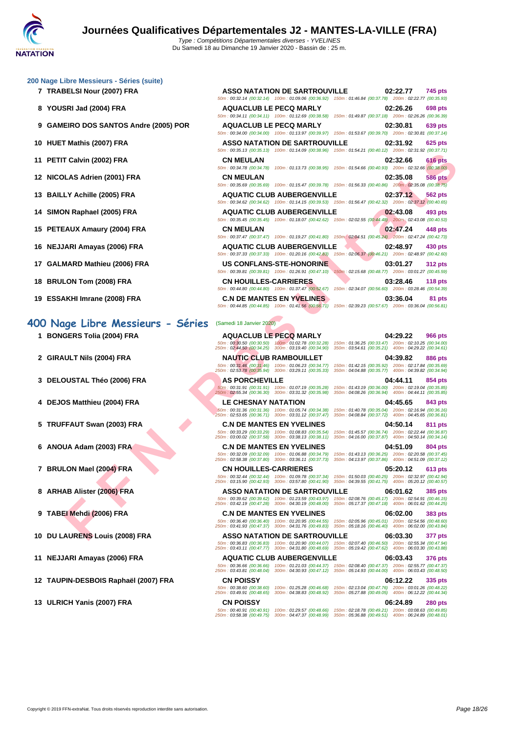# Journées Qualificatives Départementales J2 - MANTES-LA-VILLE (FRA)

*Type : Compétitions Départementales diverses - YVELINES*
Du Samedi 18 au Dimanche 19 Janvier 2020 - Bassin de : 25 m.

## 200 Nage Libre Messieurs - Séries (suite)

| Rang | Nom | Club | Temps | Points |
|---|---|---|---|---|
| 7 | TRABELSI Nour (2007) FRA | ASSO NATATION DE SARTROUVILLE | 02:22.77 | 745 pts |
| | | 50m : 00:32.14 (00:32.14) 100m : 01:09.06 (00:36.92) 150m : 01:46.84 (00:37.78) 200m : 02:22.77 (00:35.93) | | |
| 8 | YOUSRI Jad (2004) FRA | AQUACLUB LE PECQ MARLY | 02:26.26 | 698 pts |
| | | 50m : 00:34.11 (00:34.11) 100m : 01:12.69 (00:38.58) 150m : 01:49.87 (00:37.18) 200m : 02:26.26 (00:36.39) | | |
| 9 | GAMEIRO DOS SANTOS Andre (2005) POR | AQUACLUB LE PECQ MARLY | 02:30.81 | 639 pts |
| | | 50m : 00:34.00 (00:34.00) 100m : 01:13.97 (00:39.97) 150m : 01:53.67 (00:39.70) 200m : 02:30.81 (00:37.14) | | |
| 10 | HUET Mathis (2007) FRA | ASSO NATATION DE SARTROUVILLE | 02:31.92 | 625 pts |
| | | 50m : 00:35.13 (00:35.13) 100m : 01:14.09 (00:38.96) 150m : 01:54.21 (00:40.12) 200m : 02:31.92 (00:37.71) | | |
| 11 | PETIT Calvin (2002) FRA | CN MEULAN | 02:32.66 | 616 pts |
| | | 50m : 00:34.78 (00:34.78) 100m : 01:13.73 (00:38.95) 150m : 01:54.66 (00:40.93) 200m : 02:32.66 (00:38.00) | | |
| 12 | NICOLAS Adrien (2001) FRA | CN MEULAN | 02:35.08 | 586 pts |
| | | 50m : 00:35.69 (00:35.69) 100m : 01:15.47 (00:39.78) 150m : 01:56.33 (00:40.86) 200m : 02:35.08 (00:38.75) | | |
| 13 | BAILLY Achille (2005) FRA | AQUATIC CLUB AUBERGENVILLE | 02:37.12 | 562 pts |
| | | 50m : 00:34.62 (00:34.62) 100m : 01:14.15 (00:39.53) 150m : 01:56.47 (00:42.32) 200m : 02:37.12 (00:40.65) | | |
| 14 | SIMON Raphael (2005) FRA | AQUATIC CLUB AUBERGENVILLE | 02:43.08 | 493 pts |
| | | 50m : 00:35.45 (00:35.45) 100m : 01:18.07 (00:42.62) 150m : 02:02.55 (00:44.48) 200m : 02:43.08 (00:40.53) | | |
| 15 | PETEAUX Amaury (2004) FRA | CN MEULAN | 02:47.24 | 448 pts |
| | | 50m : 00:37.47 (00:37.47) 100m : 01:19.27 (00:41.80) 150m : 02:04.51 (00:45.24) 200m : 02:47.24 (00:42.73) | | |
| 16 | NEJJARI Amayas (2006) FRA | AQUATIC CLUB AUBERGENVILLE | 02:48.97 | 430 pts |
| | | 50m : 00:37.33 (00:37.33) 100m : 01:20.16 (00:42.83) 150m : 02:06.37 (00:46.21) 200m : 02:48.97 (00:42.60) | | |
| 17 | GALMARD Mathieu (2006) FRA | US CONFLANS-STE-HONORINE | 03:01.27 | 312 pts |
| | | 50m : 00:39.81 (00:39.81) 100m : 01:26.91 (00:47.10) 150m : 02:15.68 (00:48.77) 200m : 03:01.27 (00:45.59) | | |
| 18 | BRULON Tom (2008) FRA | CN HOUILLES-CARRIERES | 03:28.46 | 118 pts |
| | | 50m : 00:44.80 (00:44.80) 100m : 01:37.47 (00:52.67) 150m : 02:34.07 (00:56.60) 200m : 03:28.46 (00:54.39) | | |
| 19 | ESSAKHI Imrane (2008) FRA | C.N DE MANTES EN YVELINES | 03:36.04 | 81 pts |
| | | 50m : 00:44.85 (00:44.85) 100m : 01:41.56 (00:56.71) 150m : 02:39.23 (00:57.67) 200m : 03:36.04 (00:56.81) | | |

## 400 Nage Libre Messieurs - Séries (Samedi 18 Janvier 2020)

| Rang | Nom | Club | Temps | Points |
|---|---|---|---|---|
| 1 | BONGERS Tolia (2004) FRA | AQUACLUB LE PECQ MARLY | 04:29.22 | 966 pts |
| | | 50m : 00:30.50 (00:30.50) 100m : 01:02.78 (00:32.28) 150m : 01:36.25 (00:33.47) 200m : 02:10.25 (00:34.00) 250m : 02:44.50 (00:34.25) 300m : 03:19.40 (00:34.90) 350m : 03:54.61 (00:35.21) 400m : 04:29.22 (00:34.61) | | |
| 2 | GIRAULT Nils (2004) FRA | NAUTIC CLUB RAMBOUILLET | 04:39.82 | 886 pts |
| | | 50m : 00:31.46 (00:31.46) 100m : 01:06.23 (00:34.77) 150m : 01:42.15 (00:35.92) 200m : 02:17.84 (00:35.69) 250m : 02:53.78 (00:35.94) 300m : 03:29.11 (00:35.33) 350m : 04:04.88 (00:35.77) 400m : 04:39.82 (00:34.94) | | |
| 3 | DELOUSTAL Théo (2006) FRA | AS PORCHEVILLE | 04:44.11 | 854 pts |
| | | 50m : 00:31.91 (00:31.91) 100m : 01:07.19 (00:35.28) 150m : 01:43.19 (00:36.00) 200m : 02:19.04 (00:35.85) 250m : 02:55.34 (00:36.30) 300m : 03:31.32 (00:35.98) 350m : 04:08.26 (00:36.94) 400m : 04:44.11 (00:35.85) | | |
| 4 | DEJOS Matthieu (2004) FRA | LE CHESNAY NATATION | 04:45.65 | 843 pts |
| | | 50m : 00:31.36 (00:31.36) 100m : 01:05.74 (00:34.38) 150m : 01:40.78 (00:35.04) 200m : 02:16.94 (00:36.16) 250m : 02:53.65 (00:36.71) 300m : 03:31.12 (00:37.47) 350m : 04:08.84 (00:37.72) 400m : 04:45.65 (00:36.81) | | |
| 5 | TRUFFAUT Swan (2003) FRA | C.N DE MANTES EN YVELINES | 04:50.14 | 811 pts |
| | | 50m : 00:33.29 (00:33.29) 100m : 01:08.83 (00:35.54) 150m : 01:45.57 (00:36.74) 200m : 02:22.44 (00:36.87) 250m : 03:00.02 (00:37.58) 300m : 03:38.13 (00:38.11) 350m : 04:16.00 (00:37.87) 400m : 04:50.14 (00:34.14) | | |
| 6 | ANOUA Adam (2003) FRA | C.N DE MANTES EN YVELINES | 04:51.09 | 804 pts |
| | | 50m : 00:32.09 (00:32.09) 100m : 01:06.88 (00:34.79) 150m : 01:43.13 (00:36.25) 200m : 02:20.58 (00:37.45) 250m : 02:58.38 (00:37.80) 300m : 03:36.11 (00:37.73) 350m : 04:13.97 (00:37.86) 400m : 04:51.09 (00:37.12) | | |
| 7 | BRULON Mael (2004) FRA | CN HOUILLES-CARRIERES | 05:20.12 | 613 pts |
| | | 50m : 00:32.44 (00:32.44) 100m : 01:09.78 (00:37.34) 150m : 01:50.03 (00:40.25) 200m : 02:32.97 (00:42.94) 250m : 03:15.90 (00:42.93) 300m : 03:57.80 (00:41.90) 350m : 04:39.55 (00:41.75) 400m : 05:20.12 (00:40.57) | | |
| 8 | ARHAB Alister (2006) FRA | ASSO NATATION DE SARTROUVILLE | 06:01.62 | 385 pts |
| | | 50m : 00:39.62 (00:39.62) 100m : 01:23.59 (00:43.97) 150m : 02:08.76 (00:45.17) 200m : 02:54.91 (00:46.15) 250m : 03:42.19 (00:47.28) 300m : 04:30.19 (00:48.00) 350m : 05:17.37 (00:47.18) 400m : 06:01.62 (00:44.25) | | |
| 9 | TABEI Mehdi (2006) FRA | C.N DE MANTES EN YVELINES | 06:02.00 | 383 pts |
| | | 50m : 00:36.40 (00:36.40) 100m : 01:20.95 (00:44.55) 150m : 02:05.96 (00:45.01) 200m : 02:54.56 (00:48.60) 250m : 03:41.93 (00:47.37) 300m : 04:31.76 (00:49.83) 350m : 05:18.16 (00:46.40) 400m : 06:02.00 (00:43.84) | | |
| 10 | DU LAURENS Louis (2008) FRA | ASSO NATATION DE SARTROUVILLE | 06:03.30 | 377 pts |
| | | 50m : 00:36.83 (00:36.83) 100m : 01:20.90 (00:44.07) 150m : 02:07.40 (00:46.50) 200m : 02:55.34 (00:47.94) 250m : 03:43.11 (00:47.77) 300m : 04:31.80 (00:48.69) 350m : 05:19.42 (00:47.62) 400m : 06:03.30 (00:43.88) | | |
| 11 | NEJJARI Amayas (2006) FRA | AQUATIC CLUB AUBERGENVILLE | 06:03.43 | 376 pts |
| | | 50m : 00:36.66 (00:36.66) 100m : 01:21.03 (00:44.37) 150m : 02:08.40 (00:47.37) 200m : 02:55.77 (00:47.37) 250m : 03:43.81 (00:48.04) 300m : 04:30.93 (00:47.12) 350m : 05:14.93 (00:44.00) 400m : 06:03.43 (00:48.50) | | |
| 12 | TAUPIN-DESBOIS Raphaël (2007) FRA | CN POISSY | 06:12.22 | 335 pts |
| | | 50m : 00:38.60 (00:38.60) 100m : 01:25.28 (00:46.68) 150m : 02:13.04 (00:47.76) 200m : 03:01.26 (00:48.22) 250m : 03:49.91 (00:48.65) 300m : 04:38.83 (00:48.92) 350m : 05:27.88 (00:49.05) 400m : 06:12.22 (00:44.34) | | |
| 13 | ULRICH Yanis (2007) FRA | CN POISSY | 06:24.89 | 280 pts |
| | | 50m : 00:40.91 (00:40.91) 100m : 01:29.57 (00:48.66) 150m : 02:18.78 (00:49.21) 200m : 03:08.63 (00:49.85) 250m : 03:58.38 (00:49.75) 300m : 04:47.37 (00:48.99) 350m : 05:36.88 (00:49.51) 400m : 06:24.89 (00:48.01) | | |

Copyright © 2019 FFN-extraNat. Tous droits réservés reproduction interdite sans autorisation.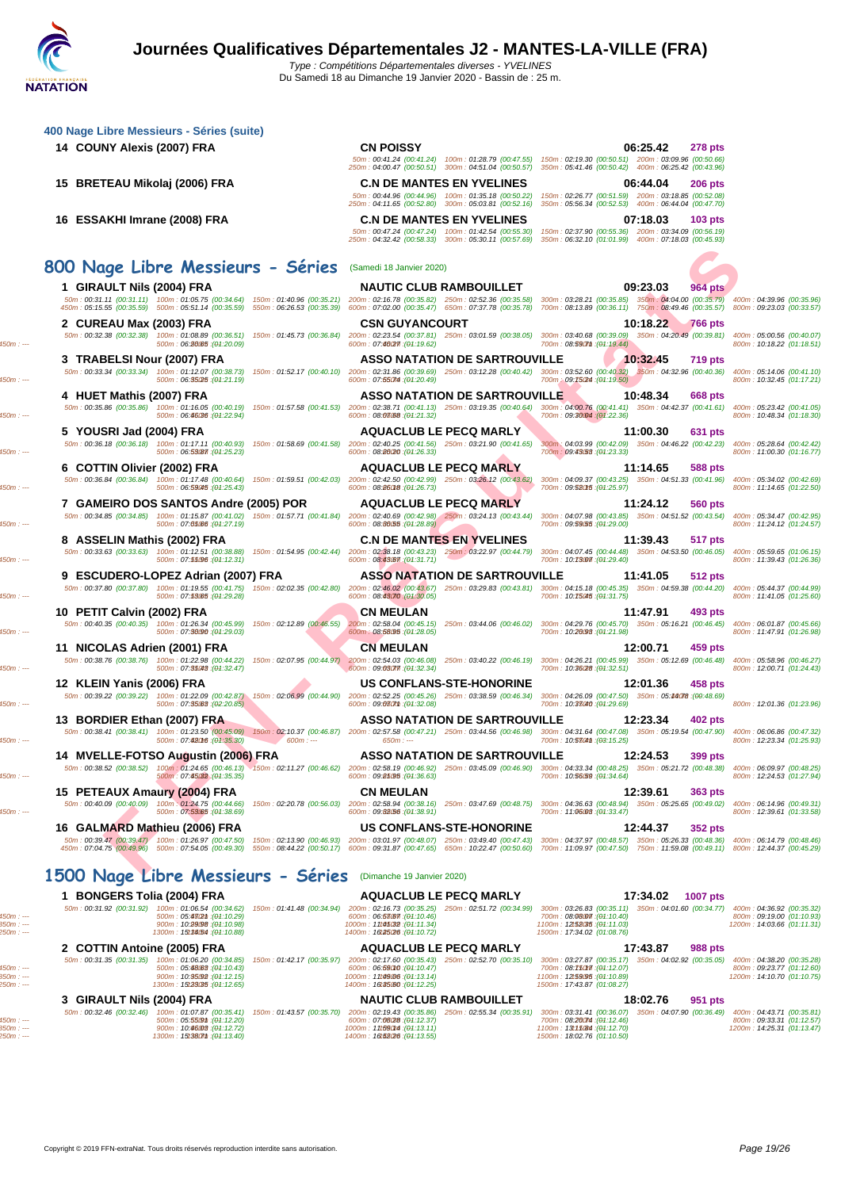# Journées Qualificatives Départementales J2 - MANTES-LA-VILLE (FRA)

*Type : Compétitions Départementales diverses - YVELINES*

Du Samedi 18 au Dimanche 19 Janvier 2020 - Bassin de : 25 m.

## 400 Nage Libre Messieurs - Séries (suite)

**14 COUNY Alexis (2007) FRA** — CN POISSY — 06:25.42 — 278 pts
50m : 00:41.24 (00:41.24) 100m : 01:28.79 (00:47.55) 150m : 02:19.30 (00:50.51) 200m : 03:09.96 (00:50.66) 250m : 04:00.47 (00:50.51) 300m : 04:51.04 (00:50.57) 350m : 05:41.46 (00:50.42) 400m : 06:25.42 (00:43.96)

**15 BRETEAU Mikolaj (2006) FRA** — C.N DE MANTES EN YVELINES — 06:44.04 — 206 pts
50m : 00:44.96 (00:44.96) 100m : 01:35.18 (00:50.22) 150m : 02:26.77 (00:51.59) 200m : 03:18.85 (00:52.08) 250m : 04:11.65 (00:52.80) 300m : 05:03.81 (00:52.16) 350m : 05:56.34 (00:52.53) 400m : 06:44.04 (00:47.70)

**16 ESSAKHI Imrane (2008) FRA** — C.N DE MANTES EN YVELINES — 07:18.03 — 103 pts
50m : 00:47.24 (00:47.24) 100m : 01:42.54 (00:55.30) 150m : 02:37.90 (00:55.36) 200m : 03:34.09 (00:56.19) 250m : 04:32.42 (00:58.33) 300m : 05:30.11 (00:57.69) 350m : 06:32.10 (01:01.99) 400m : 07:18.03 (00:45.93)

## 800 Nage Libre Messieurs - Séries (Samedi 18 Janvier 2020)

**1 GIRAULT Nils (2004) FRA** — NAUTIC CLUB RAMBOUILLET — 09:23.03 — 964 pts
50m : 00:31.11 (00:31.11) 100m : 01:05.75 (00:34.64) 150m : 01:40.96 (00:35.21) 200m : 02:16.78 (00:35.82) 250m : 02:52.36 (00:35.58) 300m : 03:28.21 (00:35.85) 350m : 04:04.00 (00:35.79) 400m : 04:39.96 (00:35.96) 450m : 05:15.55 (00:35.59) 500m : 05:51.14 (00:35.59) 550m : 06:26.53 (00:35.39) 600m : 07:02.00 (00:35.47) 650m : 07:37.78 (00:35.78) 700m : 08:13.89 (00:36.11) 750m : 08:49.46 (00:35.57) 800m : 09:23.03 (00:33.57)

**2 CUREAU Max (2003) FRA** — CSN GUYANCOURT — 10:18.22 — 766 pts
50m : 00:32.38 (00:32.38) 100m : 01:08.89 (00:36.51) 150m : 01:45.73 (00:36.84) 200m : 02:23.54 (00:37.81) 250m : 03:01.59 (00:38.05) 300m : 03:40.68 (00:39.09) 350m : 04:20.49 (00:39.81) 400m : 05:00.56 (00:40.07) 500m : 06:20.65 (01:20.09) 600m : 07:40.27 (01:19.62) 700m : 08:59.71 (01:19.44) 800m : 10:18.22 (01:18.51)

**3 TRABELSI Nour (2007) FRA** — ASSO NATATION DE SARTROUVILLE — 10:32.45 — 719 pts
50m : 00:33.34 (00:33.34) 100m : 01:12.07 (00:38.73) 150m : 01:52.17 (00:40.10) 200m : 02:31.86 (00:39.69) 250m : 03:12.28 (00:40.42) 300m : 03:52.60 (00:40.32) 350m : 04:32.96 (00:40.36) 400m : 05:14.06 (00:41.10) 500m : 06:35.25 (01:21.19) 600m : 07:55.74 (01:20.49) 700m : 09:15.24 (01:19.50) 800m : 10:32.45 (01:17.21)

**4 HUET Mathis (2007) FRA** — ASSO NATATION DE SARTROUVILLE — 10:48.34 — 668 pts
50m : 00:35.86 (00:35.86) 100m : 01:16.05 (00:40.19) 150m : 01:57.58 (00:41.53) 200m : 02:38.71 (00:41.13) 250m : 03:19.35 (00:40.64) 300m : 04:00.76 (00:41.41) 350m : 04:42.37 (00:41.61) 400m : 05:23.42 (00:41.05) 500m : 06:46.36 (01:22.94) 600m : 08:07.68 (01:21.32) 700m : 09:30.04 (01:22.36) 800m : 10:48.34 (01:18.30)

**5 YOUSRI Jad (2004) FRA** — AQUACLUB LE PECQ MARLY — 11:00.30 — 631 pts
50m : 00:36.18 (00:36.18) 100m : 01:17.11 (00:40.93) 150m : 01:58.69 (00:41.58) 200m : 02:40.25 (00:41.56) 250m : 03:21.90 (00:41.65) 300m : 04:03.99 (00:42.09) 350m : 04:46.22 (00:42.23) 400m : 05:28.64 (00:42.42) 500m : 06:53.87 (01:25.23) 600m : 08:20.20 (01:26.33) 700m : 09:43.53 (01:23.33) 800m : 11:00.30 (01:16.77)

**6 COTTIN Olivier (2002) FRA** — AQUACLUB LE PECQ MARLY — 11:14.65 — 588 pts
50m : 00:36.84 (00:36.84) 100m : 01:17.48 (00:40.64) 150m : 01:59.51 (00:42.03) 200m : 02:42.50 (00:42.99) 250m : 03:26.12 (00:43.62) 300m : 04:09.37 (00:43.25) 350m : 04:51.33 (00:41.96) 400m : 05:34.02 (00:42.69) 500m : 06:59.45 (01:25.43) 600m : 08:26.18 (01:26.73) 700m : 09:52.15 (01:25.97) 800m : 11:14.65 (01:22.50)

**7 GAMEIRO DOS SANTOS Andre (2005) POR** — AQUACLUB LE PECQ MARLY — 11:24.12 — 560 pts
50m : 00:34.85 (00:34.85) 100m : 01:15.87 (00:41.02) 150m : 01:57.71 (00:41.84) 200m : 02:40.69 (00:42.98) 250m : 03:24.13 (00:43.44) 300m : 04:07.98 (00:43.85) 350m : 04:51.52 (00:43.54) 400m : 05:34.47 (00:42.95) 500m : 07:01.66 (01:27.19) 600m : 08:30.55 (01:28.89) 700m : 09:59.55 (01:29.00) 800m : 11:24.12 (01:24.57)

**8 ASSELIN Mathis (2002) FRA** — C.N DE MANTES EN YVELINES — 11:39.43 — 517 pts
50m : 00:33.63 (00:33.63) 100m : 01:12.51 (00:38.88) 150m : 01:54.95 (00:42.44) 200m : 02:38.18 (00:43.23) 250m : 03:22.97 (00:44.79) 300m : 04:07.45 (00:44.48) 350m : 04:53.50 (00:46.05) 400m : 05:59.65 (01:06.15) 500m : 07:11.96 (01:12.31) 600m : 08:43.67 (01:31.71) 700m : 10:13.07 (01:29.40) 800m : 11:39.43 (01:26.36)

**9 ESCUDERO-LOPEZ Adrian (2007) FRA** — ASSO NATATION DE SARTROUVILLE — 11:41.05 — 512 pts
50m : 00:37.80 (00:37.80) 100m : 01:19.55 (00:41.75) 150m : 02:02.35 (00:42.80) 200m : 02:46.02 (00:43.67) 250m : 03:29.83 (00:43.81) 300m : 04:15.18 (00:45.35) 350m : 04:59.38 (00:44.20) 400m : 05:44.37 (00:44.99) 500m : 07:13.65 (01:29.28) 600m : 08:43.70 (01:30.05) 700m : 10:15.45 (01:31.75) 800m : 11:41.05 (01:25.60)

**10 PETIT Calvin (2002) FRA** — CN MEULAN — 11:47.91 — 493 pts
50m : 00:40.35 (00:40.35) 100m : 01:26.34 (00:45.99) 150m : 02:12.89 (00:46.55) 200m : 02:58.04 (00:45.15) 250m : 03:44.06 (00:46.02) 300m : 04:29.76 (00:45.70) 350m : 05:16.21 (00:46.45) 400m : 06:01.87 (00:45.66) 500m : 07:30.90 (01:29.03) 600m : 08:58.95 (01:28.05) 700m : 10:20.93 (01:21.98) 800m : 11:47.91 (01:26.98)

**11 NICOLAS Adrien (2001) FRA** — CN MEULAN — 12:00.71 — 459 pts
50m : 00:38.76 (00:38.76) 100m : 01:22.98 (00:44.22) 150m : 02:07.95 (00:44.97) 200m : 02:54.03 (00:46.08) 250m : 03:40.22 (00:46.19) 300m : 04:26.21 (00:45.99) 350m : 05:12.69 (00:46.48) 400m : 05:58.96 (00:46.27) 500m : 07:31.43 (01:32.47) 600m : 09:03.77 (01:32.34) 700m : 10:36.28 (01:32.51) 800m : 12:00.71 (01:24.43)

**12 KLEIN Yanis (2006) FRA** — US CONFLANS-STE-HONORINE — 12:01.36 — 458 pts
50m : 00:39.22 (00:39.22) 100m : 01:22.09 (00:42.87) 150m : 02:06.99 (00:44.90) 200m : 02:52.25 (00:45.26) 250m : 03:38.59 (00:46.34) 300m : 04:26.09 (00:47.50) 350m : 05:14.78 (00:48.69) 500m : 07:35.83 (02:20.85) 600m : 09:07.71 (01:32.08) 700m : 10:37.40 (01:29.69) 800m : 12:01.36 (01:23.96)

**13 BORDIER Ethan (2007) FRA** — ASSO NATATION DE SARTROUVILLE — 12:23.34 — 402 pts
50m : 00:38.41 (00:38.41) 100m : 01:23.50 (00:45.09) 150m : 02:10.37 (00:46.87) 200m : 02:57.58 (00:47.21) 250m : 03:44.56 (00:46.98) 300m : 04:31.64 (00:47.08) 350m : 05:19.54 (00:47.90) 400m : 06:06.86 (00:47.32) 500m : 07:42.16 (01:35.30) 600m : --- 650m : --- 700m : 10:57.41 (03:15.25) 800m : 12:23.34 (01:25.93)

**14 MVELLE-FOTSO Augustin (2006) FRA** — ASSO NATATION DE SARTROUVILLE — 12:24.53 — 399 pts
50m : 00:38.52 (00:38.52) 100m : 01:24.65 (00:46.13) 150m : 02:11.27 (00:46.62) 200m : 02:58.19 (00:46.92) 250m : 03:45.09 (00:46.90) 300m : 04:33.34 (00:48.25) 350m : 05:21.72 (00:48.38) 400m : 06:09.97 (00:48.25) 500m : 07:45.32 (01:35.35) 600m : 09:21.95 (01:36.63) 700m : 10:56.59 (01:34.64) 800m : 12:24.53 (01:27.94)

**15 PETEAUX Amaury (2004) FRA** — CN MEULAN — 12:39.61 — 363 pts
50m : 00:40.09 (00:40.09) 100m : 01:24.75 (00:44.66) 150m : 02:20.78 (00:56.03) 200m : 02:58.94 (00:38.16) 250m : 03:47.69 (00:48.75) 300m : 04:36.63 (00:48.94) 350m : 05:25.65 (00:49.02) 400m : 06:14.96 (00:49.31) 500m : 07:53.65 (01:38.69) 600m : 09:32.56 (01:38.91) 700m : 11:06.03 (01:33.47) 800m : 12:39.61 (01:33.58)

**16 GALMARD Mathieu (2006) FRA** — US CONFLANS-STE-HONORINE — 12:44.37 — 352 pts
50m : 00:39.47 (00:39.47) 100m : 01:26.97 (00:47.50) 150m : 02:13.90 (00:46.93) 200m : 03:01.97 (00:48.07) 250m : 03:49.40 (00:47.43) 300m : 04:37.97 (00:48.57) 350m : 05:26.33 (00:48.36) 400m : 06:14.79 (00:48.46) 450m : 07:04.75 (00:49.96) 500m : 07:54.05 (00:49.30) 550m : 08:44.22 (00:50.17) 600m : 09:31.87 (00:47.65) 650m : 10:22.47 (00:50.60) 700m : 11:09.97 (00:47.50) 750m : 11:59.08 (00:49.11) 800m : 12:44.37 (00:45.29)

## 1500 Nage Libre Messieurs - Séries (Dimanche 19 Janvier 2020)

**1 BONGERS Tolia (2004) FRA** — AQUACLUB LE PECQ MARLY — 17:34.02 — 1007 pts
50m : 00:31.92 (00:31.92) 100m : 01:06.54 (00:34.62) 150m : 01:41.48 (00:34.94) 200m : 02:16.73 (00:35.25) 250m : 02:51.72 (00:34.99) 300m : 03:26.83 (00:35.11) 350m : 04:01.60 (00:34.77) 400m : 04:36.92 (00:35.32) 500m : 05:47.21 (01:10.29) 600m : 06:57.67 (01:10.46) 700m : 08:08.07 (01:10.40) 800m : 09:19.00 (01:10.93) 900m : 10:29.98 (01:10.98) 1000m : 11:41.32 (01:11.34) 1100m : 12:52.35 (01:11.03) 1200m : 14:03.66 (01:11.31) 1300m : 15:14.54 (01:10.88) 1400m : 16:25.26 (01:10.72) 1500m : 17:34.02 (01:08.76)

**2 COTTIN Antoine (2005) FRA** — AQUACLUB LE PECQ MARLY — 17:43.87 — 988 pts
50m : 00:31.35 (00:31.35) 100m : 01:06.20 (00:34.85) 150m : 01:42.17 (00:35.97) 200m : 02:17.60 (00:35.43) 250m : 02:52.70 (00:35.10) 300m : 03:27.87 (00:35.17) 350m : 04:02.92 (00:35.05) 400m : 04:38.20 (00:35.28) 500m : 05:48.63 (01:10.43) 600m : 06:59.10 (01:10.47) 700m : 08:11.17 (01:12.07) 800m : 09:23.77 (01:12.60) 900m : 10:35.92 (01:12.15) 1000m : 11:49.06 (01:13.14) 1100m : 12:59.95 (01:10.89) 1200m : 14:10.70 (01:10.75) 1300m : 15:23.35 (01:12.65) 1400m : 16:35.60 (01:12.25) 1500m : 17:43.87 (01:08.27)

**3 GIRAULT Nils (2004) FRA** — NAUTIC CLUB RAMBOUILLET — 18:02.76 — 951 pts
50m : 00:32.46 (00:32.46) 100m : 01:07.87 (00:35.41) 150m : 01:43.57 (00:35.70) 200m : 02:19.43 (00:35.86) 250m : 02:55.34 (00:35.91) 300m : 03:31.41 (00:36.07) 350m : 04:07.90 (00:36.49) 400m : 04:43.71 (00:35.81) 500m : 05:55.91 (01:12.20) 600m : 07:08.28 (01:12.37) 700m : 08:20.74 (01:12.46) 800m : 09:33.31 (01:12.57) 900m : 10:46.03 (01:12.72) 1000m : 11:59.14 (01:13.11) 1100m : 13:11.84 (01:12.70) 1200m : 14:25.31 (01:13.47) 1300m : 15:38.71 (01:13.40) 1400m : 16:52.26 (01:13.55) 1500m : 18:02.76 (01:10.50)

Copyright © 2019 FFN-extraNat. Tous droits réservés reproduction interdite sans autorisation.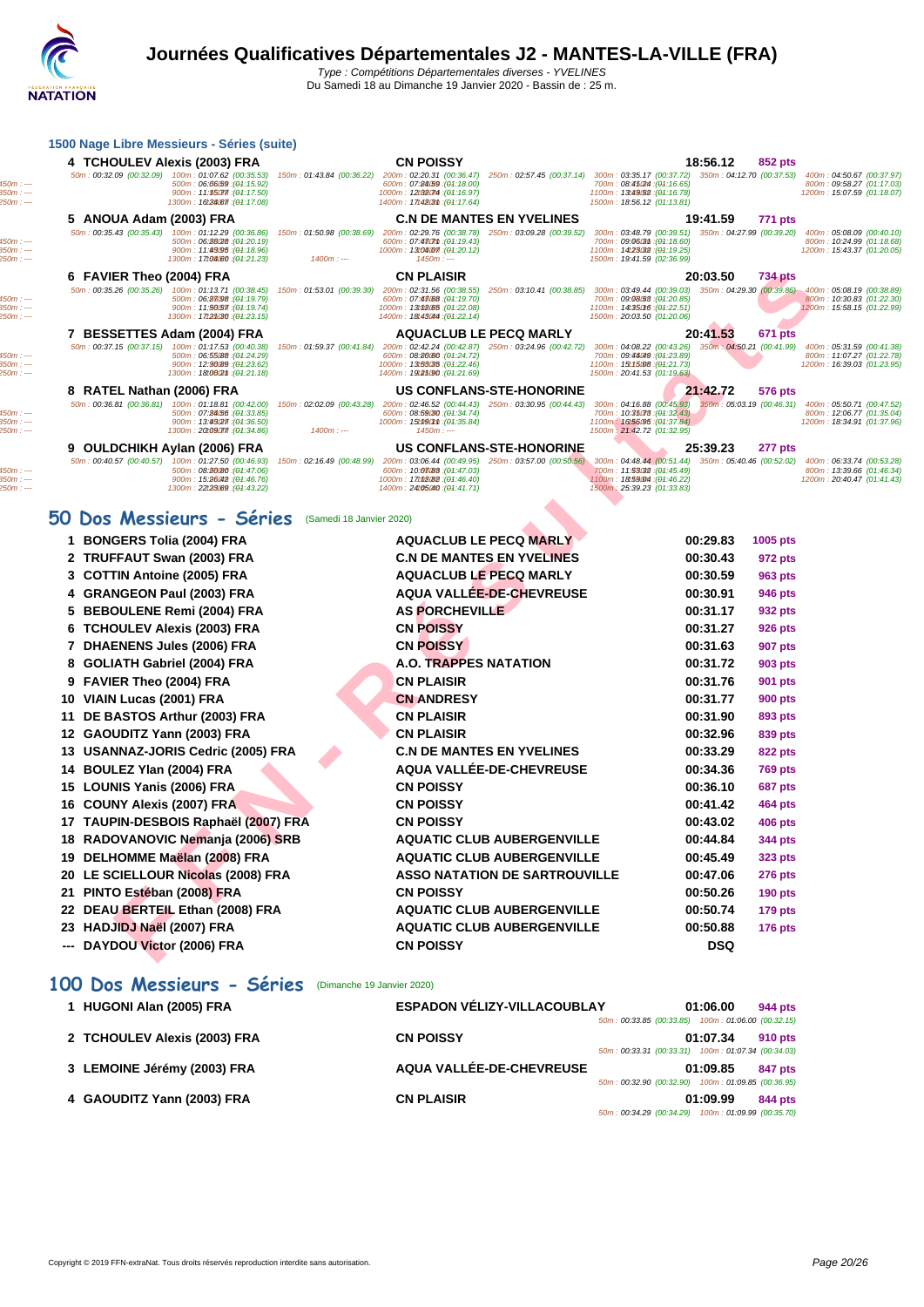# Journées Qualificatives Départementales J2 - MANTES-LA-VILLE (FRA)

*Type : Compétitions Départementales diverses - YVELINES*
Du Samedi 18 au Dimanche 19 Janvier 2020 - Bassin de : 25 m.

## 1500 Nage Libre Messieurs - Séries (suite)

| Rang | Nom | Club | Temps | Points |
|---|---|---|---|---|
| 4 | TCHOULEV Alexis (2003) FRA | CN POISSY | 18:56.12 | 852 pts |
| 5 | ANOUA Adam (2003) FRA | C.N DE MANTES EN YVELINES | 19:41.59 | 771 pts |
| 6 | FAVIER Theo (2004) FRA | CN PLAISIR | 20:03.50 | 734 pts |
| 7 | BESSETTES Adam (2004) FRA | AQUACLUB LE PECQ MARLY | 20:41.53 | 671 pts |
| 8 | RATEL Nathan (2006) FRA | US CONFLANS-STE-HONORINE | 21:42.72 | 576 pts |
| 9 | OULDCHIKH Aylan (2006) FRA | US CONFLANS-STE-HONORINE | 25:39.23 | 277 pts |

Splits:

- TCHOULEV Alexis: 50m : 00:32.09 (00:32.09) 100m : 01:07.62 (00:35.53) 150m : 01:43.84 (00:36.22) 200m : 02:20.31 (00:36.47) 250m : 02:57.45 (00:37.14) 300m : 03:35.17 (00:37.72) 350m : 04:12.70 (00:37.53) 400m : 04:50.67 (00:37.97) 500m : 06:06.59 (01:15.92) 600m : 07:24.59 (01:18.00) 700m : 08:41.24 (01:16.65) 800m : 09:58.27 (01:17.03) 900m : 11:15.77 (01:17.50) 1000m : 12:32.74 (01:16.97) 1100m : 13:49.52 (01:16.78) 1200m : 15:07.59 (01:18.07) 1300m : 16:24.67 (01:17.08) 1400m : 17:42.31 (01:17.64) 1500m : 18:56.12 (01:13.81)
- ANOUA Adam: 50m : 00:35.43 (00:35.43) 100m : 01:12.29 (00:36.86) 150m : 01:50.98 (00:38.69) 200m : 02:29.76 (00:38.78) 250m : 03:09.28 (00:39.52) 300m : 03:48.79 (00:39.51) 350m : 04:27.99 (00:39.20) 400m : 05:08.09 (00:40.10) 500m : 06:28.28 (01:20.19) 600m : 07:47.71 (01:19.43) 700m : 09:06.31 (01:18.60) 800m : 10:24.99 (01:18.68) 900m : 11:43.95 (01:18.96) 1000m : 13:04.07 (01:20.12) 1100m : 14:23.32 (01:19.25) 1200m : 15:43.37 (01:20.05) 1300m : 17:04.60 (01:21.23) 1400m : --- 1450m : --- 1500m : 19:41.59 (02:36.99)
- FAVIER Theo: 50m : 00:35.26 (00:35.26) 100m : 01:13.71 (00:38.45) 150m : 01:53.01 (00:39.30) 200m : 02:31.56 (00:38.55) 250m : 03:10.41 (00:38.85) 300m : 03:49.44 (00:39.03) 350m : 04:29.30 (00:39.86) 400m : 05:08.19 (00:38.89) 500m : 06:27.98 (01:19.79) 600m : 07:47.68 (01:19.70) 700m : 09:08.53 (01:20.85) 800m : 10:30.83 (01:22.30) 900m : 11:50.57 (01:19.74) 1000m : 13:12.65 (01:22.08) 1100m : 14:35.16 (01:22.51) 1200m : 15:58.15 (01:22.99) 1300m : 17:21.30 (01:23.15) 1400m : 18:43.44 (01:22.14) 1500m : 20:03.50 (01:20.06)
- BESSETTES Adam: 50m : 00:37.15 (00:37.15) 100m : 01:17.53 (00:40.38) 150m : 01:59.37 (00:41.84) 200m : 02:42.24 (00:42.87) 250m : 03:24.96 (00:42.72) 300m : 04:08.22 (00:43.26) 350m : 04:50.21 (00:41.99) 400m : 05:31.59 (00:41.38) 500m : 06:55.88 (01:24.29) 600m : 08:20.60 (01:24.72) 700m : 09:44.49 (01:23.89) 800m : 11:07.27 (01:22.78) 900m : 12:30.89 (01:23.62) 1000m : 13:53.35 (01:22.46) 1100m : 15:15.08 (01:21.73) 1200m : 16:39.03 (01:23.95) 1300m : 18:00.21 (01:21.18) 1400m : 19:21.90 (01:21.69) 1500m : 20:41.53 (01:19.63)
- RATEL Nathan: 50m : 00:36.81 (00:36.81) 100m : 01:18.81 (00:42.00) 150m : 02:02.09 (00:43.28) 200m : 02:46.52 (00:44.43) 250m : 03:30.95 (00:44.43) 300m : 04:16.88 (00:45.93) 350m : 05:03.19 (00:46.31) 400m : 05:50.71 (00:47.52) 500m : 07:24.56 (01:33.85) 600m : 08:59.30 (01:34.74) 700m : 10:31.73 (01:32.43) 800m : 12:06.77 (01:35.04) 900m : 13:43.27 (01:36.50) 1000m : 15:19.11 (01:35.84) 1100m : 16:56.95 (01:37.84) 1200m : 18:34.91 (01:37.96) 1300m : 20:09.77 (01:34.86) 1400m : --- 1450m : --- 1500m : 21:42.72 (01:32.95)
- OULDCHIKH Aylan: 50m : 00:40.57 (00:40.57) 100m : 01:27.50 (00:46.93) 150m : 02:16.49 (00:48.99) 200m : 03:06.44 (00:49.95) 250m : 03:57.00 (00:50.56) 300m : 04:48.44 (00:51.44) 350m : 05:40.46 (00:52.02) 400m : 06:33.74 (00:53.28) 500m : 08:20.80 (01:47.06) 600m : 10:07.83 (01:47.03) 700m : 11:53.32 (01:45.49) 800m : 13:39.66 (01:46.34) 900m : 15:26.42 (01:46.76) 1000m : 17:12.82 (01:46.40) 1100m : 18:59.04 (01:46.22) 1200m : 20:40.47 (01:41.43) 1300m : 22:23.69 (01:43.22) 1400m : 24:05.40 (01:41.71) 1500m : 25:39.23 (01:33.83)

## 50 Dos Messieurs - Séries (Samedi 18 Janvier 2020)

| Rang | Nom | Club | Temps | Points |
|---|---|---|---|---|
| 1 | BONGERS Tolia (2004) FRA | AQUACLUB LE PECQ MARLY | 00:29.83 | 1005 pts |
| 2 | TRUFFAUT Swan (2003) FRA | C.N DE MANTES EN YVELINES | 00:30.43 | 972 pts |
| 3 | COTTIN Antoine (2005) FRA | AQUACLUB LE PECQ MARLY | 00:30.59 | 963 pts |
| 4 | GRANGEON Paul (2003) FRA | AQUA VALLÉE-DE-CHEVREUSE | 00:30.91 | 946 pts |
| 5 | BEBOULENE Remi (2004) FRA | AS PORCHEVILLE | 00:31.17 | 932 pts |
| 6 | TCHOULEV Alexis (2003) FRA | CN POISSY | 00:31.27 | 926 pts |
| 7 | DHAENENS Jules (2006) FRA | CN POISSY | 00:31.63 | 907 pts |
| 8 | GOLIATH Gabriel (2004) FRA | A.O. TRAPPES NATATION | 00:31.72 | 903 pts |
| 9 | FAVIER Theo (2004) FRA | CN PLAISIR | 00:31.76 | 901 pts |
| 10 | VIAIN Lucas (2001) FRA | CN ANDRESY | 00:31.77 | 900 pts |
| 11 | DE BASTOS Arthur (2003) FRA | CN PLAISIR | 00:31.90 | 893 pts |
| 12 | GAOUDITZ Yann (2003) FRA | CN PLAISIR | 00:32.96 | 839 pts |
| 13 | USANNAZ-JORIS Cedric (2005) FRA | C.N DE MANTES EN YVELINES | 00:33.29 | 822 pts |
| 14 | BOULEZ Ylan (2004) FRA | AQUA VALLÉE-DE-CHEVREUSE | 00:34.36 | 769 pts |
| 15 | LOUNIS Yanis (2006) FRA | CN POISSY | 00:36.10 | 687 pts |
| 16 | COUNY Alexis (2007) FRA | CN POISSY | 00:41.42 | 464 pts |
| 17 | TAUPIN-DESBOIS Raphaël (2007) FRA | CN POISSY | 00:43.02 | 406 pts |
| 18 | RADOVANOVIC Nemanja (2006) SRB | AQUATIC CLUB AUBERGENVILLE | 00:44.84 | 344 pts |
| 19 | DELHOMME Maëlan (2008) FRA | AQUATIC CLUB AUBERGENVILLE | 00:45.49 | 323 pts |
| 20 | LE SCIELLOUR Nicolas (2008) FRA | ASSO NATATION DE SARTROUVILLE | 00:47.06 | 276 pts |
| 21 | PINTO Estéban (2008) FRA | CN POISSY | 00:50.26 | 190 pts |
| 22 | DEAU BERTEIL Ethan (2008) FRA | AQUATIC CLUB AUBERGENVILLE | 00:50.74 | 179 pts |
| 23 | HADJIDJ Naël (2007) FRA | AQUATIC CLUB AUBERGENVILLE | 00:50.88 | 176 pts |
| --- | DAYDOU Victor (2006) FRA | CN POISSY | DSQ | |

## 100 Dos Messieurs - Séries (Dimanche 19 Janvier 2020)

| Rang | Nom | Club | Temps | Points | Splits |
|---|---|---|---|---|---|
| 1 | HUGONI Alan (2005) FRA | ESPADON VÉLIZY-VILLACOUBLAY | 01:06.00 | 944 pts | 50m : 00:33.85 (00:33.85) 100m : 01:06.00 (00:32.15) |
| 2 | TCHOULEV Alexis (2003) FRA | CN POISSY | 01:07.34 | 910 pts | 50m : 00:33.31 (00:33.31) 100m : 01:07.34 (00:34.03) |
| 3 | LEMOINE Jérémy (2003) FRA | AQUA VALLÉE-DE-CHEVREUSE | 01:09.85 | 847 pts | 50m : 00:32.90 (00:32.90) 100m : 01:09.85 (00:36.95) |
| 4 | GAOUDITZ Yann (2003) FRA | CN PLAISIR | 01:09.99 | 844 pts | 50m : 00:34.29 (00:34.29) 100m : 01:09.99 (00:35.70) |

Copyright © 2019 FFN-extraNat. Tous droits réservés reproduction interdite sans autorisation.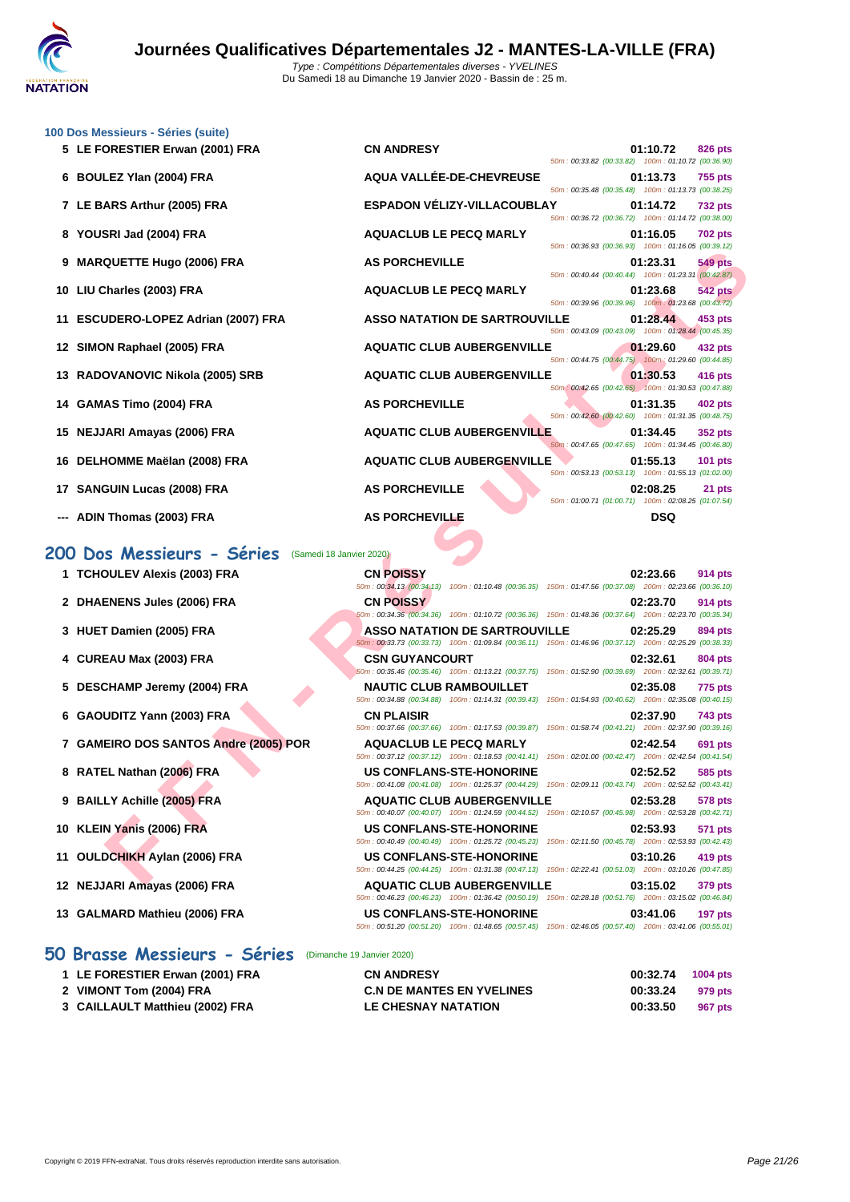## 100 Dos Messieurs - Séries (suite)

| Rang | Nom | Club | Temps | Points |
|---|---|---|---|---|
| 5 | LE FORESTIER Erwan (2001) FRA | CN ANDRESY | 01:10.72 | 826 pts |
| | | | 50m : 00:33.82 (00:33.82) 100m : 01:10.72 (00:36.90) | |
| 6 | BOULEZ Ylan (2004) FRA | AQUA VALLÉE-DE-CHEVREUSE | 01:13.73 | 755 pts |
| | | | 50m : 00:35.48 (00:35.48) 100m : 01:13.73 (00:38.25) | |
| 7 | LE BARS Arthur (2005) FRA | ESPADON VÉLIZY-VILLACOUBLAY | 01:14.72 | 732 pts |
| | | | 50m : 00:36.72 (00:36.72) 100m : 01:14.72 (00:38.00) | |
| 8 | YOUSRI Jad (2004) FRA | AQUACLUB LE PECQ MARLY | 01:16.05 | 702 pts |
| | | | 50m : 00:36.93 (00:36.93) 100m : 01:16.05 (00:39.12) | |
| 9 | MARQUETTE Hugo (2006) FRA | AS PORCHEVILLE | 01:23.31 | 549 pts |
| | | | 50m : 00:40.44 (00:40.44) 100m : 01:23.31 (00:42.87) | |
| 10 | LIU Charles (2003) FRA | AQUACLUB LE PECQ MARLY | 01:23.68 | 542 pts |
| | | | 50m : 00:39.96 (00:39.96) 100m : 01:23.68 (00:43.72) | |
| 11 | ESCUDERO-LOPEZ Adrian (2007) FRA | ASSO NATATION DE SARTROUVILLE | 01:28.44 | 453 pts |
| | | | 50m : 00:43.09 (00:43.09) 100m : 01:28.44 (00:45.35) | |
| 12 | SIMON Raphael (2005) FRA | AQUATIC CLUB AUBERGENVILLE | 01:29.60 | 432 pts |
| | | | 50m : 00:44.75 (00:44.75) 100m : 01:29.60 (00:44.85) | |
| 13 | RADOVANOVIC Nikola (2005) SRB | AQUATIC CLUB AUBERGENVILLE | 01:30.53 | 416 pts |
| | | | 50m : 00:42.65 (00:42.65) 100m : 01:30.53 (00:47.88) | |
| 14 | GAMAS Timo (2004) FRA | AS PORCHEVILLE | 01:31.35 | 402 pts |
| | | | 50m : 00:42.60 (00:42.60) 100m : 01:31.35 (00:48.75) | |
| 15 | NEJJARI Amayas (2006) FRA | AQUATIC CLUB AUBERGENVILLE | 01:34.45 | 352 pts |
| | | | 50m : 00:47.65 (00:47.65) 100m : 01:34.45 (00:46.80) | |
| 16 | DELHOMME Maëlan (2008) FRA | AQUATIC CLUB AUBERGENVILLE | 01:55.13 | 101 pts |
| | | | 50m : 00:53.13 (00:53.13) 100m : 01:55.13 (01:02.00) | |
| 17 | SANGUIN Lucas (2008) FRA | AS PORCHEVILLE | 02:08.25 | 21 pts |
| | | | 50m : 01:00.71 (01:00.71) 100m : 02:08.25 (01:07.54) | |
| --- | ADIN Thomas (2003) FRA | AS PORCHEVILLE | DSQ | |

## 200 Dos Messieurs - Séries (Samedi 18 Janvier 2020)

| Rang | Nom | Club | Temps | Points |
|---|---|---|---|---|
| 1 | TCHOULEV Alexis (2003) FRA | CN POISSY | 02:23.66 | 914 pts |
| | | 50m : 00:34.13 (00:34.13) 100m : 01:10.48 (00:36.35) 150m : 01:47.56 (00:37.08) 200m : 02:23.66 (00:36.10) | | |
| 2 | DHAENENS Jules (2006) FRA | CN POISSY | 02:23.70 | 914 pts |
| | | 50m : 00:34.36 (00:34.36) 100m : 01:10.72 (00:36.36) 150m : 01:48.36 (00:37.64) 200m : 02:23.70 (00:35.34) | | |
| 3 | HUET Damien (2005) FRA | ASSO NATATION DE SARTROUVILLE | 02:25.29 | 894 pts |
| | | 50m : 00:33.73 (00:33.73) 100m : 01:09.84 (00:36.11) 150m : 01:46.96 (00:37.12) 200m : 02:25.29 (00:38.33) | | |
| 4 | CUREAU Max (2003) FRA | CSN GUYANCOURT | 02:32.61 | 804 pts |
| | | 50m : 00:35.46 (00:35.46) 100m : 01:13.21 (00:37.75) 150m : 01:52.90 (00:39.69) 200m : 02:32.61 (00:39.71) | | |
| 5 | DESCHAMP Jeremy (2004) FRA | NAUTIC CLUB RAMBOUILLET | 02:35.08 | 775 pts |
| | | 50m : 00:34.88 (00:34.88) 100m : 01:14.31 (00:39.43) 150m : 01:54.93 (00:40.62) 200m : 02:35.08 (00:40.15) | | |
| 6 | GAOUDITZ Yann (2003) FRA | CN PLAISIR | 02:37.90 | 743 pts |
| | | 50m : 00:37.66 (00:37.66) 100m : 01:17.53 (00:39.87) 150m : 01:58.74 (00:41.21) 200m : 02:37.90 (00:39.16) | | |
| 7 | GAMEIRO DOS SANTOS Andre (2005) POR | AQUACLUB LE PECQ MARLY | 02:42.54 | 691 pts |
| | | 50m : 00:37.12 (00:37.12) 100m : 01:18.53 (00:41.41) 150m : 02:01.00 (00:42.47) 200m : 02:42.54 (00:41.54) | | |
| 8 | RATEL Nathan (2006) FRA | US CONFLANS-STE-HONORINE | 02:52.52 | 585 pts |
| | | 50m : 00:41.08 (00:41.08) 100m : 01:25.37 (00:44.29) 150m : 02:09.11 (00:43.74) 200m : 02:52.52 (00:43.41) | | |
| 9 | BAILLY Achille (2005) FRA | AQUATIC CLUB AUBERGENVILLE | 02:53.28 | 578 pts |
| | | 50m : 00:40.07 (00:40.07) 100m : 01:24.59 (00:44.52) 150m : 02:10.57 (00:45.98) 200m : 02:53.28 (00:42.71) | | |
| 10 | KLEIN Yanis (2006) FRA | US CONFLANS-STE-HONORINE | 02:53.93 | 571 pts |
| | | 50m : 00:40.49 (00:40.49) 100m : 01:25.72 (00:45.23) 150m : 02:11.50 (00:45.78) 200m : 02:53.93 (00:42.43) | | |
| 11 | OULDCHIKH Aylan (2006) FRA | US CONFLANS-STE-HONORINE | 03:10.26 | 419 pts |
| | | 50m : 00:44.25 (00:44.25) 100m : 01:31.38 (00:47.13) 150m : 02:22.41 (00:51.03) 200m : 03:10.26 (00:47.85) | | |
| 12 | NEJJARI Amayas (2006) FRA | AQUATIC CLUB AUBERGENVILLE | 03:15.02 | 379 pts |
| | | 50m : 00:46.23 (00:46.23) 100m : 01:36.42 (00:50.19) 150m : 02:28.18 (00:51.76) 200m : 03:15.02 (00:46.84) | | |
| 13 | GALMARD Mathieu (2006) FRA | US CONFLANS-STE-HONORINE | 03:41.06 | 197 pts |
| | | 50m : 00:51.20 (00:51.20) 100m : 01:48.65 (00:57.45) 150m : 02:46.05 (00:57.40) 200m : 03:41.06 (00:55.01) | | |

## 50 Brasse Messieurs - Séries (Dimanche 19 Janvier 2020)

| Rang | Nom | Club | Temps | Points |
|---|---|---|---|---|
| 1 | LE FORESTIER Erwan (2001) FRA | CN ANDRESY | 00:32.74 | 1004 pts |
| 2 | VIMONT Tom (2004) FRA | C.N DE MANTES EN YVELINES | 00:33.24 | 979 pts |
| 3 | CAILLAULT Matthieu (2002) FRA | LE CHESNAY NATATION | 00:33.50 | 967 pts |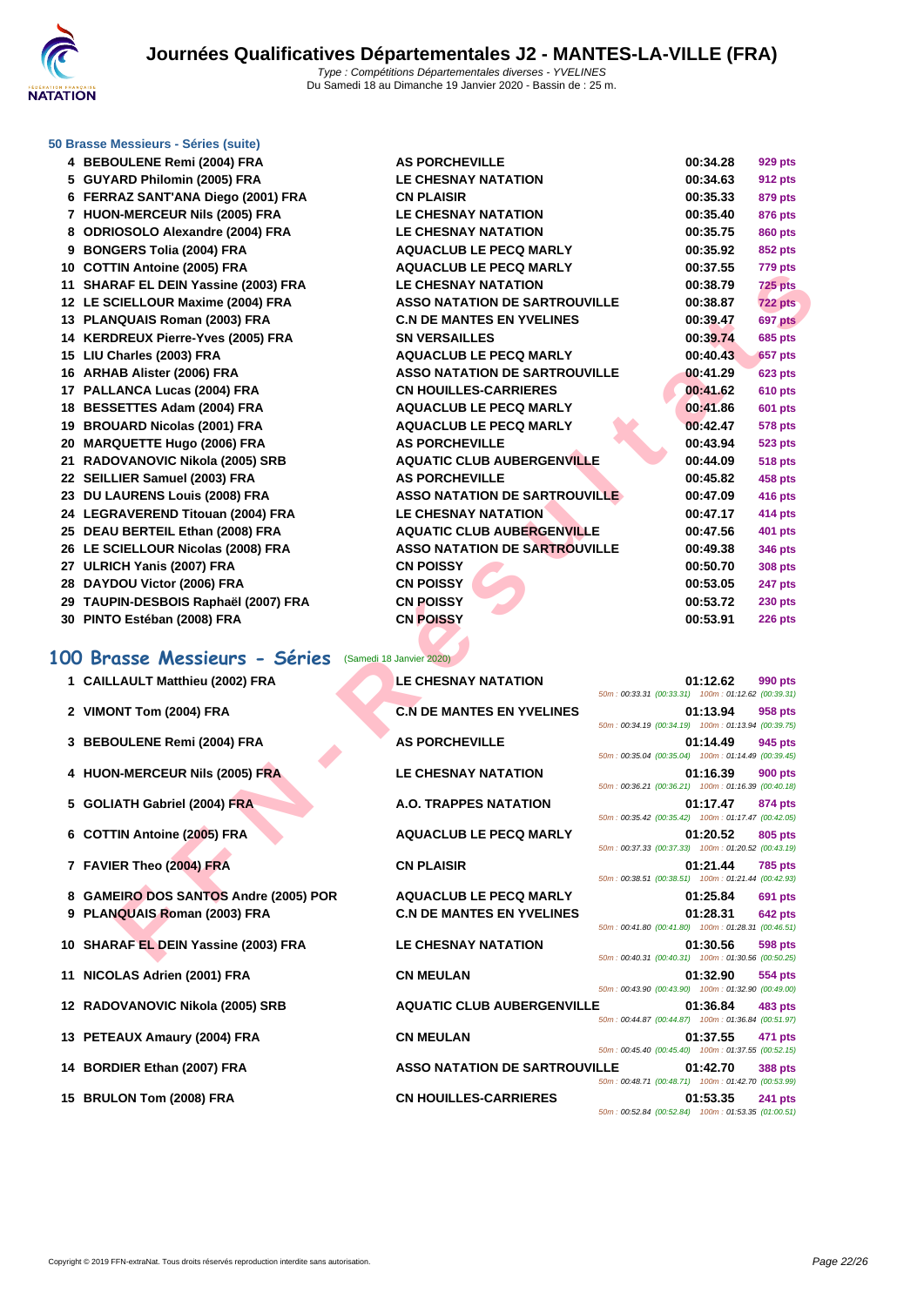# Journées Qualificatives Départementales J2 - MANTES-LA-VILLE (FRA)

*Type : Compétitions Départementales diverses - YVELINES*
Du Samedi 18 au Dimanche 19 Janvier 2020 - Bassin de : 25 m.

### 50 Brasse Messieurs - Séries (suite)

| Rang | Nom | Club | Temps | Points |
|---|---|---|---|---|
| 4 | BEBOULENE Remi (2004) FRA | AS PORCHEVILLE | 00:34.28 | 929 pts |
| 5 | GUYARD Philomin (2005) FRA | LE CHESNAY NATATION | 00:34.63 | 912 pts |
| 6 | FERRAZ SANT'ANA Diego (2001) FRA | CN PLAISIR | 00:35.33 | 879 pts |
| 7 | HUON-MERCEUR Nils (2005) FRA | LE CHESNAY NATATION | 00:35.40 | 876 pts |
| 8 | ODRIOSOLO Alexandre (2004) FRA | LE CHESNAY NATATION | 00:35.75 | 860 pts |
| 9 | BONGERS Tolia (2004) FRA | AQUACLUB LE PECQ MARLY | 00:35.92 | 852 pts |
| 10 | COTTIN Antoine (2005) FRA | AQUACLUB LE PECQ MARLY | 00:37.55 | 779 pts |
| 11 | SHARAF EL DEIN Yassine (2003) FRA | LE CHESNAY NATATION | 00:38.79 | 725 pts |
| 12 | LE SCIELLOUR Maxime (2004) FRA | ASSO NATATION DE SARTROUVILLE | 00:38.87 | 722 pts |
| 13 | PLANQUAIS Roman (2003) FRA | C.N DE MANTES EN YVELINES | 00:39.47 | 697 pts |
| 14 | KERDREUX Pierre-Yves (2005) FRA | SN VERSAILLES | 00:39.74 | 685 pts |
| 15 | LIU Charles (2003) FRA | AQUACLUB LE PECQ MARLY | 00:40.43 | 657 pts |
| 16 | ARHAB Alister (2006) FRA | ASSO NATATION DE SARTROUVILLE | 00:41.29 | 623 pts |
| 17 | PALLANCA Lucas (2004) FRA | CN HOUILLES-CARRIERES | 00:41.62 | 610 pts |
| 18 | BESSETTES Adam (2004) FRA | AQUACLUB LE PECQ MARLY | 00:41.86 | 601 pts |
| 19 | BROUARD Nicolas (2001) FRA | AQUACLUB LE PECQ MARLY | 00:42.47 | 578 pts |
| 20 | MARQUETTE Hugo (2006) FRA | AS PORCHEVILLE | 00:43.94 | 523 pts |
| 21 | RADOVANOVIC Nikola (2005) SRB | AQUATIC CLUB AUBERGENVILLE | 00:44.09 | 518 pts |
| 22 | SEILLIER Samuel (2003) FRA | AS PORCHEVILLE | 00:45.82 | 458 pts |
| 23 | DU LAURENS Louis (2008) FRA | ASSO NATATION DE SARTROUVILLE | 00:47.09 | 416 pts |
| 24 | LEGRAVEREND Titouan (2004) FRA | LE CHESNAY NATATION | 00:47.17 | 414 pts |
| 25 | DEAU BERTEIL Ethan (2008) FRA | AQUATIC CLUB AUBERGENVILLE | 00:47.56 | 401 pts |
| 26 | LE SCIELLOUR Nicolas (2008) FRA | ASSO NATATION DE SARTROUVILLE | 00:49.38 | 346 pts |
| 27 | ULRICH Yanis (2007) FRA | CN POISSY | 00:50.70 | 308 pts |
| 28 | DAYDOU Victor (2006) FRA | CN POISSY | 00:53.05 | 247 pts |
| 29 | TAUPIN-DESBOIS Raphaël (2007) FRA | CN POISSY | 00:53.72 | 230 pts |
| 30 | PINTO Estéban (2008) FRA | CN POISSY | 00:53.91 | 226 pts |

## 100 Brasse Messieurs - Séries (Samedi 18 Janvier 2020)

| Rang | Nom | Club | Temps | Points | Intermédiaires |
|---|---|---|---|---|---|
| 1 | CAILLAULT Matthieu (2002) FRA | LE CHESNAY NATATION | 01:12.62 | 990 pts | 50m : 00:33.31 (00:33.31) 100m : 01:12.62 (00:39.31) |
| 2 | VIMONT Tom (2004) FRA | C.N DE MANTES EN YVELINES | 01:13.94 | 958 pts | 50m : 00:34.19 (00:34.19) 100m : 01:13.94 (00:39.75) |
| 3 | BEBOULENE Remi (2004) FRA | AS PORCHEVILLE | 01:14.49 | 945 pts | 50m : 00:35.04 (00:35.04) 100m : 01:14.49 (00:39.45) |
| 4 | HUON-MERCEUR Nils (2005) FRA | LE CHESNAY NATATION | 01:16.39 | 900 pts | 50m : 00:36.21 (00:36.21) 100m : 01:16.39 (00:40.18) |
| 5 | GOLIATH Gabriel (2004) FRA | A.O. TRAPPES NATATION | 01:17.47 | 874 pts | 50m : 00:35.42 (00:35.42) 100m : 01:17.47 (00:42.05) |
| 6 | COTTIN Antoine (2005) FRA | AQUACLUB LE PECQ MARLY | 01:20.52 | 805 pts | 50m : 00:37.33 (00:37.33) 100m : 01:20.52 (00:43.19) |
| 7 | FAVIER Theo (2004) FRA | CN PLAISIR | 01:21.44 | 785 pts | 50m : 00:38.51 (00:38.51) 100m : 01:21.44 (00:42.93) |
| 8 | GAMEIRO DOS SANTOS Andre (2005) POR | AQUACLUB LE PECQ MARLY | 01:25.84 | 691 pts | |
| 9 | PLANQUAIS Roman (2003) FRA | C.N DE MANTES EN YVELINES | 01:28.31 | 642 pts | 50m : 00:41.80 (00:41.80) 100m : 01:28.31 (00:46.51) |
| 10 | SHARAF EL DEIN Yassine (2003) FRA | LE CHESNAY NATATION | 01:30.56 | 598 pts | 50m : 00:40.31 (00:40.31) 100m : 01:30.56 (00:50.25) |
| 11 | NICOLAS Adrien (2001) FRA | CN MEULAN | 01:32.90 | 554 pts | 50m : 00:43.90 (00:43.90) 100m : 01:32.90 (00:49.00) |
| 12 | RADOVANOVIC Nikola (2005) SRB | AQUATIC CLUB AUBERGENVILLE | 01:36.84 | 483 pts | 50m : 00:44.87 (00:44.87) 100m : 01:36.84 (00:51.97) |
| 13 | PETEAUX Amaury (2004) FRA | CN MEULAN | 01:37.55 | 471 pts | 50m : 00:45.40 (00:45.40) 100m : 01:37.55 (00:52.15) |
| 14 | BORDIER Ethan (2007) FRA | ASSO NATATION DE SARTROUVILLE | 01:42.70 | 388 pts | 50m : 00:48.71 (00:48.71) 100m : 01:42.70 (00:53.99) |
| 15 | BRULON Tom (2008) FRA | CN HOUILLES-CARRIERES | 01:53.35 | 241 pts | 50m : 00:52.84 (00:52.84) 100m : 01:53.35 (01:00.51) |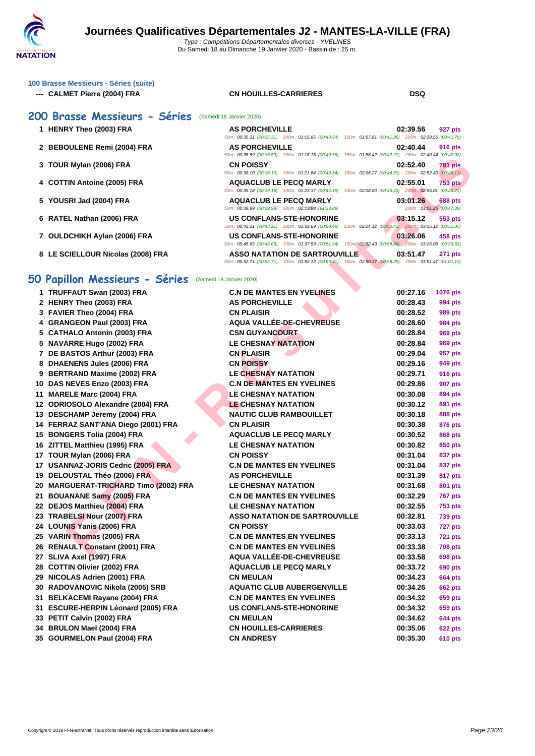# Journées Qualificatives Départementales J2 - MANTES-LA-VILLE (FRA)

*Type : Compétitions Départementales diverses - YVELINES*
Du Samedi 18 au Dimanche 19 Janvier 2020 - Bassin de : 25 m.

### 100 Brasse Messieurs - Séries (suite)

| --- | CALMET Pierre (2004) FRA | CN HOUILLES-CARRIERES | DSQ | |
|---|---|---|---|---|

## 200 Brasse Messieurs - Séries (Samedi 18 Janvier 2020)

| Rang | Nom | Club | Temps | Points |
|---|---|---|---|---|
| 1 | HENRY Theo (2003) FRA | AS PORCHEVILLE | 02:39.56 | 927 pts |
| | | 50m : 00:35.31 (00:35.31) 100m : 01:15.85 (00:40.54) 150m : 01:57.81 (00:41.96) 200m : 02:39.56 (00:41.75) | | |
| 2 | BEBOULENE Remi (2004) FRA | AS PORCHEVILLE | 02:40.44 | 916 pts |
| | | 50m : 00:35.59 (00:35.59) 100m : 01:16.15 (00:40.56) 150m : 01:58.42 (00:42.27) 200m : 02:40.44 (00:42.02) | | |
| 3 | TOUR Mylan (2006) FRA | CN POISSY | 02:52.40 | 781 pts |
| | | 50m : 00:38.10 (00:38.10) 100m : 01:21.64 (00:43.54) 150m : 02:06.27 (00:44.63) 200m : 02:52.40 (00:46.13) | | |
| 4 | COTTIN Antoine (2005) FRA | AQUACLUB LE PECQ MARLY | 02:55.01 | 753 pts |
| | | 50m : 00:39.18 (00:39.18) 100m : 01:23.37 (00:44.19) 150m : 02:08.80 (00:45.43) 200m : 02:55.01 (00:46.21) | | |
| 5 | YOUSRI Jad (2004) FRA | AQUACLUB LE PECQ MARLY | 03:01.26 | 688 pts |
| | | 50m : 00:39.99 (00:39.99) 100m : 02:13.88 (01:33.89) 200m : 03:01.26 (00:47.38) | | |
| 6 | RATEL Nathan (2006) FRA | US CONFLANS-STE-HONORINE | 03:15.12 | 553 pts |
| | | 50m : 00:43.21 (00:43.21) 100m : 01:33.69 (00:50.48) 150m : 02:24.12 (00:50.43) 200m : 03:15.12 (00:51.00) | | |
| 7 | OULDCHIKH Aylan (2006) FRA | US CONFLANS-STE-HONORINE | 03:26.06 | 458 pts |
| | | 50m : 00:45.65 (00:45.65) 100m : 01:37.59 (00:51.94) 150m : 02:32.43 (00:54.84) 200m : 03:26.06 (00:53.63) | | |
| 8 | LE SCIELLOUR Nicolas (2008) FRA | ASSO NATATION DE SARTROUVILLE | 03:51.47 | 271 pts |
| | | 50m : 00:52.71 (00:52.71) 100m : 01:52.12 (00:59.41) 150m : 02:50.37 (00:58.25) 200m : 03:51.47 (01:01.10) | | |

## 50 Papillon Messieurs - Séries (Samedi 18 Janvier 2020)

| Rang | Nom | Club | Temps | Points |
|---|---|---|---|---|
| 1 | TRUFFAUT Swan (2003) FRA | C.N DE MANTES EN YVELINES | 00:27.16 | 1076 pts |
| 2 | HENRY Theo (2003) FRA | AS PORCHEVILLE | 00:28.43 | 994 pts |
| 3 | FAVIER Theo (2004) FRA | CN PLAISIR | 00:28.52 | 989 pts |
| 4 | GRANGEON Paul (2003) FRA | AQUA VALLÉE-DE-CHEVREUSE | 00:28.60 | 984 pts |
| 5 | CATHALO Antonin (2003) FRA | CSN GUYANCOURT | 00:28.84 | 969 pts |
| 5 | NAVARRE Hugo (2002) FRA | LE CHESNAY NATATION | 00:28.84 | 969 pts |
| 7 | DE BASTOS Arthur (2003) FRA | CN PLAISIR | 00:29.04 | 957 pts |
| 8 | DHAENENS Jules (2006) FRA | CN POISSY | 00:29.16 | 949 pts |
| 9 | BERTRAND Maxime (2002) FRA | LE CHESNAY NATATION | 00:29.71 | 916 pts |
| 10 | DAS NEVES Enzo (2003) FRA | C.N DE MANTES EN YVELINES | 00:29.86 | 907 pts |
| 11 | MARELE Marc (2004) FRA | LE CHESNAY NATATION | 00:30.08 | 894 pts |
| 12 | ODRIOSOLO Alexandre (2004) FRA | LE CHESNAY NATATION | 00:30.12 | 891 pts |
| 13 | DESCHAMP Jeremy (2004) FRA | NAUTIC CLUB RAMBOUILLET | 00:30.18 | 888 pts |
| 14 | FERRAZ SANT'ANA Diego (2001) FRA | CN PLAISIR | 00:30.38 | 876 pts |
| 15 | BONGERS Tolia (2004) FRA | AQUACLUB LE PECQ MARLY | 00:30.52 | 868 pts |
| 16 | ZITTEL Matthieu (1995) FRA | LE CHESNAY NATATION | 00:30.82 | 850 pts |
| 17 | TOUR Mylan (2006) FRA | CN POISSY | 00:31.04 | 837 pts |
| 17 | USANNAZ-JORIS Cedric (2005) FRA | C.N DE MANTES EN YVELINES | 00:31.04 | 837 pts |
| 19 | DELOUSTAL Théo (2006) FRA | AS PORCHEVILLE | 00:31.39 | 817 pts |
| 20 | MARGUERAT-TRICHARD Timo (2002) FRA | LE CHESNAY NATATION | 00:31.68 | 801 pts |
| 21 | BOUANANE Samy (2005) FRA | C.N DE MANTES EN YVELINES | 00:32.29 | 767 pts |
| 22 | DEJOS Matthieu (2004) FRA | LE CHESNAY NATATION | 00:32.55 | 753 pts |
| 23 | TRABELSI Nour (2007) FRA | ASSO NATATION DE SARTROUVILLE | 00:32.81 | 739 pts |
| 24 | LOUNIS Yanis (2006) FRA | CN POISSY | 00:33.03 | 727 pts |
| 25 | VARIN Thomas (2005) FRA | C.N DE MANTES EN YVELINES | 00:33.13 | 721 pts |
| 26 | RENAULT Constant (2001) FRA | C.N DE MANTES EN YVELINES | 00:33.38 | 708 pts |
| 27 | SLIVA Axel (1997) FRA | AQUA VALLÉE-DE-CHEVREUSE | 00:33.58 | 698 pts |
| 28 | COTTIN Olivier (2002) FRA | AQUACLUB LE PECQ MARLY | 00:33.72 | 690 pts |
| 29 | NICOLAS Adrien (2001) FRA | CN MEULAN | 00:34.23 | 664 pts |
| 30 | RADOVANOVIC Nikola (2005) SRB | AQUATIC CLUB AUBERGENVILLE | 00:34.26 | 662 pts |
| 31 | BELKACEMI Rayane (2004) FRA | C.N DE MANTES EN YVELINES | 00:34.32 | 659 pts |
| 31 | ESCURE-HERPIN Léonard (2005) FRA | US CONFLANS-STE-HONORINE | 00:34.32 | 659 pts |
| 33 | PETIT Calvin (2002) FRA | CN MEULAN | 00:34.62 | 644 pts |
| 34 | BRULON Mael (2004) FRA | CN HOUILLES-CARRIERES | 00:35.06 | 622 pts |
| 35 | GOURMELON Paul (2004) FRA | CN ANDRESY | 00:35.30 | 610 pts |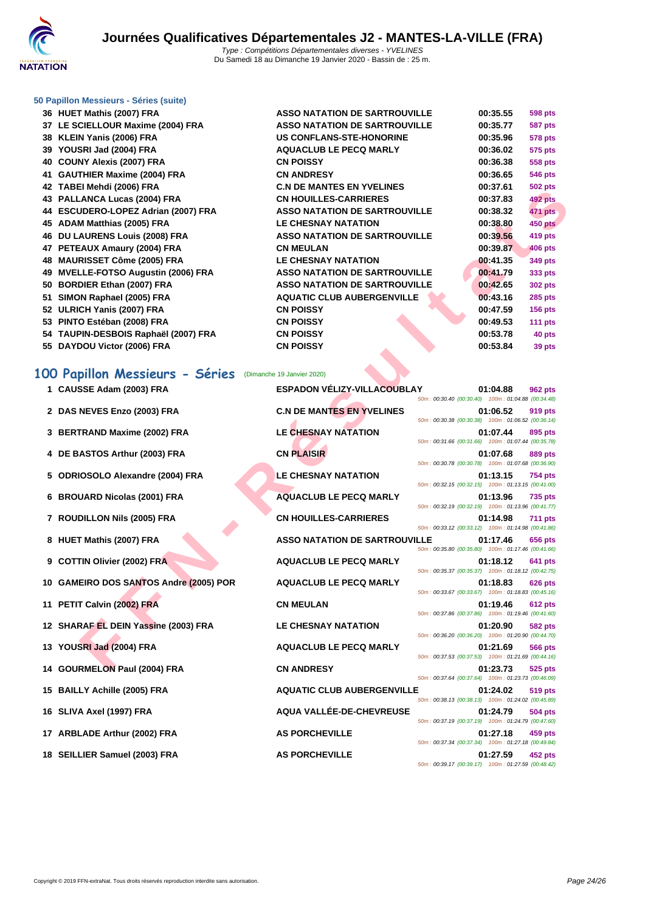# Journées Qualificatives Départementales J2 - MANTES-LA-VILLE (FRA)

*Type : Compétitions Départementales diverses - YVELINES*
Du Samedi 18 au Dimanche 19 Janvier 2020 - Bassin de : 25 m.

### 50 Papillon Messieurs - Séries (suite)

| | Nom | Club | Temps | Points |
|---|---|---|---|---|
| 36 | HUET Mathis (2007) FRA | ASSO NATATION DE SARTROUVILLE | 00:35.55 | 598 pts |
| 37 | LE SCIELLOUR Maxime (2004) FRA | ASSO NATATION DE SARTROUVILLE | 00:35.77 | 587 pts |
| 38 | KLEIN Yanis (2006) FRA | US CONFLANS-STE-HONORINE | 00:35.96 | 578 pts |
| 39 | YOUSRI Jad (2004) FRA | AQUACLUB LE PECQ MARLY | 00:36.02 | 575 pts |
| 40 | COUNY Alexis (2007) FRA | CN POISSY | 00:36.38 | 558 pts |
| 41 | GAUTHIER Maxime (2004) FRA | CN ANDRESY | 00:36.65 | 546 pts |
| 42 | TABEI Mehdi (2006) FRA | C.N DE MANTES EN YVELINES | 00:37.61 | 502 pts |
| 43 | PALLANCA Lucas (2004) FRA | CN HOUILLES-CARRIERES | 00:37.83 | 492 pts |
| 44 | ESCUDERO-LOPEZ Adrian (2007) FRA | ASSO NATATION DE SARTROUVILLE | 00:38.32 | 471 pts |
| 45 | ADAM Matthias (2005) FRA | LE CHESNAY NATATION | 00:38.80 | 450 pts |
| 46 | DU LAURENS Louis (2008) FRA | ASSO NATATION DE SARTROUVILLE | 00:39.56 | 419 pts |
| 47 | PETEAUX Amaury (2004) FRA | CN MEULAN | 00:39.87 | 406 pts |
| 48 | MAURISSET Côme (2005) FRA | LE CHESNAY NATATION | 00:41.35 | 349 pts |
| 49 | MVELLE-FOTSO Augustin (2006) FRA | ASSO NATATION DE SARTROUVILLE | 00:41.79 | 333 pts |
| 50 | BORDIER Ethan (2007) FRA | ASSO NATATION DE SARTROUVILLE | 00:42.65 | 302 pts |
| 51 | SIMON Raphael (2005) FRA | AQUATIC CLUB AUBERGENVILLE | 00:43.16 | 285 pts |
| 52 | ULRICH Yanis (2007) FRA | CN POISSY | 00:47.59 | 156 pts |
| 53 | PINTO Estéban (2008) FRA | CN POISSY | 00:49.53 | 111 pts |
| 54 | TAUPIN-DESBOIS Raphaël (2007) FRA | CN POISSY | 00:53.78 | 40 pts |
| 55 | DAYDOU Victor (2006) FRA | CN POISSY | 00:53.84 | 39 pts |

## 100 Papillon Messieurs - Séries (Dimanche 19 Janvier 2020)

| | Nom | Club | Temps | Points | Intermédiaires |
|---|---|---|---|---|---|
| 1 | CAUSSE Adam (2003) FRA | ESPADON VÉLIZY-VILLACOUBLAY | 01:04.88 | 962 pts | 50m : 00:30.40 (00:30.40) 100m : 01:04.88 (00:34.48) |
| 2 | DAS NEVES Enzo (2003) FRA | C.N DE MANTES EN YVELINES | 01:06.52 | 919 pts | 50m : 00:30.38 (00:30.38) 100m : 01:06.52 (00:36.14) |
| 3 | BERTRAND Maxime (2002) FRA | LE CHESNAY NATATION | 01:07.44 | 895 pts | 50m : 00:31.66 (00:31.66) 100m : 01:07.44 (00:35.78) |
| 4 | DE BASTOS Arthur (2003) FRA | CN PLAISIR | 01:07.68 | 889 pts | 50m : 00:30.78 (00:30.78) 100m : 01:07.68 (00:36.90) |
| 5 | ODRIOSOLO Alexandre (2004) FRA | LE CHESNAY NATATION | 01:13.15 | 754 pts | 50m : 00:32.15 (00:32.15) 100m : 01:13.15 (00:41.00) |
| 6 | BROUARD Nicolas (2001) FRA | AQUACLUB LE PECQ MARLY | 01:13.96 | 735 pts | 50m : 00:32.19 (00:32.19) 100m : 01:13.96 (00:41.77) |
| 7 | ROUDILLON Nils (2005) FRA | CN HOUILLES-CARRIERES | 01:14.98 | 711 pts | 50m : 00:33.12 (00:33.12) 100m : 01:14.98 (00:41.86) |
| 8 | HUET Mathis (2007) FRA | ASSO NATATION DE SARTROUVILLE | 01:17.46 | 656 pts | 50m : 00:35.80 (00:35.80) 100m : 01:17.46 (00:41.66) |
| 9 | COTTIN Olivier (2002) FRA | AQUACLUB LE PECQ MARLY | 01:18.12 | 641 pts | 50m : 00:35.37 (00:35.37) 100m : 01:18.12 (00:42.75) |
| 10 | GAMEIRO DOS SANTOS Andre (2005) POR | AQUACLUB LE PECQ MARLY | 01:18.83 | 626 pts | 50m : 00:33.67 (00:33.67) 100m : 01:18.83 (00:45.16) |
| 11 | PETIT Calvin (2002) FRA | CN MEULAN | 01:19.46 | 612 pts | 50m : 00:37.86 (00:37.86) 100m : 01:19.46 (00:41.60) |
| 12 | SHARAF EL DEIN Yassine (2003) FRA | LE CHESNAY NATATION | 01:20.90 | 582 pts | 50m : 00:36.20 (00:36.20) 100m : 01:20.90 (00:44.70) |
| 13 | YOUSRI Jad (2004) FRA | AQUACLUB LE PECQ MARLY | 01:21.69 | 566 pts | 50m : 00:37.53 (00:37.53) 100m : 01:21.69 (00:44.16) |
| 14 | GOURMELON Paul (2004) FRA | CN ANDRESY | 01:23.73 | 525 pts | 50m : 00:37.64 (00:37.64) 100m : 01:23.73 (00:46.09) |
| 15 | BAILLY Achille (2005) FRA | AQUATIC CLUB AUBERGENVILLE | 01:24.02 | 519 pts | 50m : 00:38.13 (00:38.13) 100m : 01:24.02 (00:45.89) |
| 16 | SLIVA Axel (1997) FRA | AQUA VALLÉE-DE-CHEVREUSE | 01:24.79 | 504 pts | 50m : 00:37.19 (00:37.19) 100m : 01:24.79 (00:47.60) |
| 17 | ARBLADE Arthur (2002) FRA | AS PORCHEVILLE | 01:27.18 | 459 pts | 50m : 00:37.34 (00:37.34) 100m : 01:27.18 (00:49.84) |
| 18 | SEILLIER Samuel (2003) FRA | AS PORCHEVILLE | 01:27.59 | 452 pts | 50m : 00:39.17 (00:39.17) 100m : 01:27.59 (00:48.42) |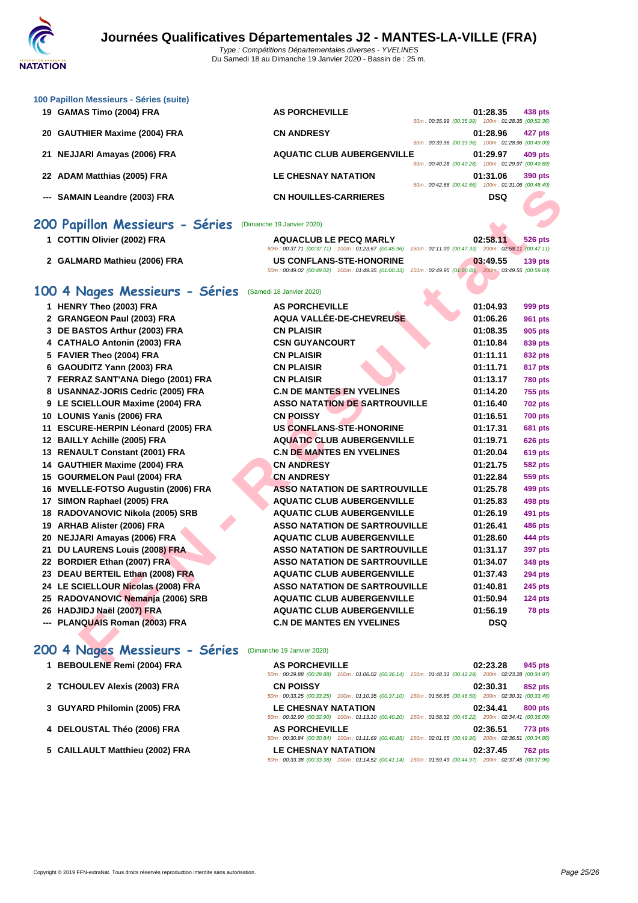# Journées Qualificatives Départementales J2 - MANTES-LA-VILLE (FRA)

*Type : Compétitions Départementales diverses - YVELINES*
Du Samedi 18 au Dimanche 19 Janvier 2020 - Bassin de : 25 m.

### 100 Papillon Messieurs - Séries (suite)

| Pl. | Nom | Club | Temps | Points |
|---|---|---|---|---|
| 19 | GAMAS Timo (2004) FRA | AS PORCHEVILLE | 01:28.35 | 438 pts |
| | | | 50m : 00:35.99 (00:35.99) 100m : 01:28.35 (00:52.36) | |
| 20 | GAUTHIER Maxime (2004) FRA | CN ANDRESY | 01:28.96 | 427 pts |
| | | | 50m : 00:39.96 (00:39.96) 100m : 01:28.96 (00:49.00) | |
| 21 | NEJJARI Amayas (2006) FRA | AQUATIC CLUB AUBERGENVILLE | 01:29.97 | 409 pts |
| | | | 50m : 00:40.28 (00:40.28) 100m : 01:29.97 (00:49.69) | |
| 22 | ADAM Matthias (2005) FRA | LE CHESNAY NATATION | 01:31.06 | 390 pts |
| | | | 50m : 00:42.66 (00:42.66) 100m : 01:31.06 (00:48.40) | |
| --- | SAMAIN Leandre (2003) FRA | CN HOUILLES-CARRIERES | DSQ | |

## 200 Papillon Messieurs - Séries (Dimanche 19 Janvier 2020)

| Pl. | Nom | Club | Temps | Points |
|---|---|---|---|---|
| 1 | COTTIN Olivier (2002) FRA | AQUACLUB LE PECQ MARLY | 02:58.11 | 526 pts |
| | | 50m : 00:37.71 (00:37.71) 100m : 01:23.67 (00:45.96) 150m : 02:11.00 (00:47.33) 200m : 02:58.11 (00:47.11) | | |
| 2 | GALMARD Mathieu (2006) FRA | US CONFLANS-STE-HONORINE | 03:49.55 | 139 pts |
| | | 50m : 00:49.02 (00:49.02) 100m : 01:49.35 (01:00.33) 150m : 02:49.95 (01:00.60) 200m : 03:49.55 (00:59.60) | | |

## 100 4 Nages Messieurs - Séries (Samedi 18 Janvier 2020)

| Pl. | Nom | Club | Temps | Points |
|---|---|---|---|---|
| 1 | HENRY Theo (2003) FRA | AS PORCHEVILLE | 01:04.93 | 999 pts |
| 2 | GRANGEON Paul (2003) FRA | AQUA VALLÉE-DE-CHEVREUSE | 01:06.26 | 961 pts |
| 3 | DE BASTOS Arthur (2003) FRA | CN PLAISIR | 01:08.35 | 905 pts |
| 4 | CATHALO Antonin (2003) FRA | CSN GUYANCOURT | 01:10.84 | 839 pts |
| 5 | FAVIER Theo (2004) FRA | CN PLAISIR | 01:11.11 | 832 pts |
| 6 | GAOUDITZ Yann (2003) FRA | CN PLAISIR | 01:11.71 | 817 pts |
| 7 | FERRAZ SANT'ANA Diego (2001) FRA | CN PLAISIR | 01:13.17 | 780 pts |
| 8 | USANNAZ-JORIS Cedric (2005) FRA | C.N DE MANTES EN YVELINES | 01:14.20 | 755 pts |
| 9 | LE SCIELLOUR Maxime (2004) FRA | ASSO NATATION DE SARTROUVILLE | 01:16.40 | 702 pts |
| 10 | LOUNIS Yanis (2006) FRA | CN POISSY | 01:16.51 | 700 pts |
| 11 | ESCURE-HERPIN Léonard (2005) FRA | US CONFLANS-STE-HONORINE | 01:17.31 | 681 pts |
| 12 | BAILLY Achille (2005) FRA | AQUATIC CLUB AUBERGENVILLE | 01:19.71 | 626 pts |
| 13 | RENAULT Constant (2001) FRA | C.N DE MANTES EN YVELINES | 01:20.04 | 619 pts |
| 14 | GAUTHIER Maxime (2004) FRA | CN ANDRESY | 01:21.75 | 582 pts |
| 15 | GOURMELON Paul (2004) FRA | CN ANDRESY | 01:22.84 | 559 pts |
| 16 | MVELLE-FOTSO Augustin (2006) FRA | ASSO NATATION DE SARTROUVILLE | 01:25.78 | 499 pts |
| 17 | SIMON Raphael (2005) FRA | AQUATIC CLUB AUBERGENVILLE | 01:25.83 | 498 pts |
| 18 | RADOVANOVIC Nikola (2005) SRB | AQUATIC CLUB AUBERGENVILLE | 01:26.19 | 491 pts |
| 19 | ARHAB Alister (2006) FRA | ASSO NATATION DE SARTROUVILLE | 01:26.41 | 486 pts |
| 20 | NEJJARI Amayas (2006) FRA | AQUATIC CLUB AUBERGENVILLE | 01:28.60 | 444 pts |
| 21 | DU LAURENS Louis (2008) FRA | ASSO NATATION DE SARTROUVILLE | 01:31.17 | 397 pts |
| 22 | BORDIER Ethan (2007) FRA | ASSO NATATION DE SARTROUVILLE | 01:34.07 | 348 pts |
| 23 | DEAU BERTEIL Ethan (2008) FRA | AQUATIC CLUB AUBERGENVILLE | 01:37.43 | 294 pts |
| 24 | LE SCIELLOUR Nicolas (2008) FRA | ASSO NATATION DE SARTROUVILLE | 01:40.81 | 245 pts |
| 25 | RADOVANOVIC Nemanja (2006) SRB | AQUATIC CLUB AUBERGENVILLE | 01:50.94 | 124 pts |
| 26 | HADJIDJ Naël (2007) FRA | AQUATIC CLUB AUBERGENVILLE | 01:56.19 | 78 pts |
| --- | PLANQUAIS Roman (2003) FRA | C.N DE MANTES EN YVELINES | DSQ | |

## 200 4 Nages Messieurs - Séries (Dimanche 19 Janvier 2020)

| Pl. | Nom | Club | Temps | Points |
|---|---|---|---|---|
| 1 | BEBOULENE Remi (2004) FRA | AS PORCHEVILLE | 02:23.28 | 945 pts |
| | | 50m : 00:29.88 (00:29.88) 100m : 01:06.02 (00:36.14) 150m : 01:48.31 (00:42.29) 200m : 02:23.28 (00:34.97) | | |
| 2 | TCHOULEV Alexis (2003) FRA | CN POISSY | 02:30.31 | 852 pts |
| | | 50m : 00:33.25 (00:33.25) 100m : 01:10.35 (00:37.10) 150m : 01:56.85 (00:46.50) 200m : 02:30.31 (00:33.46) | | |
| 3 | GUYARD Philomin (2005) FRA | LE CHESNAY NATATION | 02:34.41 | 800 pts |
| | | 50m : 00:32.90 (00:32.90) 100m : 01:13.10 (00:40.20) 150m : 01:58.32 (00:45.22) 200m : 02:34.41 (00:36.09) | | |
| 4 | DELOUSTAL Théo (2006) FRA | AS PORCHEVILLE | 02:36.51 | 773 pts |
| | | 50m : 00:30.84 (00:30.84) 100m : 01:11.69 (00:40.85) 150m : 02:01.65 (00:49.96) 200m : 02:36.51 (00:34.86) | | |
| 5 | CAILLAULT Matthieu (2002) FRA | LE CHESNAY NATATION | 02:37.45 | 762 pts |
| | | 50m : 00:33.38 (00:33.38) 100m : 01:14.52 (00:41.14) 150m : 01:59.49 (00:44.97) 200m : 02:37.45 (00:37.96) | | |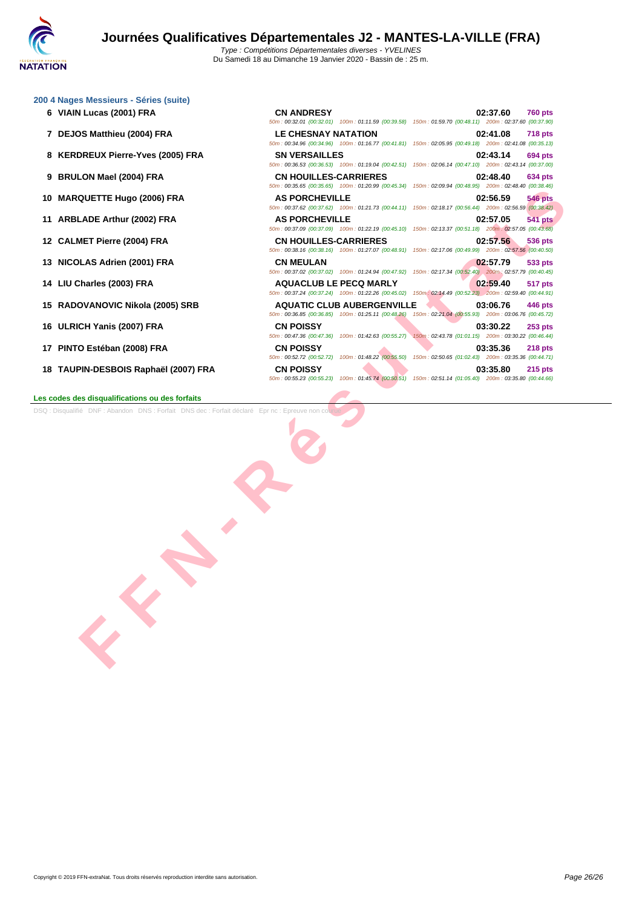## 200 4 Nages Messieurs - Séries (suite)

| | | | | |
|---|---|---|---|---|
| 6 | VIAIN Lucas (2001) FRA | CN ANDRESY<br>50m : 00:32.01 (00:32.01) 100m : 01:11.59 (00:39.58) 150m : 01:59.70 (00:48.11) 200m : 02:37.60 (00:37.90) | 02:37.60 | 760 pts |
| 7 | DEJOS Matthieu (2004) FRA | LE CHESNAY NATATION<br>50m : 00:34.96 (00:34.96) 100m : 01:16.77 (00:41.81) 150m : 02:05.95 (00:49.18) 200m : 02:41.08 (00:35.13) | 02:41.08 | 718 pts |
| 8 | KERDREUX Pierre-Yves (2005) FRA | SN VERSAILLES<br>50m : 00:36.53 (00:36.53) 100m : 01:19.04 (00:42.51) 150m : 02:06.14 (00:47.10) 200m : 02:43.14 (00:37.00) | 02:43.14 | 694 pts |
| 9 | BRULON Mael (2004) FRA | CN HOUILLES-CARRIERES<br>50m : 00:35.65 (00:35.65) 100m : 01:20.99 (00:45.34) 150m : 02:09.94 (00:48.95) 200m : 02:48.40 (00:38.46) | 02:48.40 | 634 pts |
| 10 | MARQUETTE Hugo (2006) FRA | AS PORCHEVILLE<br>50m : 00:37.62 (00:37.62) 100m : 01:21.73 (00:44.11) 150m : 02:18.17 (00:56.44) 200m : 02:56.59 (00:38.42) | 02:56.59 | 546 pts |
| 11 | ARBLADE Arthur (2002) FRA | AS PORCHEVILLE<br>50m : 00:37.09 (00:37.09) 100m : 01:22.19 (00:45.10) 150m : 02:13.37 (00:51.18) 200m : 02:57.05 (00:43.68) | 02:57.05 | 541 pts |
| 12 | CALMET Pierre (2004) FRA | CN HOUILLES-CARRIERES<br>50m : 00:38.16 (00:38.16) 100m : 01:27.07 (00:48.91) 150m : 02:17.06 (00:49.99) 200m : 02:57.56 (00:40.50) | 02:57.56 | 536 pts |
| 13 | NICOLAS Adrien (2001) FRA | CN MEULAN<br>50m : 00:37.02 (00:37.02) 100m : 01:24.94 (00:47.92) 150m : 02:17.34 (00:52.40) 200m : 02:57.79 (00:40.45) | 02:57.79 | 533 pts |
| 14 | LIU Charles (2003) FRA | AQUACLUB LE PECQ MARLY<br>50m : 00:37.24 (00:37.24) 100m : 01:22.26 (00:45.02) 150m : 02:14.49 (00:52.23) 200m : 02:59.40 (00:44.91) | 02:59.40 | 517 pts |
| 15 | RADOVANOVIC Nikola (2005) SRB | AQUATIC CLUB AUBERGENVILLE<br>50m : 00:36.85 (00:36.85) 100m : 01:25.11 (00:48.26) 150m : 02:21.04 (00:55.93) 200m : 03:06.76 (00:45.72) | 03:06.76 | 446 pts |
| 16 | ULRICH Yanis (2007) FRA | CN POISSY<br>50m : 00:47.36 (00:47.36) 100m : 01:42.63 (00:55.27) 150m : 02:43.78 (01:01.15) 200m : 03:30.22 (00:46.44) | 03:30.22 | 253 pts |
| 17 | PINTO Estéban (2008) FRA | CN POISSY<br>50m : 00:52.72 (00:52.72) 100m : 01:48.22 (00:55.50) 150m : 02:50.65 (01:02.43) 200m : 03:35.36 (00:44.71) | 03:35.36 | 218 pts |
| 18 | TAUPIN-DESBOIS Raphaël (2007) FRA | CN POISSY<br>50m : 00:55.23 (00:55.23) 100m : 01:45.74 (00:50.51) 150m : 02:51.14 (01:05.40) 200m : 03:35.80 (00:44.66) | 03:35.80 | 215 pts |

### Les codes des disqualifications ou des forfaits

DSQ : Disqualifié DNF : Abandon DNS : Forfait DNS dec : Forfait déclaré Epr nc : Epreuve non courue